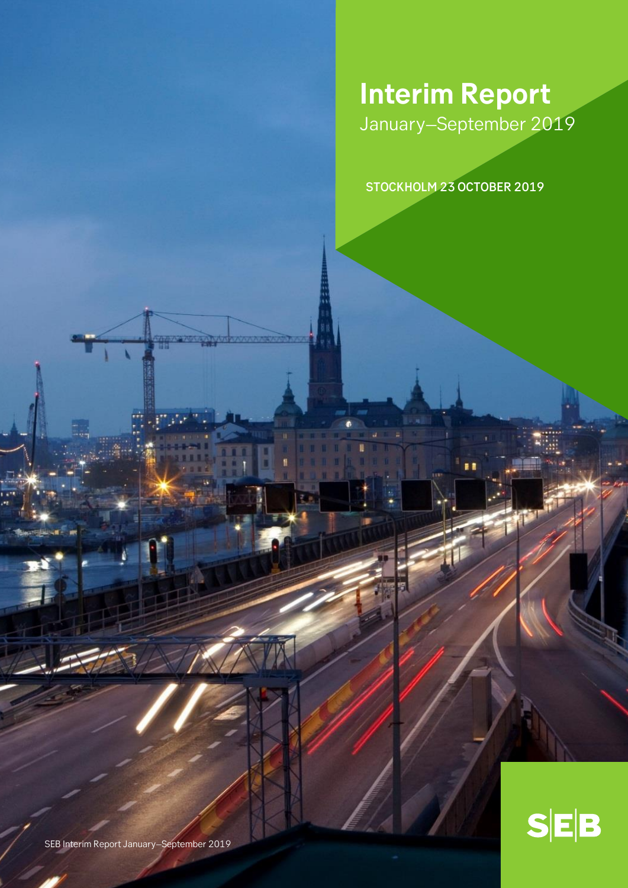# Interim Report

January–September 2019

STOCKHOLM 23 OCTOBER 2019

SEB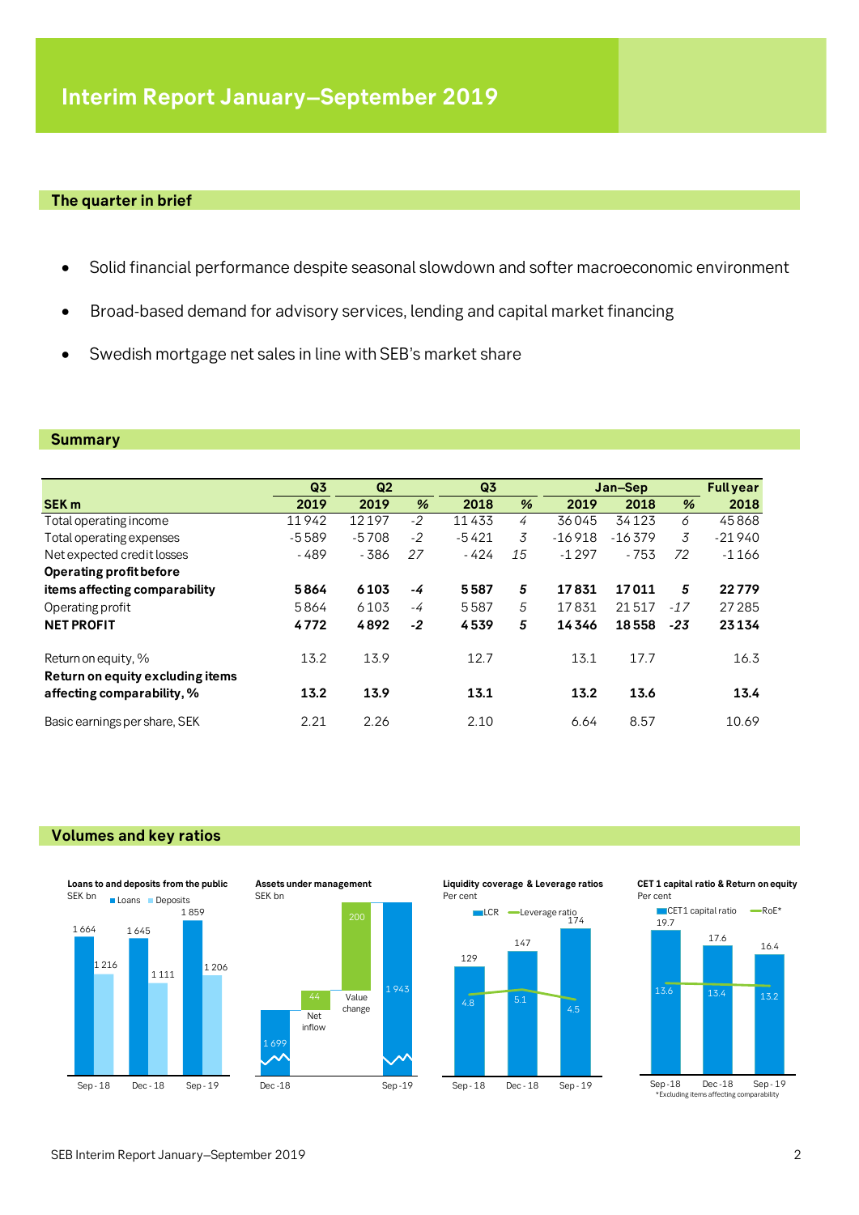# Interim Report January–September 2019

## The quarter in brief

- Solid financial performance despite seasonal slowdown and softer macroeconomic environment
- Broad-based demand for advisory services, lending and capital market financing
- Swedish mortgage net sales in line with SEB's market share

## Summary

| | Q3 | Q2 | | Q3 | | Jan–Sep | | | Full year |
|---|---|---|---|---|---|---|---|---|---|
| **SEK m** | **2019** | **2019** | **%** | **2018** | **%** | **2019** | **2018** | **%** | **2018** |
| Total operating income | 11 942 | 12 197 | *-2* | 11 433 | *4* | 36 045 | 34 123 | *6* | 45 868 |
| Total operating expenses | -5 589 | -5 708 | *-2* | -5 421 | *3* | -16 918 | -16 379 | *3* | -21 940 |
| Net expected credit losses | - 489 | - 386 | *27* | - 424 | *15* | -1 297 | - 753 | *72* | -1 166 |
| **Operating profit before items affecting comparability** | **5 864** | **6 103** | ***-4*** | **5 587** | ***5*** | **17 831** | **17 011** | ***5*** | **22 779** |
| Operating profit | 5 864 | 6 103 | *-4* | 5 587 | *5* | 17 831 | 21 517 | *-17* | 27 285 |
| **NET PROFIT** | **4 772** | **4 892** | ***-2*** | **4 539** | ***5*** | **14 346** | **18 558** | ***-23*** | **23 134** |
| | | | | | | | | | |
| Return on equity, % | 13.2 | 13.9 | | 12.7 | | 13.1 | 17.7 | | 16.3 |
| **Return on equity excluding items affecting comparability, %** | **13.2** | **13.9** | | **13.1** | | **13.2** | **13.6** | | **13.4** |
| | | | | | | | | | |
| Basic earnings per share, SEK | 2.21 | 2.26 | | 2.10 | | 6.64 | 8.57 | | 10.69 |

## Volumes and key ratios

**Loans to and deposits from the public**
SEK bn

| | Sep - 18 | Dec - 18 | Sep - 19 |
|---|---|---|---|
| Loans | 1 664 | 1 645 | 1 859 |
| Deposits | 1 216 | 1 111 | 1 206 |

**Assets under management**
SEK bn

| Dec -18 | Net inflow | Value change | Sep -19 |
|---|---|---|---|
| 1 699 | 44 | 200 | 1 943 |

**Liquidity coverage & Leverage ratios**
Per cent

| | Sep - 18 | Dec - 18 | Sep - 19 |
|---|---|---|---|
| LCR | 129 | 147 | 174 |
| Leverage ratio | 4.8 | 5.1 | 4.5 |

**CET 1 capital ratio & Return on equity**
Per cent

| | Sep -18 | Dec -18 | Sep - 19 |
|---|---|---|---|
| CET1 capital ratio | 19.7 | 17.6 | 16.4 |
| RoE* | 13.6 | 13.4 | 13.2 |

*Excluding items affecting comparability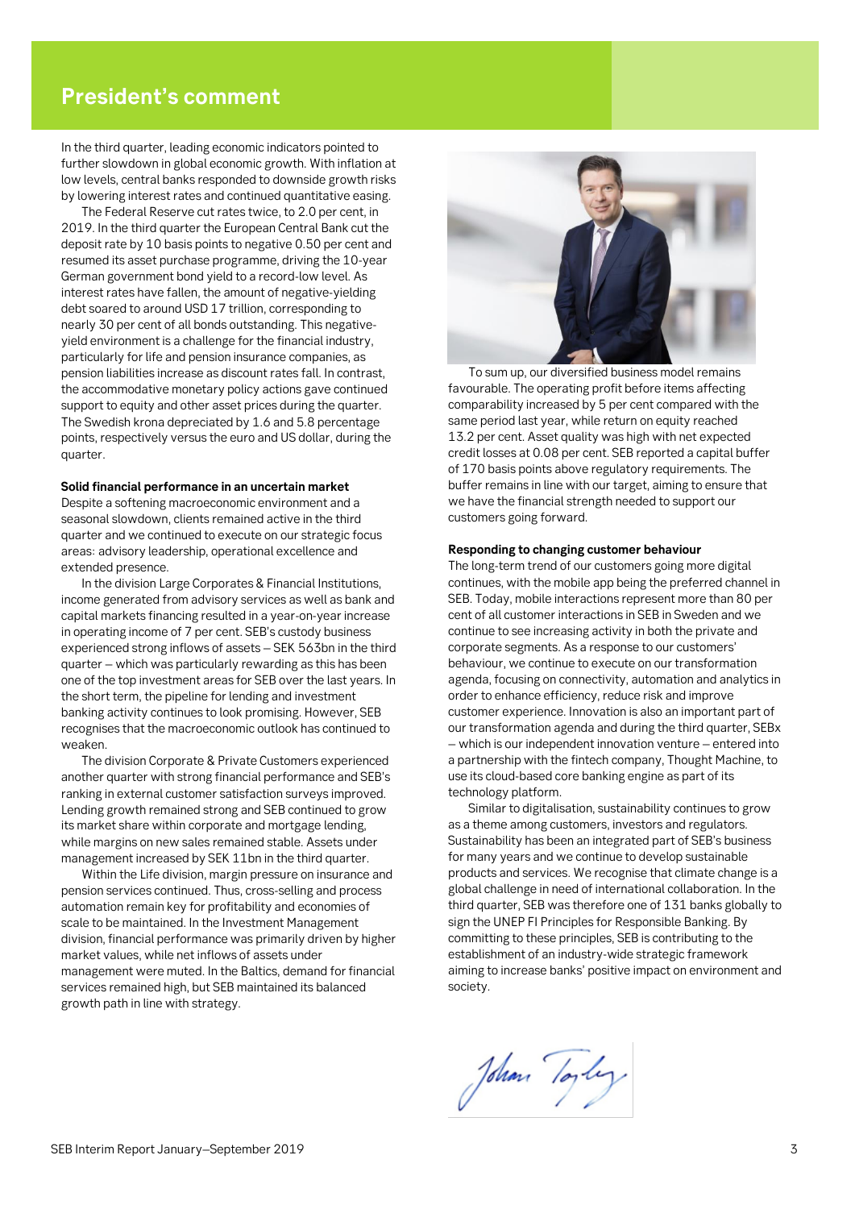# President's comment

In the third quarter, leading economic indicators pointed to further slowdown in global economic growth. With inflation at low levels, central banks responded to downside growth risks by lowering interest rates and continued quantitative easing.

The Federal Reserve cut rates twice, to 2.0 per cent, in 2019. In the third quarter the European Central Bank cut the deposit rate by 10 basis points to negative 0.50 per cent and resumed its asset purchase programme, driving the 10-year German government bond yield to a record-low level. As interest rates have fallen, the amount of negative-yielding debt soared to around USD 17 trillion, corresponding to nearly 30 per cent of all bonds outstanding. This negative-yield environment is a challenge for the financial industry, particularly for life and pension insurance companies, as pension liabilities increase as discount rates fall. In contrast, the accommodative monetary policy actions gave continued support to equity and other asset prices during the quarter. The Swedish krona depreciated by 1.6 and 5.8 percentage points, respectively versus the euro and US dollar, during the quarter.

**Solid financial performance in an uncertain market**

Despite a softening macroeconomic environment and a seasonal slowdown, clients remained active in the third quarter and we continued to execute on our strategic focus areas: advisory leadership, operational excellence and extended presence.

In the division Large Corporates & Financial Institutions, income generated from advisory services as well as bank and capital markets financing resulted in a year-on-year increase in operating income of 7 per cent. SEB's custody business experienced strong inflows of assets – SEK 563bn in the third quarter – which was particularly rewarding as this has been one of the top investment areas for SEB over the last years. In the short term, the pipeline for lending and investment banking activity continues to look promising. However, SEB recognises that the macroeconomic outlook has continued to weaken.

The division Corporate & Private Customers experienced another quarter with strong financial performance and SEB's ranking in external customer satisfaction surveys improved. Lending growth remained strong and SEB continued to grow its market share within corporate and mortgage lending, while margins on new sales remained stable. Assets under management increased by SEK 11bn in the third quarter.

Within the Life division, margin pressure on insurance and pension services continued. Thus, cross-selling and process automation remain key for profitability and economies of scale to be maintained. In the Investment Management division, financial performance was primarily driven by higher market values, while net inflows of assets under management were muted. In the Baltics, demand for financial services remained high, but SEB maintained its balanced growth path in line with strategy.

To sum up, our diversified business model remains favourable. The operating profit before items affecting comparability increased by 5 per cent compared with the same period last year, while return on equity reached 13.2 per cent. Asset quality was high with net expected credit losses at 0.08 per cent. SEB reported a capital buffer of 170 basis points above regulatory requirements. The buffer remains in line with our target, aiming to ensure that we have the financial strength needed to support our customers going forward.

**Responding to changing customer behaviour**

The long-term trend of our customers going more digital continues, with the mobile app being the preferred channel in SEB. Today, mobile interactions represent more than 80 per cent of all customer interactions in SEB in Sweden and we continue to see increasing activity in both the private and corporate segments. As a response to our customers' behaviour, we continue to execute on our transformation agenda, focusing on connectivity, automation and analytics in order to enhance efficiency, reduce risk and improve customer experience. Innovation is also an important part of our transformation agenda and during the third quarter, SEBx – which is our independent innovation venture – entered into a partnership with the fintech company, Thought Machine, to use its cloud-based core banking engine as part of its technology platform.

Similar to digitalisation, sustainability continues to grow as a theme among customers, investors and regulators. Sustainability has been an integrated part of SEB's business for many years and we continue to develop sustainable products and services. We recognise that climate change is a global challenge in need of international collaboration. In the third quarter, SEB was therefore one of 131 banks globally to sign the UNEP FI Principles for Responsible Banking. By committing to these principles, SEB is contributing to the establishment of an industry-wide strategic framework aiming to increase banks' positive impact on environment and society.

Johan Torgeby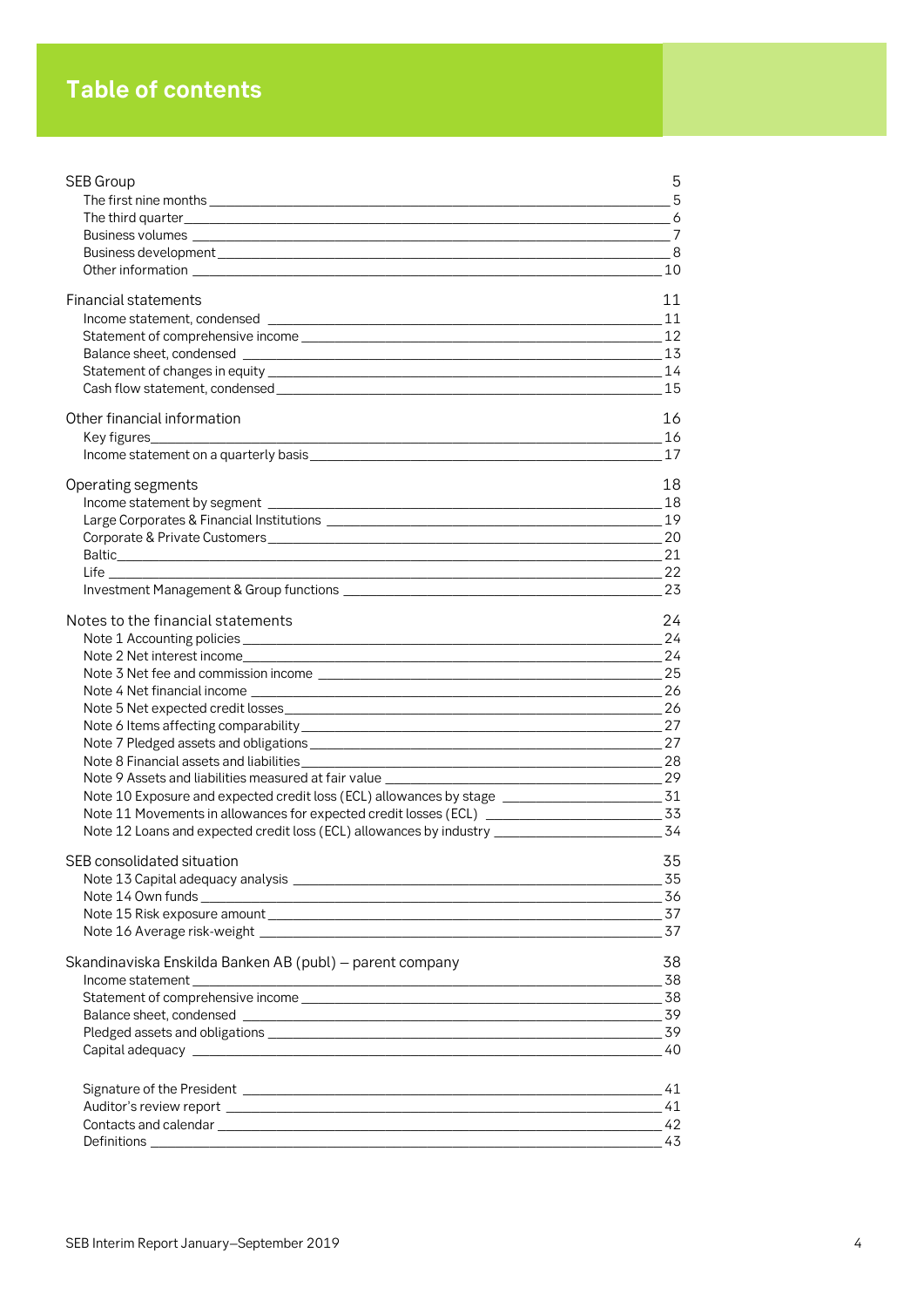# Table of contents

| | |
|---|---|
| **SEB Group** | **5** |
| The first nine months | 5 |
| The third quarter | 6 |
| Business volumes | 7 |
| Business development | 8 |
| Other information | 10 |
| **Financial statements** | **11** |
| Income statement, condensed | 11 |
| Statement of comprehensive income | 12 |
| Balance sheet, condensed | 13 |
| Statement of changes in equity | 14 |
| Cash flow statement, condensed | 15 |
| **Other financial information** | **16** |
| Key figures | 16 |
| Income statement on a quarterly basis | 17 |
| **Operating segments** | **18** |
| Income statement by segment | 18 |
| Large Corporates & Financial Institutions | 19 |
| Corporate & Private Customers | 20 |
| Baltic | 21 |
| Life | 22 |
| Investment Management & Group functions | 23 |
| **Notes to the financial statements** | **24** |
| Note 1 Accounting policies | 24 |
| Note 2 Net interest income | 24 |
| Note 3 Net fee and commission income | 25 |
| Note 4 Net financial income | 26 |
| Note 5 Net expected credit losses | 26 |
| Note 6 Items affecting comparability | 27 |
| Note 7 Pledged assets and obligations | 27 |
| Note 8 Financial assets and liabilities | 28 |
| Note 9 Assets and liabilities measured at fair value | 29 |
| Note 10 Exposure and expected credit loss (ECL) allowances by stage | 31 |
| Note 11 Movements in allowances for expected credit losses (ECL) | 33 |
| Note 12 Loans and expected credit loss (ECL) allowances by industry | 34 |
| **SEB consolidated situation** | **35** |
| Note 13 Capital adequacy analysis | 35 |
| Note 14 Own funds | 36 |
| Note 15 Risk exposure amount | 37 |
| Note 16 Average risk-weight | 37 |
| **Skandinaviska Enskilda Banken AB (publ) – parent company** | **38** |
| Income statement | 38 |
| Statement of comprehensive income | 38 |
| Balance sheet, condensed | 39 |
| Pledged assets and obligations | 39 |
| Capital adequacy | 40 |
| Signature of the President | 41 |
| Auditor's review report | 41 |
| Contacts and calendar | 42 |
| Definitions | 43 |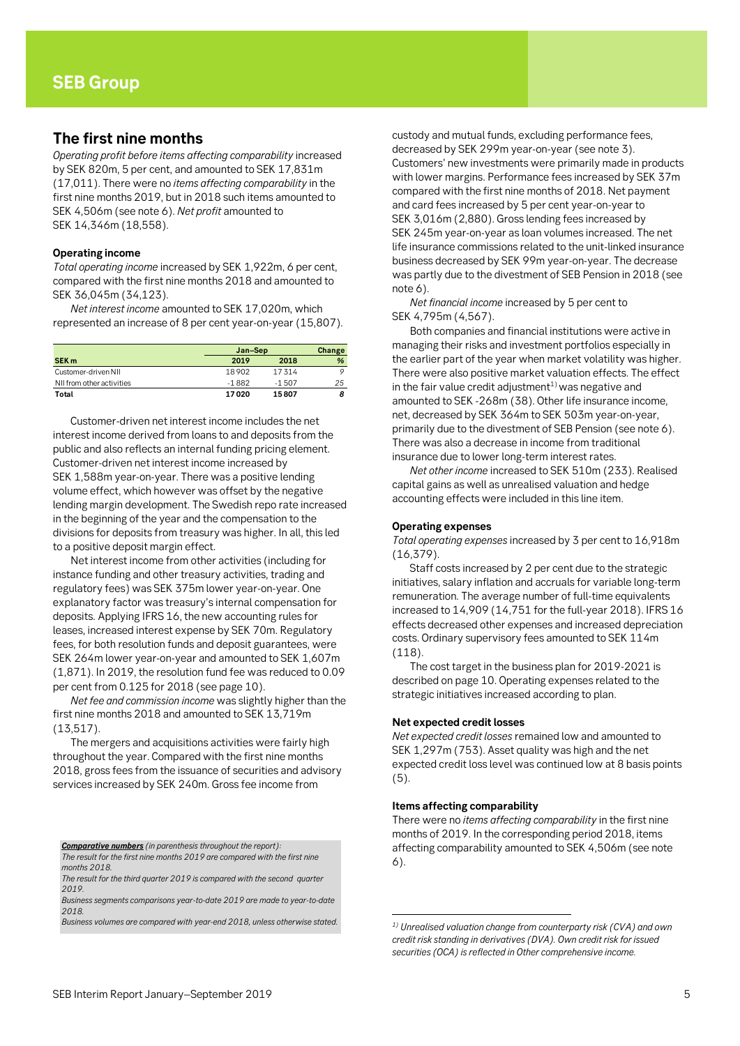# SEB Group

## The first nine months

*Operating profit before items affecting comparability* increased by SEK 820m, 5 per cent, and amounted to SEK 17,831m (17,011). There were no *items affecting comparability* in the first nine months 2019, but in 2018 such items amounted to SEK 4,506m (see note 6). *Net profit* amounted to SEK 14,346m (18,558).

### Operating income

*Total operating income* increased by SEK 1,922m, 6 per cent, compared with the first nine months 2018 and amounted to SEK 36,045m (34,123).

*Net interest income* amounted to SEK 17,020m, which represented an increase of 8 per cent year-on-year (15,807).

| | Jan–Sep | | Change |
|---|---|---|---|
| **SEK m** | **2019** | **2018** | **%** |
| Customer-driven NII | 18 902 | 17 314 | 9 |
| NII from other activities | -1 882 | -1 507 | 25 |
| **Total** | **17 020** | **15 807** | **8** |

Customer-driven net interest income includes the net interest income derived from loans to and deposits from the public and also reflects an internal funding pricing element. Customer-driven net interest income increased by SEK 1,588m year-on-year. There was a positive lending volume effect, which however was offset by the negative lending margin development. The Swedish repo rate increased in the beginning of the year and the compensation to the divisions for deposits from treasury was higher. In all, this led to a positive deposit margin effect.

Net interest income from other activities (including for instance funding and other treasury activities, trading and regulatory fees) was SEK 375m lower year-on-year. One explanatory factor was treasury's internal compensation for deposits. Applying IFRS 16, the new accounting rules for leases, increased interest expense by SEK 70m. Regulatory fees, for both resolution funds and deposit guarantees, were SEK 264m lower year-on-year and amounted to SEK 1,607m (1,871). In 2019, the resolution fund fee was reduced to 0.09 per cent from 0.125 for 2018 (see page 10).

*Net fee and commission income* was slightly higher than the first nine months 2018 and amounted to SEK 13,719m (13,517).

The mergers and acquisitions activities were fairly high throughout the year. Compared with the first nine months 2018, gross fees from the issuance of securities and advisory services increased by SEK 240m. Gross fee income from custody and mutual funds, excluding performance fees, decreased by SEK 299m year-on-year (see note 3). Customers' new investments were primarily made in products with lower margins. Performance fees increased by SEK 37m compared with the first nine months of 2018. Net payment and card fees increased by 5 per cent year-on-year to SEK 3,016m (2,880). Gross lending fees increased by SEK 245m year-on-year as loan volumes increased. The net life insurance commissions related to the unit-linked insurance business decreased by SEK 99m year-on-year. The decrease was partly due to the divestment of SEB Pension in 2018 (see note 6).

*Net financial income* increased by 5 per cent to SEK 4,795m (4,567).

Both companies and financial institutions were active in managing their risks and investment portfolios especially in the earlier part of the year when market volatility was higher. There were also positive market valuation effects. The effect in the fair value credit adjustment[1] was negative and amounted to SEK -268m (38). Other life insurance income, net, decreased by SEK 364m to SEK 503m year-on-year, primarily due to the divestment of SEB Pension (see note 6). There was also a decrease in income from traditional insurance due to lower long-term interest rates.

*Net other income* increased to SEK 510m (233). Realised capital gains as well as unrealised valuation and hedge accounting effects were included in this line item.

### Operating expenses

*Total operating expenses* increased by 3 per cent to 16,918m (16,379).

Staff costs increased by 2 per cent due to the strategic initiatives, salary inflation and accruals for variable long-term remuneration. The average number of full-time equivalents increased to 14,909 (14,751 for the full year 2018). IFRS 16 effects decreased other expenses and increased depreciation costs. Ordinary supervisory fees amounted to SEK 114m (118).

The cost target in the business plan for 2019-2021 is described on page 10. Operating expenses related to the strategic initiatives increased according to plan.

### Net expected credit losses

*Net expected credit losses* remained low and amounted to SEK 1,297m (753). Asset quality was high and the net expected credit loss level was continued low at 8 basis points (5).

### Items affecting comparability

There were no *items affecting comparability* in the first nine months of 2019. In the corresponding period 2018, items affecting comparability amounted to SEK 4,506m (see note 6).

***Comparative numbers*** *(in parenthesis throughout the report):*
*The result for the first nine months 2019 are compared with the first nine months 2018.*
*The result for the third quarter 2019 is compared with the second quarter 2019.*
*Business segments comparisons year-to-date 2019 are made to year-to-date 2018.*
*Business volumes are compared with year-end 2018, unless otherwise stated.*

---

*[1] Unrealised valuation change from counterparty risk (CVA) and own credit risk standing in derivatives (DVA). Own credit risk for issued securities (OCA) is reflected in Other comprehensive income.*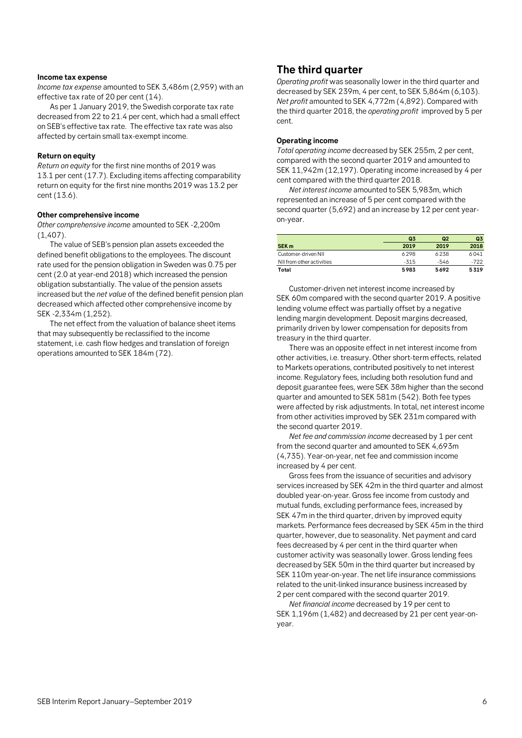#### Income tax expense

*Income tax expense* amounted to SEK 3,486m (2,959) with an effective tax rate of 20 per cent (14).

As per 1 January 2019, the Swedish corporate tax rate decreased from 22 to 21.4 per cent, which had a small effect on SEB's effective tax rate. The effective tax rate was also affected by certain small tax-exempt income.

#### Return on equity

*Return on equity* for the first nine months of 2019 was 13.1 per cent (17.7). Excluding items affecting comparability return on equity for the first nine months 2019 was 13.2 per cent (13.6).

#### Other comprehensive income

*Other comprehensive income* amounted to SEK -2,200m (1,407).

The value of SEB's pension plan assets exceeded the defined benefit obligations to the employees. The discount rate used for the pension obligation in Sweden was 0.75 per cent (2.0 at year-end 2018) which increased the pension obligation substantially. The value of the pension assets increased but the *net value* of the defined benefit pension plan decreased which affected other comprehensive income by SEK -2,334m (1,252).

The net effect from the valuation of balance sheet items that may subsequently be reclassified to the income statement, i.e. cash flow hedges and translation of foreign operations amounted to SEK 184m (72).

## The third quarter

*Operating profit* was seasonally lower in the third quarter and decreased by SEK 239m, 4 per cent, to SEK 5,864m (6,103). *Net profit* amounted to SEK 4,772m (4,892). Compared with the third quarter 2018, the *operating profit* improved by 5 per cent.

#### Operating income

*Total operating income* decreased by SEK 255m, 2 per cent, compared with the second quarter 2019 and amounted to SEK 11,942m (12,197). Operating income increased by 4 per cent compared with the third quarter 2018.

*Net interest income* amounted to SEK 5,983m, which represented an increase of 5 per cent compared with the second quarter (5,692) and an increase by 12 per cent year-on-year.

| SEK m | Q3 2019 | Q2 2019 | Q3 2018 |
|---|---|---|---|
| Customer-driven NII | 6298 | 6238 | 6041 |
| NII from other activities | -315 | -546 | -722 |
| **Total** | **5983** | **5692** | **5319** |

Customer-driven net interest income increased by SEK 60m compared with the second quarter 2019. A positive lending volume effect was partially offset by a negative lending margin development. Deposit margins decreased, primarily driven by lower compensation for deposits from treasury in the third quarter.

There was an opposite effect in net interest income from other activities, i.e. treasury. Other short-term effects, related to Markets operations, contributed positively to net interest income. Regulatory fees, including both resolution fund and deposit guarantee fees, were SEK 38m higher than the second quarter and amounted to SEK 581m (542). Both fee types were affected by risk adjustments. In total, net interest income from other activities improved by SEK 231m compared with the second quarter 2019.

*Net fee and commission income* decreased by 1 per cent from the second quarter and amounted to SEK 4,693m (4,735). Year-on-year, net fee and commission income increased by 4 per cent.

Gross fees from the issuance of securities and advisory services increased by SEK 42m in the third quarter and almost doubled year-on-year. Gross fee income from custody and mutual funds, excluding performance fees, increased by SEK 47m in the third quarter, driven by improved equity markets. Performance fees decreased by SEK 45m in the third quarter, however, due to seasonality. Net payment and card fees decreased by 4 per cent in the third quarter when customer activity was seasonally lower. Gross lending fees decreased by SEK 50m in the third quarter but increased by SEK 110m year-on-year. The net life insurance commissions related to the unit-linked insurance business increased by 2 per cent compared with the second quarter 2019.

*Net financial income* decreased by 19 per cent to SEK 1,196m (1,482) and decreased by 21 per cent year-on-year.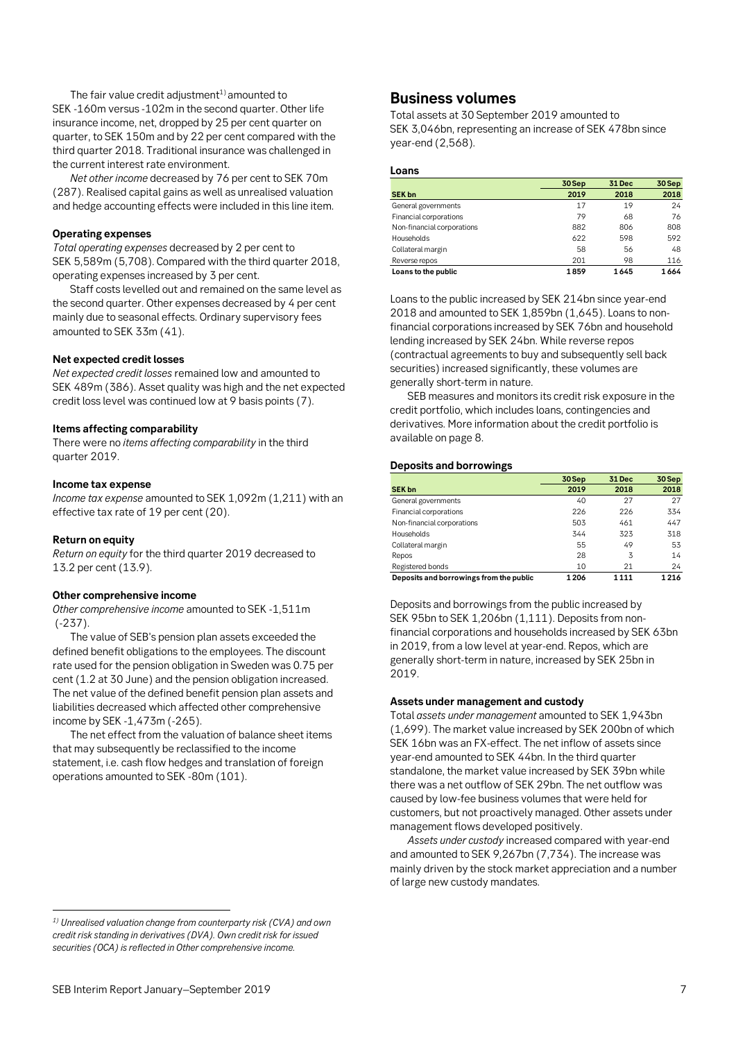The fair value credit adjustment[1] amounted to SEK -160m versus -102m in the second quarter. Other life insurance income, net, dropped by 25 per cent quarter on quarter, to SEK 150m and by 22 per cent compared with the third quarter 2018. Traditional insurance was challenged in the current interest rate environment.

*Net other income* decreased by 76 per cent to SEK 70m (287). Realised capital gains as well as unrealised valuation and hedge accounting effects were included in this line item.

**Operating expenses**

*Total operating expenses* decreased by 2 per cent to SEK 5,589m (5,708). Compared with the third quarter 2018, operating expenses increased by 3 per cent.

Staff costs levelled out and remained on the same level as the second quarter. Other expenses decreased by 4 per cent mainly due to seasonal effects. Ordinary supervisory fees amounted to SEK 33m (41).

**Net expected credit losses**

*Net expected credit losses* remained low and amounted to SEK 489m (386). Asset quality was high and the net expected credit loss level was continued low at 9 basis points (7).

**Items affecting comparability**

There were no *items affecting comparability* in the third quarter 2019.

**Income tax expense**

*Income tax expense* amounted to SEK 1,092m (1,211) with an effective tax rate of 19 per cent (20).

**Return on equity**

*Return on equity* for the third quarter 2019 decreased to 13.2 per cent (13.9).

**Other comprehensive income**

*Other comprehensive income* amounted to SEK -1,511m (-237).

The value of SEB's pension plan assets exceeded the defined benefit obligations to the employees. The discount rate used for the pension obligation in Sweden was 0.75 per cent (1.2 at 30 June) and the pension obligation increased. The net value of the defined benefit pension plan assets and liabilities decreased which affected other comprehensive income by SEK -1,473m (-265).

The net effect from the valuation of balance sheet items that may subsequently be reclassified to the income statement, i.e. cash flow hedges and translation of foreign operations amounted to SEK -80m (101).

[1] *Unrealised valuation change from counterparty risk (CVA) and own credit risk standing in derivatives (DVA). Own credit risk for issued securities (OCA) is reflected in Other comprehensive income.*

## Business volumes

Total assets at 30 September 2019 amounted to SEK 3,046bn, representing an increase of SEK 478bn since year-end (2,568).

**Loans**

| SEK bn | 30 Sep 2019 | 31 Dec 2018 | 30 Sep 2018 |
|---|---|---|---|
| General governments | 17 | 19 | 24 |
| Financial corporations | 79 | 68 | 76 |
| Non-financial corporations | 882 | 806 | 808 |
| Households | 622 | 598 | 592 |
| Collateral margin | 58 | 56 | 48 |
| Reverse repos | 201 | 98 | 116 |
| **Loans to the public** | **1 859** | **1 645** | **1 664** |

Loans to the public increased by SEK 214bn since year-end 2018 and amounted to SEK 1,859bn (1,645). Loans to non-financial corporations increased by SEK 76bn and household lending increased by SEK 24bn. While reverse repos (contractual agreements to buy and subsequently sell back securities) increased significantly, these volumes are generally short-term in nature.

SEB measures and monitors its credit risk exposure in the credit portfolio, which includes loans, contingencies and derivatives. More information about the credit portfolio is available on page 8.

**Deposits and borrowings**

| SEK bn | 30 Sep 2019 | 31 Dec 2018 | 30 Sep 2018 |
|---|---|---|---|
| General governments | 40 | 27 | 27 |
| Financial corporations | 226 | 226 | 334 |
| Non-financial corporations | 503 | 461 | 447 |
| Households | 344 | 323 | 318 |
| Collateral margin | 55 | 49 | 53 |
| Repos | 28 | 3 | 14 |
| Registered bonds | 10 | 21 | 24 |
| **Deposits and borrowings from the public** | **1 206** | **1 111** | **1 216** |

Deposits and borrowings from the public increased by SEK 95bn to SEK 1,206bn (1,111). Deposits from non-financial corporations and households increased by SEK 63bn in 2019, from a low level at year-end. Repos, which are generally short-term in nature, increased by SEK 25bn in 2019.

**Assets under management and custody**

Total *assets under management* amounted to SEK 1,943bn (1,699). The market value increased by SEK 200bn of which SEK 16bn was an FX-effect. The net inflow of assets since year-end amounted to SEK 44bn. In the third quarter standalone, the market value increased by SEK 39bn while there was a net outflow of SEK 29bn. The net outflow was caused by low-fee business volumes that were held for customers, but not proactively managed. Other assets under management flows developed positively.

*Assets under custody* increased compared with year-end and amounted to SEK 9,267bn (7,734). The increase was mainly driven by the stock market appreciation and a number of large new custody mandates.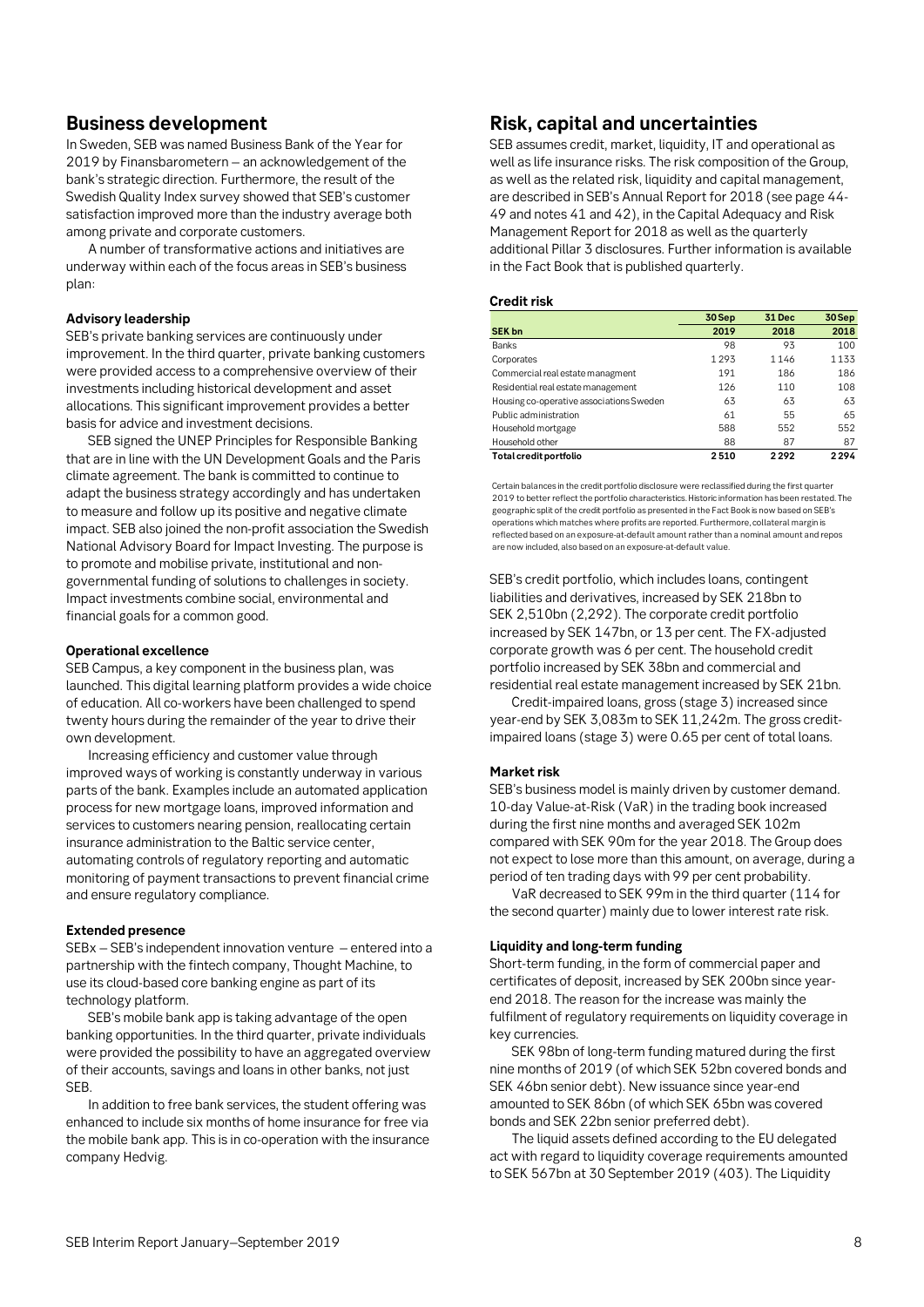## Business development

In Sweden, SEB was named Business Bank of the Year for 2019 by Finansbarometern – an acknowledgement of the bank's strategic direction. Furthermore, the result of the Swedish Quality Index survey showed that SEB's customer satisfaction improved more than the industry average both among private and corporate customers.

A number of transformative actions and initiatives are underway within each of the focus areas in SEB's business plan:

**Advisory leadership**

SEB's private banking services are continuously under improvement. In the third quarter, private banking customers were provided access to a comprehensive overview of their investments including historical development and asset allocations. This significant improvement provides a better basis for advice and investment decisions.

SEB signed the UNEP Principles for Responsible Banking that are in line with the UN Development Goals and the Paris climate agreement. The bank is committed to continue to adapt the business strategy accordingly and has undertaken to measure and follow up its positive and negative climate impact. SEB also joined the non-profit association the Swedish National Advisory Board for Impact Investing. The purpose is to promote and mobilise private, institutional and non-governmental funding of solutions to challenges in society. Impact investments combine social, environmental and financial goals for a common good.

**Operational excellence**

SEB Campus, a key component in the business plan, was launched. This digital learning platform provides a wide choice of education. All co-workers have been challenged to spend twenty hours during the remainder of the year to drive their own development.

Increasing efficiency and customer value through improved ways of working is constantly underway in various parts of the bank. Examples include an automated application process for new mortgage loans, improved information and services to customers nearing pension, reallocating certain insurance administration to the Baltic service center, automating controls of regulatory reporting and automatic monitoring of payment transactions to prevent financial crime and ensure regulatory compliance.

**Extended presence**

SEBx – SEB's independent innovation venture – entered into a partnership with the fintech company, Thought Machine, to use its cloud-based core banking engine as part of its technology platform.

SEB's mobile bank app is taking advantage of the open banking opportunities. In the third quarter, private individuals were provided the possibility to have an aggregated overview of their accounts, savings and loans in other banks, not just SEB.

In addition to free bank services, the student offering was enhanced to include six months of home insurance for free via the mobile bank app. This is in co-operation with the insurance company Hedvig.

## Risk, capital and uncertainties

SEB assumes credit, market, liquidity, IT and operational as well as life insurance risks. The risk composition of the Group, as well as the related risk, liquidity and capital management, are described in SEB's Annual Report for 2018 (see page 44-49 and notes 41 and 42), in the Capital Adequacy and Risk Management Report for 2018 as well as the quarterly additional Pillar 3 disclosures. Further information is available in the Fact Book that is published quarterly.

**Credit risk**

| SEK bn | 30 Sep 2019 | 31 Dec 2018 | 30 Sep 2018 |
|---|---|---|---|
| Banks | 98 | 93 | 100 |
| Corporates | 1 293 | 1 146 | 1 133 |
| Commercial real estate managment | 191 | 186 | 186 |
| Residential real estate management | 126 | 110 | 108 |
| Housing co-operative associations Sweden | 63 | 63 | 63 |
| Public administration | 61 | 55 | 65 |
| Household mortgage | 588 | 552 | 552 |
| Household other | 88 | 87 | 87 |
| **Total credit portfolio** | **2 510** | **2 292** | **2 294** |

Certain balances in the credit portfolio disclosure were reclassified during the first quarter 2019 to better reflect the portfolio characteristics. Historic information has been restated. The geographic split of the credit portfolio as presented in the Fact Book is now based on SEB's operations which matches where profits are reported. Furthermore, collateral margin is reflected based on an exposure-at-default amount rather than a nominal amount and repos are now included, also based on an exposure-at-default value.

SEB's credit portfolio, which includes loans, contingent liabilities and derivatives, increased by SEK 218bn to SEK 2,510bn (2,292). The corporate credit portfolio increased by SEK 147bn, or 13 per cent. The FX-adjusted corporate growth was 6 per cent. The household credit portfolio increased by SEK 38bn and commercial and residential real estate management increased by SEK 21bn.

Credit-impaired loans, gross (stage 3) increased since year-end by SEK 3,083m to SEK 11,242m. The gross credit-impaired loans (stage 3) were 0.65 per cent of total loans.

**Market risk**

SEB's business model is mainly driven by customer demand. 10-day Value-at-Risk (VaR) in the trading book increased during the first nine months and averaged SEK 102m compared with SEK 90m for the year 2018. The Group does not expect to lose more than this amount, on average, during a period of ten trading days with 99 per cent probability.

VaR decreased to SEK 99m in the third quarter (114 for the second quarter) mainly due to lower interest rate risk.

**Liquidity and long-term funding**

Short-term funding, in the form of commercial paper and certificates of deposit, increased by SEK 200bn since year-end 2018. The reason for the increase was mainly the fulfilment of regulatory requirements on liquidity coverage in key currencies.

SEK 98bn of long-term funding matured during the first nine months of 2019 (of which SEK 52bn covered bonds and SEK 46bn senior debt). New issuance since year-end amounted to SEK 86bn (of which SEK 65bn was covered bonds and SEK 22bn senior preferred debt).

The liquid assets defined according to the EU delegated act with regard to liquidity coverage requirements amounted to SEK 567bn at 30 September 2019 (403). The Liquidity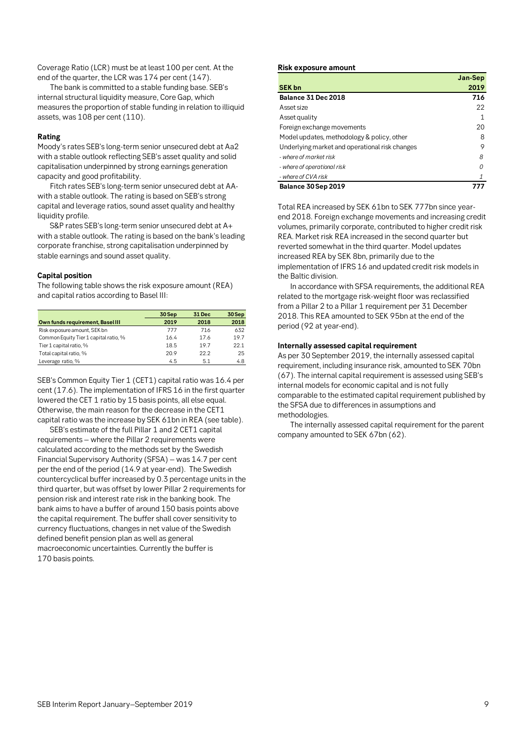Coverage Ratio (LCR) must be at least 100 per cent. At the end of the quarter, the LCR was 174 per cent (147).

The bank is committed to a stable funding base. SEB's internal structural liquidity measure, Core Gap, which measures the proportion of stable funding in relation to illiquid assets, was 108 per cent (110).

**Rating**

Moody's rates SEB's long-term senior unsecured debt at Aa2 with a stable outlook reflecting SEB's asset quality and solid capitalisation underpinned by strong earnings generation capacity and good profitability.

Fitch rates SEB's long-term senior unsecured debt at AA- with a stable outlook. The rating is based on SEB's strong capital and leverage ratios, sound asset quality and healthy liquidity profile.

S&P rates SEB's long-term senior unsecured debt at A+ with a stable outlook. The rating is based on the bank's leading corporate franchise, strong capitalisation underpinned by stable earnings and sound asset quality.

**Capital position**

The following table shows the risk exposure amount (REA) and capital ratios according to Basel III:

| Own funds requirement, Basel III | 30 Sep 2019 | 31 Dec 2018 | 30 Sep 2018 |
|---|---|---|---|
| Risk exposure amount, SEK bn | 777 | 716 | 632 |
| Common Equity Tier 1 capital ratio, % | 16.4 | 17.6 | 19.7 |
| Tier 1 capital ratio, % | 18.5 | 19.7 | 22.1 |
| Total capital ratio, % | 20.9 | 22.2 | 25 |
| Leverage ratio, % | 4.5 | 5.1 | 4.8 |

SEB's Common Equity Tier 1 (CET1) capital ratio was 16.4 per cent (17.6). The implementation of IFRS 16 in the first quarter lowered the CET 1 ratio by 15 basis points, all else equal. Otherwise, the main reason for the decrease in the CET1 capital ratio was the increase by SEK 61bn in REA (see table).

SEB's estimate of the full Pillar 1 and 2 CET1 capital requirements – where the Pillar 2 requirements were calculated according to the methods set by the Swedish Financial Supervisory Authority (SFSA) – was 14.7 per cent per the end of the period (14.9 at year-end). The Swedish countercyclical buffer increased by 0.3 percentage units in the third quarter, but was offset by lower Pillar 2 requirements for pension risk and interest rate risk in the banking book. The bank aims to have a buffer of around 150 basis points above the capital requirement. The buffer shall cover sensitivity to currency fluctuations, changes in net value of the Swedish defined benefit pension plan as well as general macroeconomic uncertainties. Currently the buffer is 170 basis points.

**Risk exposure amount**

| SEK bn | Jan-Sep 2019 |
|---|---|
| **Balance 31 Dec 2018** | **716** |
| Asset size | 22 |
| Asset quality | 1 |
| Foreign exchange movements | 20 |
| Model updates, methodology & policy, other | 8 |
| Underlying market and operational risk changes | 9 |
| *- where of market risk* | *8* |
| *- where of operational risk* | *0* |
| *- where of CVA risk* | *1* |
| **Balance 30 Sep 2019** | **777** |

Total REA increased by SEK 61bn to SEK 777bn since year-end 2018. Foreign exchange movements and increasing credit volumes, primarily corporate, contributed to higher credit risk REA. Market risk REA increased in the second quarter but reverted somewhat in the third quarter. Model updates increased REA by SEK 8bn, primarily due to the implementation of IFRS 16 and updated credit risk models in the Baltic division.

In accordance with SFSA requirements, the additional REA related to the mortgage risk-weight floor was reclassified from a Pillar 2 to a Pillar 1 requirement per 31 December 2018. This REA amounted to SEK 95bn at the end of the period (92 at year-end).

**Internally assessed capital requirement**

As per 30 September 2019, the internally assessed capital requirement, including insurance risk, amounted to SEK 70bn (67). The internal capital requirement is assessed using SEB's internal models for economic capital and is not fully comparable to the estimated capital requirement published by the SFSA due to differences in assumptions and methodologies.

The internally assessed capital requirement for the parent company amounted to SEK 67bn (62).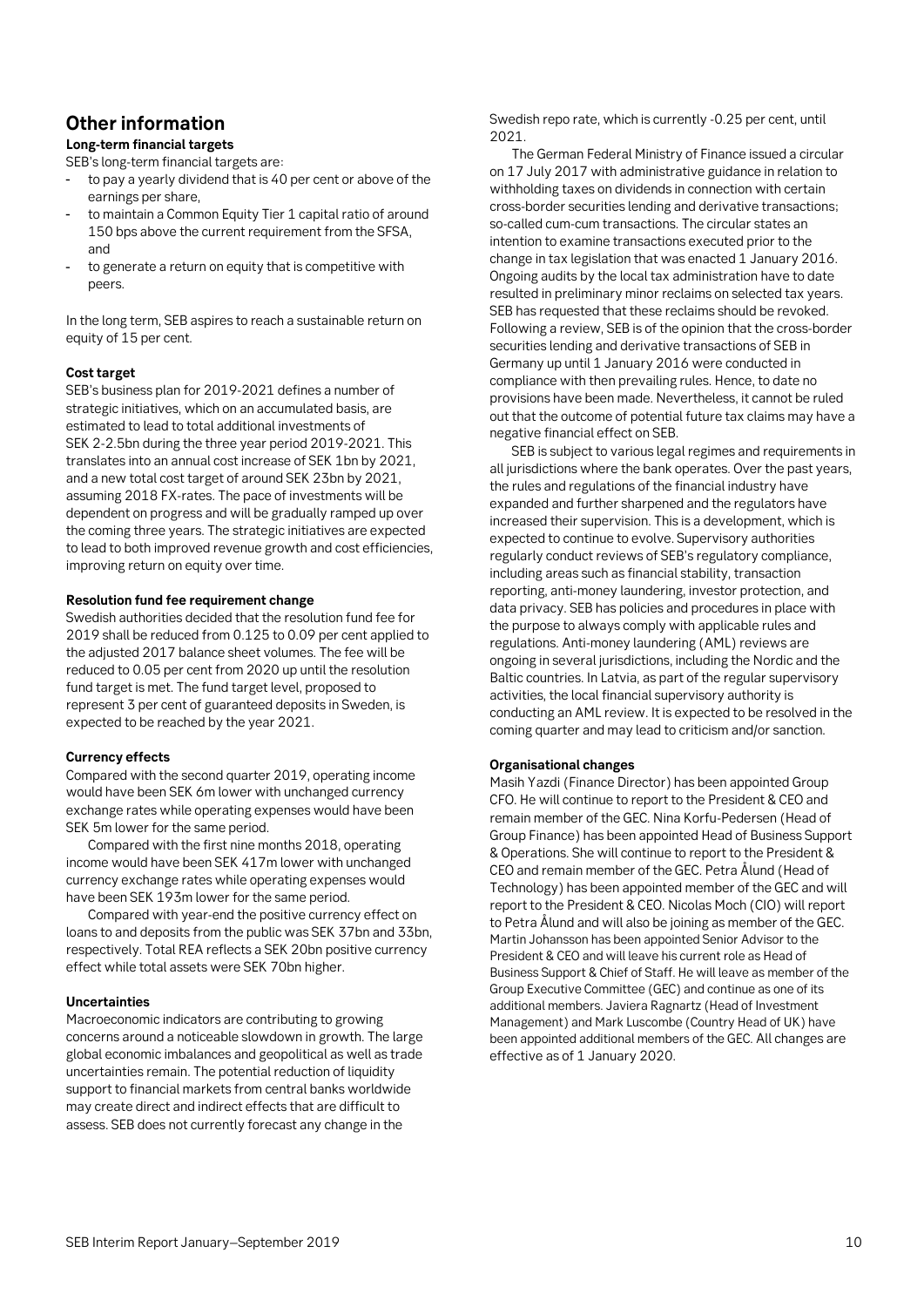## Other information

### Long-term financial targets

SEB's long-term financial targets are:

- to pay a yearly dividend that is 40 per cent or above of the earnings per share,
- to maintain a Common Equity Tier 1 capital ratio of around 150 bps above the current requirement from the SFSA, and
- to generate a return on equity that is competitive with peers.

In the long term, SEB aspires to reach a sustainable return on equity of 15 per cent.

### Cost target

SEB's business plan for 2019-2021 defines a number of strategic initiatives, which on an accumulated basis, are estimated to lead to total additional investments of SEK 2-2.5bn during the three year period 2019-2021. This translates into an annual cost increase of SEK 1bn by 2021, and a new total cost target of around SEK 23bn by 2021, assuming 2018 FX-rates. The pace of investments will be dependent on progress and will be gradually ramped up over the coming three years. The strategic initiatives are expected to lead to both improved revenue growth and cost efficiencies, improving return on equity over time.

### Resolution fund fee requirement change

Swedish authorities decided that the resolution fund fee for 2019 shall be reduced from 0.125 to 0.09 per cent applied to the adjusted 2017 balance sheet volumes. The fee will be reduced to 0.05 per cent from 2020 up until the resolution fund target is met. The fund target level, proposed to represent 3 per cent of guaranteed deposits in Sweden, is expected to be reached by the year 2021.

### Currency effects

Compared with the second quarter 2019, operating income would have been SEK 6m lower with unchanged currency exchange rates while operating expenses would have been SEK 5m lower for the same period.

Compared with the first nine months 2018, operating income would have been SEK 417m lower with unchanged currency exchange rates while operating expenses would have been SEK 193m lower for the same period.

Compared with year-end the positive currency effect on loans to and deposits from the public was SEK 37bn and 33bn, respectively. Total REA reflects a SEK 20bn positive currency effect while total assets were SEK 70bn higher.

### Uncertainties

Macroeconomic indicators are contributing to growing concerns around a noticeable slowdown in growth. The large global economic imbalances and geopolitical as well as trade uncertainties remain. The potential reduction of liquidity support to financial markets from central banks worldwide may create direct and indirect effects that are difficult to assess. SEB does not currently forecast any change in the Swedish repo rate, which is currently -0.25 per cent, until 2021.

The German Federal Ministry of Finance issued a circular on 17 July 2017 with administrative guidance in relation to withholding taxes on dividends in connection with certain cross-border securities lending and derivative transactions; so-called cum-cum transactions. The circular states an intention to examine transactions executed prior to the change in tax legislation that was enacted 1 January 2016. Ongoing audits by the local tax administration have to date resulted in preliminary minor reclaims on selected tax years. SEB has requested that these reclaims should be revoked. Following a review, SEB is of the opinion that the cross-border securities lending and derivative transactions of SEB in Germany up until 1 January 2016 were conducted in compliance with then prevailing rules. Hence, to date no provisions have been made. Nevertheless, it cannot be ruled out that the outcome of potential future tax claims may have a negative financial effect on SEB.

SEB is subject to various legal regimes and requirements in all jurisdictions where the bank operates. Over the past years, the rules and regulations of the financial industry have expanded and further sharpened and the regulators have increased their supervision. This is a development, which is expected to continue to evolve. Supervisory authorities regularly conduct reviews of SEB's regulatory compliance, including areas such as financial stability, transaction reporting, anti-money laundering, investor protection, and data privacy. SEB has policies and procedures in place with the purpose to always comply with applicable rules and regulations. Anti-money laundering (AML) reviews are ongoing in several jurisdictions, including the Nordic and the Baltic countries. In Latvia, as part of the regular supervisory activities, the local financial supervisory authority is conducting an AML review. It is expected to be resolved in the coming quarter and may lead to criticism and/or sanction.

### Organisational changes

Masih Yazdi (Finance Director) has been appointed Group CFO. He will continue to report to the President & CEO and remain member of the GEC. Nina Korfu-Pedersen (Head of Group Finance) has been appointed Head of Business Support & Operations. She will continue to report to the President & CEO and remain member of the GEC. Petra Ålund (Head of Technology) has been appointed member of the GEC and will report to the President & CEO. Nicolas Moch (CIO) will report to Petra Ålund and will also be joining as member of the GEC. Martin Johansson has been appointed Senior Advisor to the President & CEO and will leave his current role as Head of Business Support & Chief of Staff. He will leave as member of the Group Executive Committee (GEC) and continue as one of its additional members. Javiera Ragnartz (Head of Investment Management) and Mark Luscombe (Country Head of UK) have been appointed additional members of the GEC. All changes are effective as of 1 January 2020.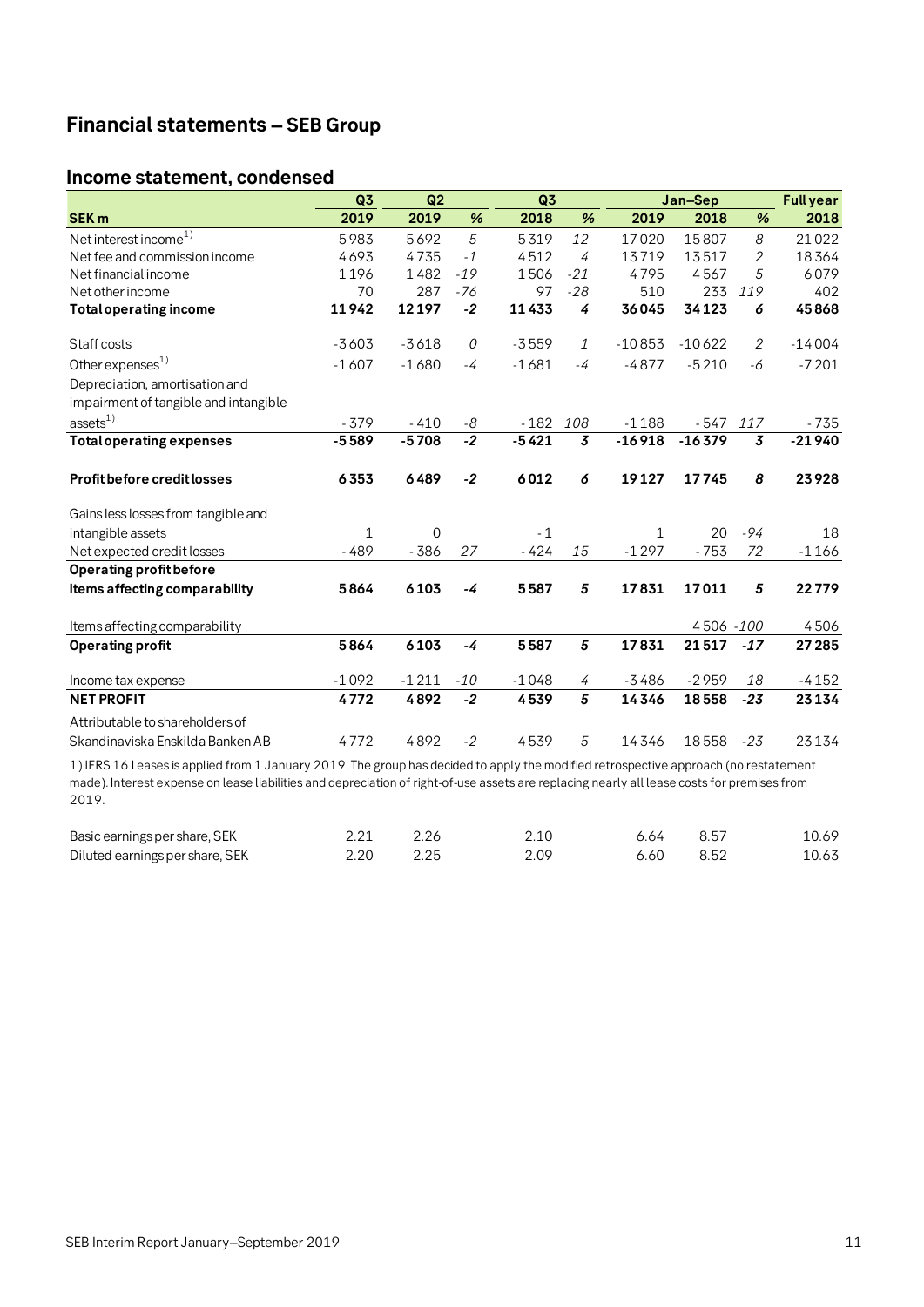# Financial statements – SEB Group

## Income statement, condensed

| SEK m | Q3 2019 | Q2 2019 | % | Q3 2018 | % | Jan–Sep 2019 | Jan–Sep 2018 | % | Full year 2018 |
|---|---|---|---|---|---|---|---|---|---|
| Net interest income[1] | 5983 | 5692 | *5* | 5319 | *12* | 17020 | 15807 | *8* | 21022 |
| Net fee and commission income | 4693 | 4735 | *-1* | 4512 | *4* | 13719 | 13517 | *2* | 18364 |
| Net financial income | 1196 | 1482 | *-19* | 1506 | *-21* | 4795 | 4567 | *5* | 6079 |
| Net other income | 70 | 287 | *-76* | 97 | *-28* | 510 | 233 | *119* | 402 |
| **Total operating income** | **11942** | **12197** | ***-2*** | **11433** | ***4*** | **36045** | **34123** | ***6*** | **45868** |
| Staff costs | -3603 | -3618 | *0* | -3559 | *1* | -10853 | -10622 | *2* | -14004 |
| Other expenses[1] | -1607 | -1680 | *-4* | -1681 | *-4* | -4877 | -5210 | *-6* | -7201 |
| Depreciation, amortisation and impairment of tangible and intangible assets[1] | -379 | -410 | *-8* | -182 | *108* | -1188 | -547 | *117* | -735 |
| **Total operating expenses** | **-5589** | **-5708** | ***-2*** | **-5421** | ***3*** | **-16918** | **-16379** | ***3*** | **-21940** |
| **Profit before credit losses** | **6353** | **6489** | ***-2*** | **6012** | ***6*** | **19127** | **17745** | ***8*** | **23928** |
| Gains less losses from tangible and intangible assets | 1 | 0 | | -1 | | 1 | 20 | *-94* | 18 |
| Net expected credit losses | -489 | -386 | *27* | -424 | *15* | -1297 | -753 | *72* | -1166 |
| **Operating profit before items affecting comparability** | **5864** | **6103** | ***-4*** | **5587** | ***5*** | **17831** | **17011** | ***5*** | **22779** |
| Items affecting comparability | | | | | | | 4506 | *-100* | 4506 |
| **Operating profit** | **5864** | **6103** | ***-4*** | **5587** | ***5*** | **17831** | **21517** | ***-17*** | **27285** |
| Income tax expense | -1092 | -1211 | *-10* | -1048 | *4* | -3486 | -2959 | *18* | -4152 |
| **NET PROFIT** | **4772** | **4892** | ***-2*** | **4539** | ***5*** | **14346** | **18558** | ***-23*** | **23134** |
| Attributable to shareholders of Skandinaviska Enskilda Banken AB | 4772 | 4892 | *-2* | 4539 | *5* | 14346 | 18558 | *-23* | 23134 |

1) IFRS 16 Leases is applied from 1 January 2019. The group has decided to apply the modified retrospective approach (no restatement made). Interest expense on lease liabilities and depreciation of right-of-use assets are replacing nearly all lease costs for premises from 2019.

| | Q3 2019 | Q2 2019 | Q3 2018 | Jan–Sep 2019 | Jan–Sep 2018 | Full year 2018 |
|---|---|---|---|---|---|---|
| Basic earnings per share, SEK | 2.21 | 2.26 | 2.10 | 6.64 | 8.57 | 10.69 |
| Diluted earnings per share, SEK | 2.20 | 2.25 | 2.09 | 6.60 | 8.52 | 10.63 |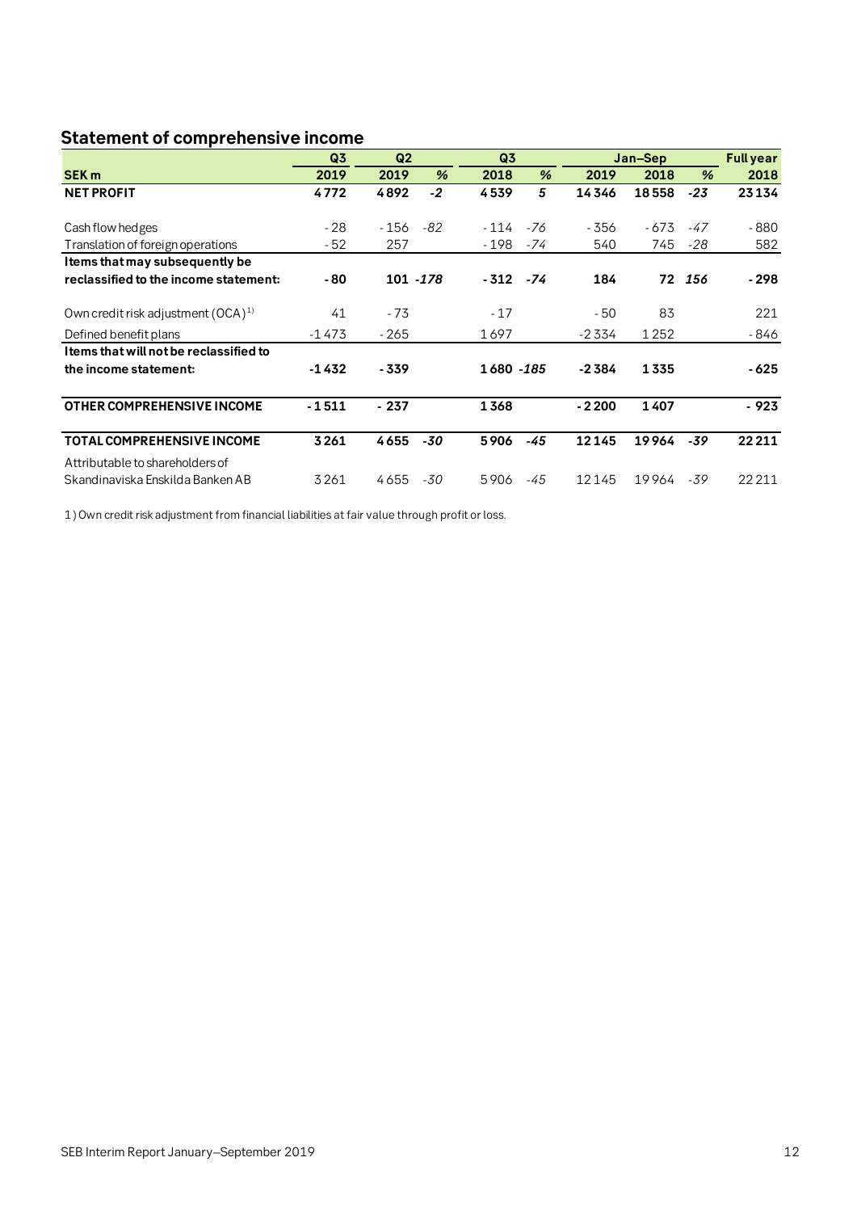## Statement of comprehensive income

| | Q3 | Q2 | | Q3 | | Jan–Sep | | | Full year |
|---|---|---|---|---|---|---|---|---|---|
| **SEK m** | **2019** | **2019** | **%** | **2018** | **%** | **2019** | **2018** | **%** | **2018** |
| **NET PROFIT** | **4 772** | **4 892** | ***-2*** | **4 539** | ***5*** | **14 346** | **18 558** | ***-23*** | **23 134** |
| Cash flow hedges | - 28 | - 156 | *-82* | - 114 | *-76* | - 356 | - 673 | *-47* | - 880 |
| Translation of foreign operations | - 52 | 257 | | - 198 | *-74* | 540 | 745 | *-28* | 582 |
| **Items that may subsequently be reclassified to the income statement:** | **- 80** | **101** | ***-178*** | **- 312** | ***-74*** | **184** | **72** | ***156*** | **- 298** |
| Own credit risk adjustment (OCA)[1] | 41 | - 73 | | - 17 | | - 50 | 83 | | 221 |
| Defined benefit plans | -1 473 | - 265 | | 1 697 | | -2 334 | 1 252 | | - 846 |
| **Items that will not be reclassified to the income statement:** | **-1 432** | **- 339** | | **1 680** | ***-185*** | **-2 384** | **1 335** | | **- 625** |
| **OTHER COMPREHENSIVE INCOME** | **- 1 511** | **- 237** | | **1 368** | | **- 2 200** | **1 407** | | **- 923** |
| **TOTAL COMPREHENSIVE INCOME** | **3 261** | **4 655** | ***-30*** | **5 906** | ***-45*** | **12 145** | **19 964** | ***-39*** | **22 211** |
| Attributable to shareholders of Skandinaviska Enskilda Banken AB | 3 261 | 4 655 | *-30* | 5 906 | *-45* | 12 145 | 19 964 | *-39* | 22 211 |

1) Own credit risk adjustment from financial liabilities at fair value through profit or loss.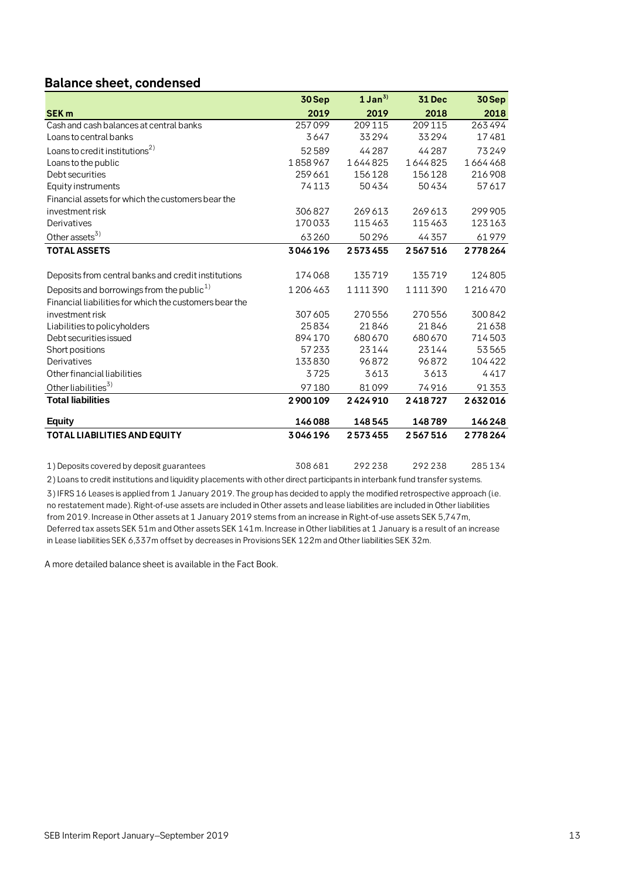## Balance sheet, condensed

| SEK m | 30 Sep 2019 | 1 Jan[3)] 2019 | 31 Dec 2018 | 30 Sep 2018 |
|---|---|---|---|---|
| Cash and cash balances at central banks | 257 099 | 209 115 | 209 115 | 263 494 |
| Loans to central banks | 3 647 | 33 294 | 33 294 | 17 481 |
| Loans to credit institutions[2)] | 52 589 | 44 287 | 44 287 | 73 249 |
| Loans to the public | 1 858 967 | 1 644 825 | 1 644 825 | 1 664 468 |
| Debt securities | 259 661 | 156 128 | 156 128 | 216 908 |
| Equity instruments | 74 113 | 50 434 | 50 434 | 57 617 |
| Financial assets for which the customers bear the investment risk | 306 827 | 269 613 | 269 613 | 299 905 |
| Derivatives | 170 033 | 115 463 | 115 463 | 123 163 |
| Other assets[3)] | 63 260 | 50 296 | 44 357 | 61 979 |
| **TOTAL ASSETS** | **3 046 196** | **2 573 455** | **2 567 516** | **2 778 264** |
| | | | | |
| Deposits from central banks and credit institutions | 174 068 | 135 719 | 135 719 | 124 805 |
| Deposits and borrowings from the public[1)] | 1 206 463 | 1 111 390 | 1 111 390 | 1 216 470 |
| Financial liabilities for which the customers bear the investment risk | 307 605 | 270 556 | 270 556 | 300 842 |
| Liabilities to policyholders | 25 834 | 21 846 | 21 846 | 21 638 |
| Debt securities issued | 894 170 | 680 670 | 680 670 | 714 503 |
| Short positions | 57 233 | 23 144 | 23 144 | 53 565 |
| Derivatives | 133 830 | 96 872 | 96 872 | 104 422 |
| Other financial liabilities | 3 725 | 3 613 | 3 613 | 4 417 |
| Other liabilities[3)] | 97 180 | 81 099 | 74 916 | 91 353 |
| **Total liabilities** | **2 900 109** | **2 424 910** | **2 418 727** | **2 632 016** |
| **Equity** | **146 088** | **148 545** | **148 789** | **146 248** |
| **TOTAL LIABILITIES AND EQUITY** | **3 046 196** | **2 573 455** | **2 567 516** | **2 778 264** |
| | | | | |
| 1) Deposits covered by deposit guarantees | 308 681 | 292 238 | 292 238 | 285 134 |

2) Loans to credit institutions and liquidity placements with other direct participants in interbank fund transfer systems.

3) IFRS 16 Leases is applied from 1 January 2019. The group has decided to apply the modified retrospective approach (i.e. no restatement made). Right-of-use assets are included in Other assets and lease liabilities are included in Other liabilities from 2019. Increase in Other assets at 1 January 2019 stems from an increase in Right-of-use assets SEK 5,747m, Deferred tax assets SEK 51m and Other assets SEK 141m. Increase in Other liabilities at 1 January is a result of an increase in Lease liabilities SEK 6,337m offset by decreases in Provisions SEK 122m and Other liabilities SEK 32m.

A more detailed balance sheet is available in the Fact Book.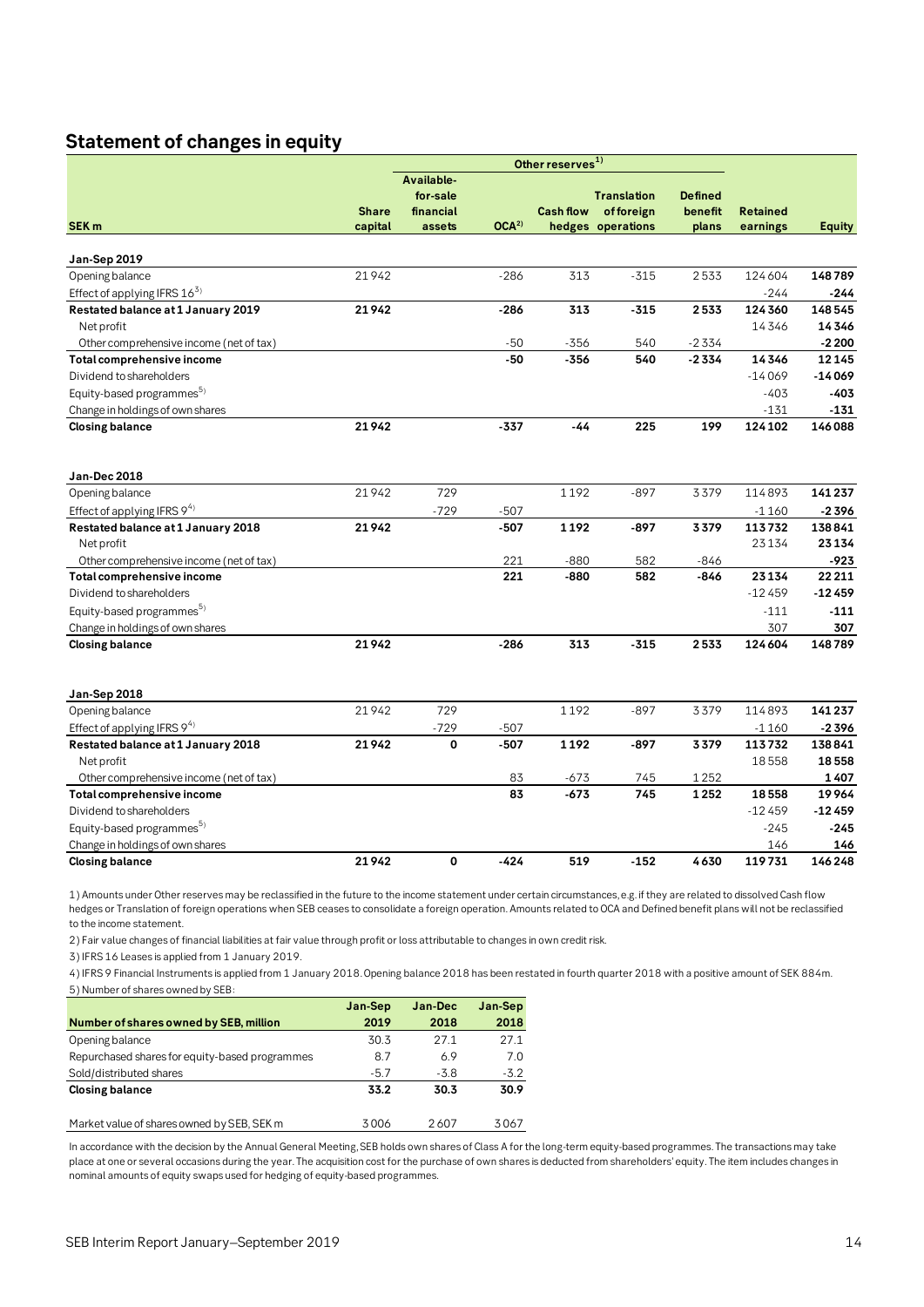## Statement of changes in equity

| SEK m | Share capital | Available-for-sale financial assets | OCA[2] | Cash flow hedges | Translation of foreign operations | Defined benefit plans | Retained earnings | Equity |
|---|---|---|---|---|---|---|---|---|
| | | Other reserves[1] | | | | | | |
| **Jan-Sep 2019** | | | | | | | | |
| Opening balance | 21942 | | -286 | 313 | -315 | 2533 | 124604 | **148789** |
| Effect of applying IFRS 16[3] | | | | | | | -244 | **-244** |
| **Restated balance at 1 January 2019** | **21942** | | **-286** | **313** | **-315** | **2533** | **124360** | **148545** |
| Net profit | | | | | | | 14346 | **14346** |
| Other comprehensive income (net of tax) | | | -50 | -356 | 540 | -2334 | | **-2200** |
| **Total comprehensive income** | | | **-50** | **-356** | **540** | **-2334** | **14346** | **12145** |
| Dividend to shareholders | | | | | | | -14069 | **-14069** |
| Equity-based programmes[5] | | | | | | | -403 | **-403** |
| Change in holdings of own shares | | | | | | | -131 | **-131** |
| **Closing balance** | **21942** | | **-337** | **-44** | **225** | **199** | **124102** | **146088** |
| | | | | | | | | |
| **Jan-Dec 2018** | | | | | | | | |
| Opening balance | 21942 | 729 | | 1192 | -897 | 3379 | 114893 | **141237** |
| Effect of applying IFRS 9[4] | | -729 | -507 | | | | -1160 | **-2396** |
| **Restated balance at 1 January 2018** | **21942** | | **-507** | **1192** | **-897** | **3379** | **113732** | **138841** |
| Net profit | | | | | | | 23134 | **23134** |
| Other comprehensive income (net of tax) | | | 221 | -880 | 582 | -846 | | **-923** |
| **Total comprehensive income** | | | **221** | **-880** | **582** | **-846** | **23134** | **22211** |
| Dividend to shareholders | | | | | | | -12459 | **-12459** |
| Equity-based programmes[5] | | | | | | | -111 | **-111** |
| Change in holdings of own shares | | | | | | | 307 | **307** |
| **Closing balance** | **21942** | | **-286** | **313** | **-315** | **2533** | **124604** | **148789** |
| | | | | | | | | |
| **Jan-Sep 2018** | | | | | | | | |
| Opening balance | 21942 | 729 | | 1192 | -897 | 3379 | 114893 | **141237** |
| Effect of applying IFRS 9[4] | | -729 | -507 | | | | -1160 | **-2396** |
| **Restated balance at 1 January 2018** | **21942** | **0** | **-507** | **1192** | **-897** | **3379** | **113732** | **138841** |
| Net profit | | | | | | | 18558 | **18558** |
| Other comprehensive income (net of tax) | | | 83 | -673 | 745 | 1252 | | **1407** |
| **Total comprehensive income** | | | **83** | **-673** | **745** | **1252** | **18558** | **19964** |
| Dividend to shareholders | | | | | | | -12459 | **-12459** |
| Equity-based programmes[5] | | | | | | | -245 | **-245** |
| Change in holdings of own shares | | | | | | | 146 | **146** |
| **Closing balance** | **21942** | **0** | **-424** | **519** | **-152** | **4630** | **119731** | **146248** |

1) Amounts under Other reserves may be reclassified in the future to the income statement under certain circumstances, e.g. if they are related to dissolved Cash flow hedges or Translation of foreign operations when SEB ceases to consolidate a foreign operation. Amounts related to OCA and Defined benefit plans will not be reclassified to the income statement.

2) Fair value changes of financial liabilities at fair value through profit or loss attributable to changes in own credit risk.

3) IFRS 16 Leases is applied from 1 January 2019.

4) IFRS 9 Financial Instruments is applied from 1 January 2018. Opening balance 2018 has been restated in fourth quarter 2018 with a positive amount of SEK 884m.

5) Number of shares owned by SEB:

| Number of shares owned by SEB, million | Jan-Sep 2019 | Jan-Dec 2018 | Jan-Sep 2018 |
|---|---|---|---|
| Opening balance | 30.3 | 27.1 | 27.1 |
| Repurchased shares for equity-based programmes | 8.7 | 6.9 | 7.0 |
| Sold/distributed shares | -5.7 | -3.8 | -3.2 |
| **Closing balance** | **33.2** | **30.3** | **30.9** |
| | | | |
| Market value of shares owned by SEB, SEK m | 3006 | 2607 | 3067 |

In accordance with the decision by the Annual General Meeting, SEB holds own shares of Class A for the long-term equity-based programmes. The transactions may take place at one or several occasions during the year. The acquisition cost for the purchase of own shares is deducted from shareholders' equity. The item includes changes in nominal amounts of equity swaps used for hedging of equity-based programmes.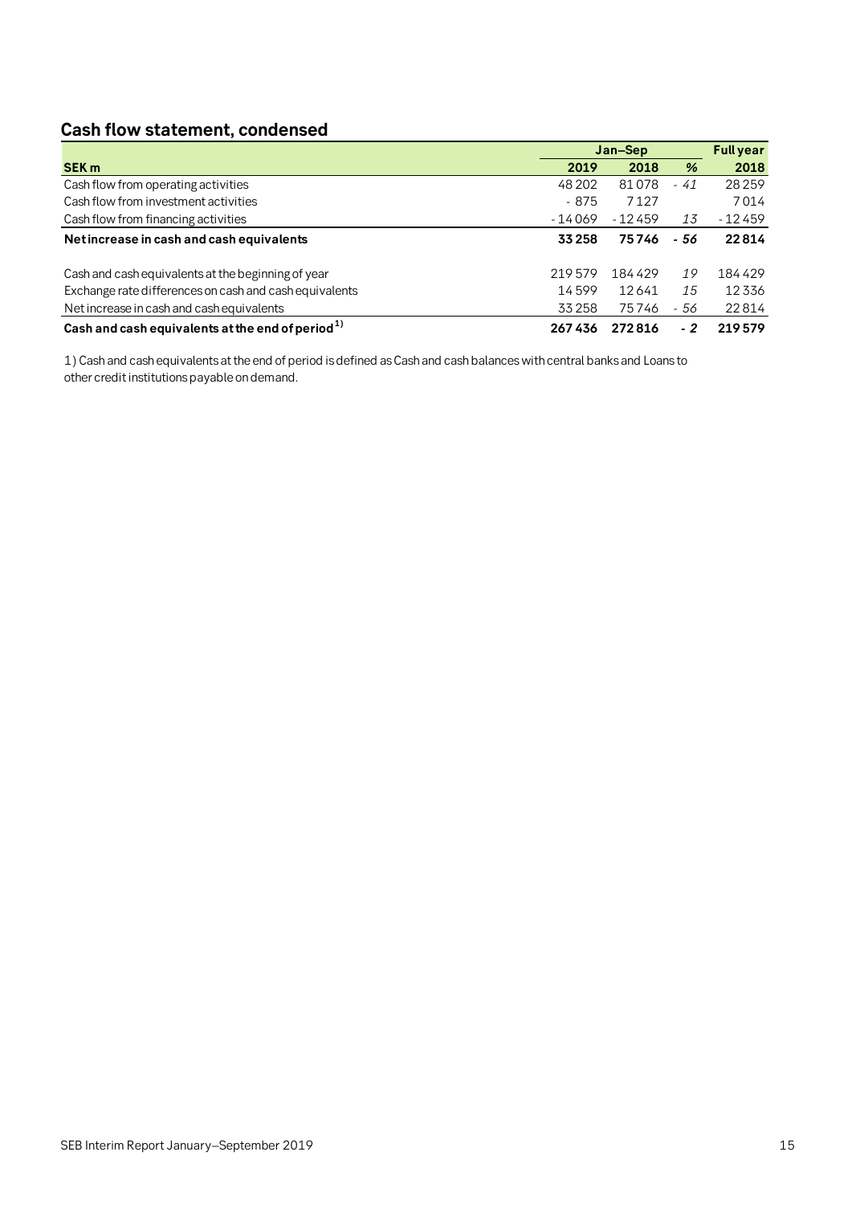## Cash flow statement, condensed

| | Jan–Sep | | | Full year |
|---|---|---|---|---|
| **SEK m** | **2019** | **2018** | **%** | **2018** |
| Cash flow from operating activities | 48 202 | 81 078 | *-41* | 28 259 |
| Cash flow from investment activities | -875 | 7 127 | | 7 014 |
| Cash flow from financing activities | -14 069 | -12 459 | *13* | -12 459 |
| **Net increase in cash and cash equivalents** | **33 258** | **75 746** | ***-56*** | **22 814** |
| | | | | |
| Cash and cash equivalents at the beginning of year | 219 579 | 184 429 | *19* | 184 429 |
| Exchange rate differences on cash and cash equivalents | 14 599 | 12 641 | *15* | 12 336 |
| Net increase in cash and cash equivalents | 33 258 | 75 746 | *-56* | 22 814 |
| **Cash and cash equivalents at the end of period[1)]** | **267 436** | **272 816** | ***-2*** | **219 579** |

1) Cash and cash equivalents at the end of period is defined as Cash and cash balances with central banks and Loans to other credit institutions payable on demand.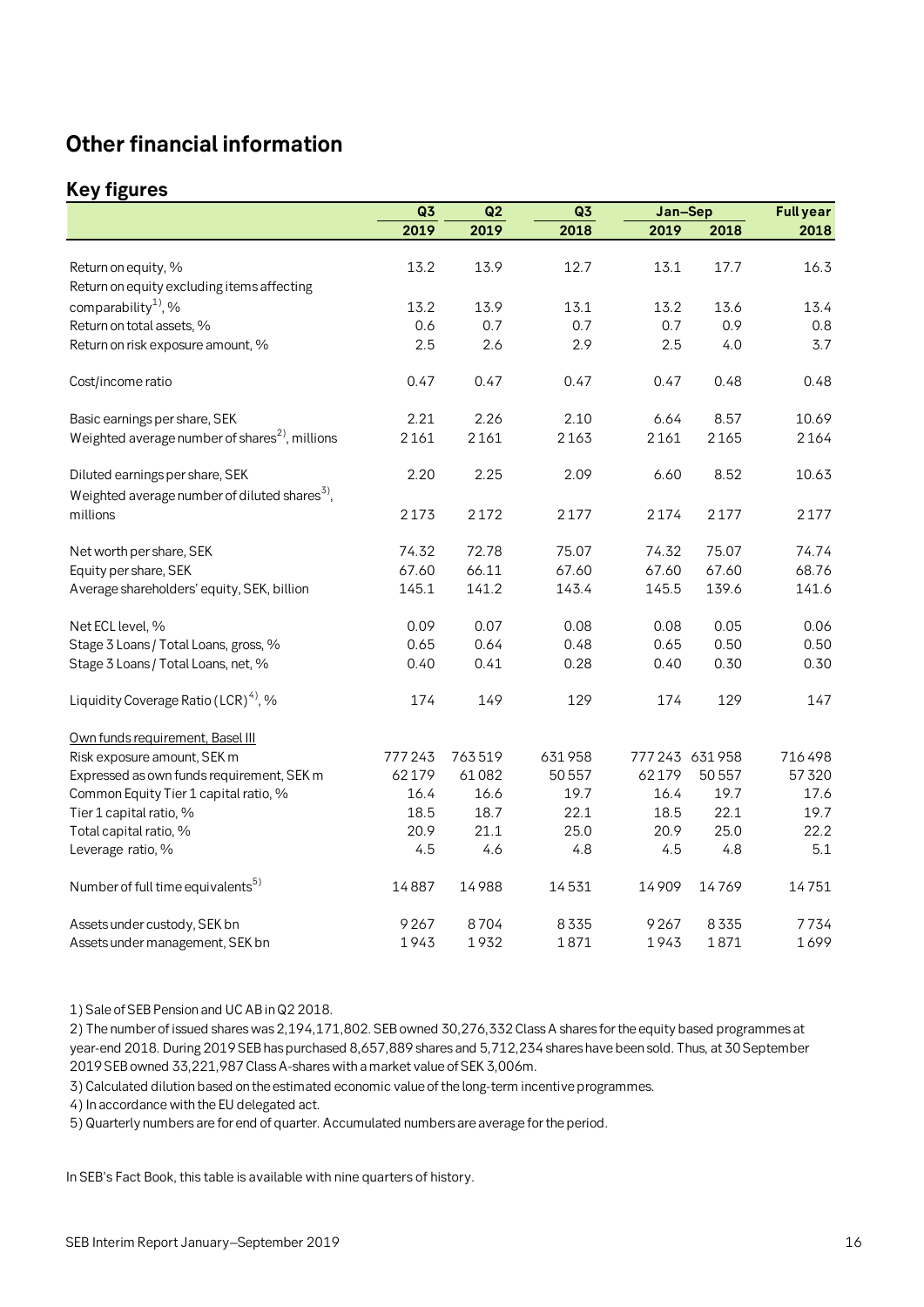## Other financial information

### Key figures

| | Q3 | Q2 | Q3 | Jan–Sep | | Full year |
|---|---|---|---|---|---|---|
| | 2019 | 2019 | 2018 | 2019 | 2018 | 2018 |
| Return on equity, % | 13.2 | 13.9 | 12.7 | 13.1 | 17.7 | 16.3 |
| Return on equity excluding items affecting comparability[1], % | 13.2 | 13.9 | 13.1 | 13.2 | 13.6 | 13.4 |
| Return on total assets, % | 0.6 | 0.7 | 0.7 | 0.7 | 0.9 | 0.8 |
| Return on risk exposure amount, % | 2.5 | 2.6 | 2.9 | 2.5 | 4.0 | 3.7 |
| Cost/income ratio | 0.47 | 0.47 | 0.47 | 0.47 | 0.48 | 0.48 |
| Basic earnings per share, SEK | 2.21 | 2.26 | 2.10 | 6.64 | 8.57 | 10.69 |
| Weighted average number of shares[2], millions | 2161 | 2161 | 2163 | 2161 | 2165 | 2164 |
| Diluted earnings per share, SEK | 2.20 | 2.25 | 2.09 | 6.60 | 8.52 | 10.63 |
| Weighted average number of diluted shares[3], millions | 2173 | 2172 | 2177 | 2174 | 2177 | 2177 |
| Net worth per share, SEK | 74.32 | 72.78 | 75.07 | 74.32 | 75.07 | 74.74 |
| Equity per share, SEK | 67.60 | 66.11 | 67.60 | 67.60 | 67.60 | 68.76 |
| Average shareholders' equity, SEK, billion | 145.1 | 141.2 | 143.4 | 145.5 | 139.6 | 141.6 |
| Net ECL level, % | 0.09 | 0.07 | 0.08 | 0.08 | 0.05 | 0.06 |
| Stage 3 Loans / Total Loans, gross, % | 0.65 | 0.64 | 0.48 | 0.65 | 0.50 | 0.50 |
| Stage 3 Loans / Total Loans, net, % | 0.40 | 0.41 | 0.28 | 0.40 | 0.30 | 0.30 |
| Liquidity Coverage Ratio (LCR)[4], % | 174 | 149 | 129 | 174 | 129 | 147 |
| Own funds requirement, Basel III | | | | | | |
| Risk exposure amount, SEK m | 777243 | 763519 | 631958 | 777243 | 631958 | 716498 |
| Expressed as own funds requirement, SEK m | 62179 | 61082 | 50557 | 62179 | 50557 | 57320 |
| Common Equity Tier 1 capital ratio, % | 16.4 | 16.6 | 19.7 | 16.4 | 19.7 | 17.6 |
| Tier 1 capital ratio, % | 18.5 | 18.7 | 22.1 | 18.5 | 22.1 | 19.7 |
| Total capital ratio, % | 20.9 | 21.1 | 25.0 | 20.9 | 25.0 | 22.2 |
| Leverage ratio, % | 4.5 | 4.6 | 4.8 | 4.5 | 4.8 | 5.1 |
| Number of full time equivalents[5] | 14887 | 14988 | 14531 | 14909 | 14769 | 14751 |
| Assets under custody, SEK bn | 9267 | 8704 | 8335 | 9267 | 8335 | 7734 |
| Assets under management, SEK bn | 1943 | 1932 | 1871 | 1943 | 1871 | 1699 |

1) Sale of SEB Pension and UC AB in Q2 2018.

2) The number of issued shares was 2,194,171,802. SEB owned 30,276,332 Class A shares for the equity based programmes at year-end 2018. During 2019 SEB has purchased 8,657,889 shares and 5,712,234 shares have been sold. Thus, at 30 September 2019 SEB owned 33,221,987 Class A-shares with a market value of SEK 3,006m.

3) Calculated dilution based on the estimated economic value of the long-term incentive programmes.

4) In accordance with the EU delegated act.

5) Quarterly numbers are for end of quarter. Accumulated numbers are average for the period.

In SEB's Fact Book, this table is available with nine quarters of history.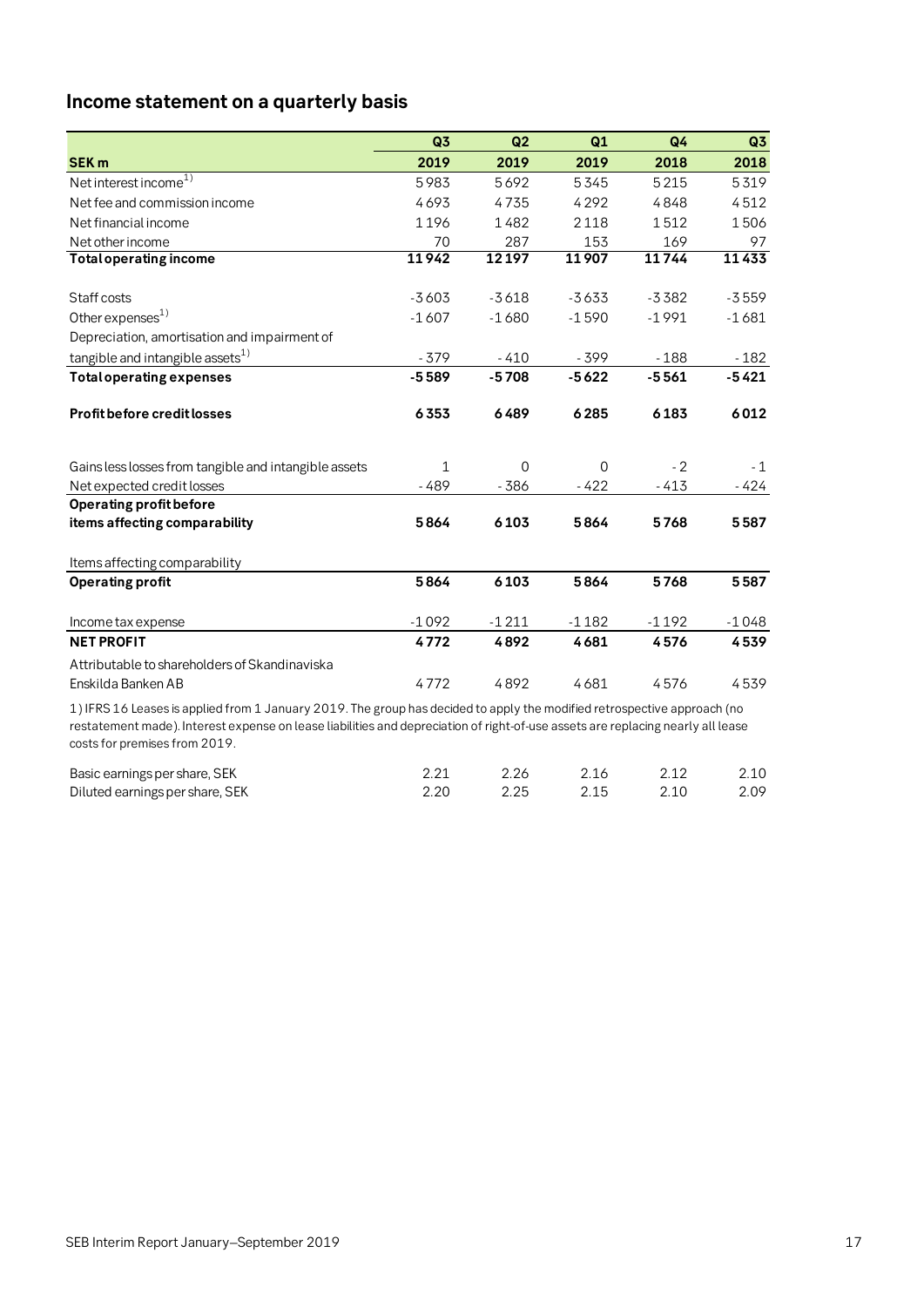## Income statement on a quarterly basis

| SEK m | Q3 2019 | Q2 2019 | Q1 2019 | Q4 2018 | Q3 2018 |
|---|---|---|---|---|---|
| Net interest income[1)] | 5983 | 5692 | 5345 | 5215 | 5319 |
| Net fee and commission income | 4693 | 4735 | 4292 | 4848 | 4512 |
| Net financial income | 1196 | 1482 | 2118 | 1512 | 1506 |
| Net other income | 70 | 287 | 153 | 169 | 97 |
| **Total operating income** | **11942** | **12197** | **11907** | **11744** | **11433** |
| | | | | | |
| Staff costs | -3603 | -3618 | -3633 | -3382 | -3559 |
| Other expenses[1)] | -1607 | -1680 | -1590 | -1991 | -1681 |
| Depreciation, amortisation and impairment of tangible and intangible assets[1)] | -379 | -410 | -399 | -188 | -182 |
| **Total operating expenses** | **-5589** | **-5708** | **-5622** | **-5561** | **-5421** |
| | | | | | |
| **Profit before credit losses** | **6353** | **6489** | **6285** | **6183** | **6012** |
| | | | | | |
| Gains less losses from tangible and intangible assets | 1 | 0 | 0 | -2 | -1 |
| Net expected credit losses | -489 | -386 | -422 | -413 | -424 |
| **Operating profit before items affecting comparability** | **5864** | **6103** | **5864** | **5768** | **5587** |
| | | | | | |
| Items affecting comparability | | | | | |
| **Operating profit** | **5864** | **6103** | **5864** | **5768** | **5587** |
| | | | | | |
| Income tax expense | -1092 | -1211 | -1182 | -1192 | -1048 |
| **NET PROFIT** | **4772** | **4892** | **4681** | **4576** | **4539** |
| Attributable to shareholders of Skandinaviska Enskilda Banken AB | 4772 | 4892 | 4681 | 4576 | 4539 |

1) IFRS 16 Leases is applied from 1 January 2019. The group has decided to apply the modified retrospective approach (no restatement made). Interest expense on lease liabilities and depreciation of right-of-use assets are replacing nearly all lease costs for premises from 2019.

| | Q3 2019 | Q2 2019 | Q1 2019 | Q4 2018 | Q3 2018 |
|---|---|---|---|---|---|
| Basic earnings per share, SEK | 2.21 | 2.26 | 2.16 | 2.12 | 2.10 |
| Diluted earnings per share, SEK | 2.20 | 2.25 | 2.15 | 2.10 | 2.09 |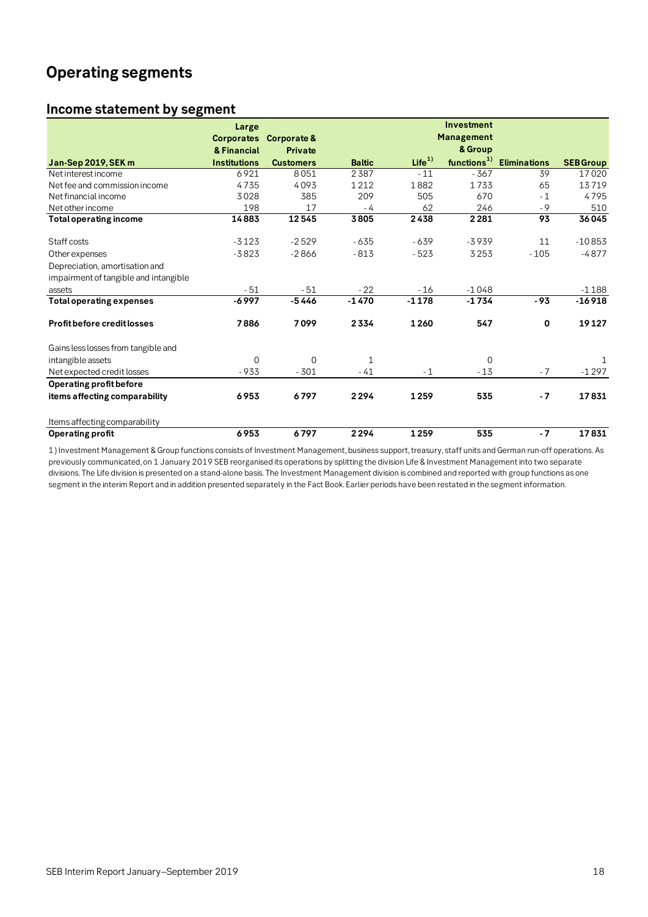# Operating segments

## Income statement by segment

| Jan-Sep 2019, SEK m | Large Corporates & Financial Institutions | Corporate & Private Customers | Baltic | Life[1] | Investment Management & Group functions[1] | Eliminations | SEB Group |
|---|---|---|---|---|---|---|---|
| Net interest income | 6921 | 8051 | 2387 | -11 | -367 | 39 | 17020 |
| Net fee and commission income | 4735 | 4093 | 1212 | 1882 | 1733 | 65 | 13719 |
| Net financial income | 3028 | 385 | 209 | 505 | 670 | -1 | 4795 |
| Net other income | 198 | 17 | -4 | 62 | 246 | -9 | 510 |
| **Total operating income** | **14883** | **12545** | **3805** | **2438** | **2281** | **93** | **36045** |
| | | | | | | | |
| Staff costs | -3123 | -2529 | -635 | -639 | -3939 | 11 | -10853 |
| Other expenses | -3823 | -2866 | -813 | -523 | 3253 | -105 | -4877 |
| Depreciation, amortisation and impairment of tangible and intangible assets | -51 | -51 | -22 | -16 | -1048 | | -1188 |
| **Total operating expenses** | **-6997** | **-5446** | **-1470** | **-1178** | **-1734** | **-93** | **-16918** |
| | | | | | | | |
| **Profit before credit losses** | **7886** | **7099** | **2334** | **1260** | **547** | **0** | **19127** |
| | | | | | | | |
| Gains less losses from tangible and intangible assets | 0 | 0 | 1 | | 0 | | 1 |
| Net expected credit losses | -933 | -301 | -41 | -1 | -13 | -7 | -1297 |
| **Operating profit before items affecting comparability** | **6953** | **6797** | **2294** | **1259** | **535** | **-7** | **17831** |
| | | | | | | | |
| Items affecting comparability | | | | | | | |
| **Operating profit** | **6953** | **6797** | **2294** | **1259** | **535** | **-7** | **17831** |

1) Investment Management & Group functions consists of Investment Management, business support, treasury, staff units and German run-off operations. As previously communicated, on 1 January 2019 SEB reorganised its operations by splitting the division Life & Investment Management into two separate divisions. The Life division is presented on a stand-alone basis. The Investment Management division is combined and reported with group functions as one segment in the interim Report and in addition presented separately in the Fact Book. Earlier periods have been restated in the segment information.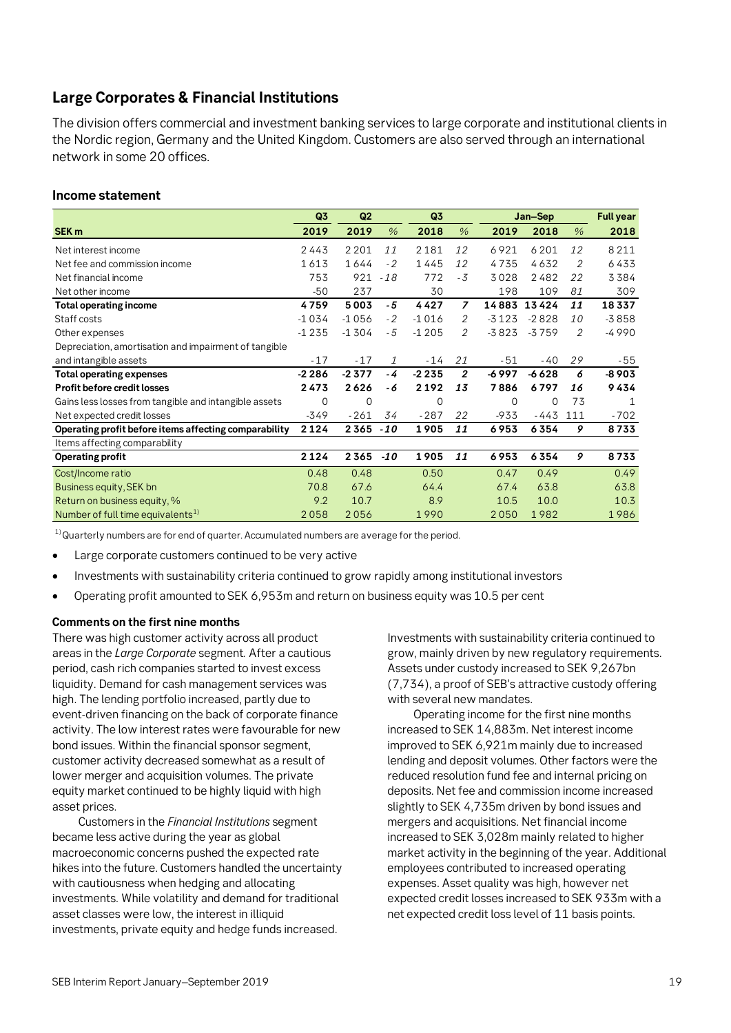## Large Corporates & Financial Institutions

The division offers commercial and investment banking services to large corporate and institutional clients in the Nordic region, Germany and the United Kingdom. Customers are also served through an international network in some 20 offices.

### Income statement

| SEK m | Q3 2019 | Q2 2019 | % | Q3 2018 | % | Jan–Sep 2019 | Jan–Sep 2018 | % | Full year 2018 |
|---|---|---|---|---|---|---|---|---|---|
| Net interest income | 2 443 | 2 201 | 11 | 2 181 | 12 | 6 921 | 6 201 | 12 | 8 211 |
| Net fee and commission income | 1 613 | 1 644 | -2 | 1 445 | 12 | 4 735 | 4 632 | 2 | 6 433 |
| Net financial income | 753 | 921 | -18 | 772 | -3 | 3 028 | 2 482 | 22 | 3 384 |
| Net other income | -50 | 237 | | 30 | | 198 | 109 | 81 | 309 |
| **Total operating income** | **4 759** | **5 003** | **-5** | **4 427** | **7** | **14 883** | **13 424** | **11** | **18 337** |
| Staff costs | -1 034 | -1 056 | -2 | -1 016 | 2 | -3 123 | -2 828 | 10 | -3 858 |
| Other expenses | -1 235 | -1 304 | -5 | -1 205 | 2 | -3 823 | -3 759 | 2 | -4 990 |
| Depreciation, amortisation and impairment of tangible and intangible assets | -17 | -17 | 1 | -14 | 21 | -51 | -40 | 29 | -55 |
| **Total operating expenses** | **-2 286** | **-2 377** | **-4** | **-2 235** | **2** | **-6 997** | **-6 628** | **6** | **-8 903** |
| **Profit before credit losses** | **2 473** | **2 626** | **-6** | **2 192** | **13** | **7 886** | **6 797** | **16** | **9 434** |
| Gains less losses from tangible and intangible assets | 0 | 0 | | 0 | | 0 | 0 | 73 | 1 |
| Net expected credit losses | -349 | -261 | 34 | -287 | 22 | -933 | -443 | 111 | -702 |
| **Operating profit before items affecting comparability** | **2 124** | **2 365** | **-10** | **1 905** | **11** | **6 953** | **6 354** | **9** | **8 733** |
| Items affecting comparability | | | | | | | | | |
| **Operating profit** | **2 124** | **2 365** | **-10** | **1 905** | **11** | **6 953** | **6 354** | **9** | **8 733** |
| Cost/Income ratio | 0.48 | 0.48 | | 0.50 | | 0.47 | 0.49 | | 0.49 |
| Business equity, SEK bn | 70.8 | 67.6 | | 64.4 | | 67.4 | 63.8 | | 63.8 |
| Return on business equity, % | 9.2 | 10.7 | | 8.9 | | 10.5 | 10.0 | | 10.3 |
| Number of full time equivalents[1] | 2 058 | 2 056 | | 1 990 | | 2 050 | 1 982 | | 1 986 |

[1] Quarterly numbers are for end of quarter. Accumulated numbers are average for the period.

- Large corporate customers continued to be very active
- Investments with sustainability criteria continued to grow rapidly among institutional investors
- Operating profit amounted to SEK 6,953m and return on business equity was 10.5 per cent

#### Comments on the first nine months

There was high customer activity across all product areas in the *Large Corporate* segment. After a cautious period, cash rich companies started to invest excess liquidity. Demand for cash management services was high. The lending portfolio increased, partly due to event-driven financing on the back of corporate finance activity. The low interest rates were favourable for new bond issues. Within the financial sponsor segment, customer activity decreased somewhat as a result of lower merger and acquisition volumes. The private equity market continued to be highly liquid with high asset prices.

Customers in the *Financial Institutions* segment became less active during the year as global macroeconomic concerns pushed the expected rate hikes into the future. Customers handled the uncertainty with cautiousness when hedging and allocating investments. While volatility and demand for traditional asset classes were low, the interest in illiquid investments, private equity and hedge funds increased.

Investments with sustainability criteria continued to grow, mainly driven by new regulatory requirements. Assets under custody increased to SEK 9,267bn (7,734), a proof of SEB's attractive custody offering with several new mandates.

Operating income for the first nine months increased to SEK 14,883m. Net interest income improved to SEK 6,921m mainly due to increased lending and deposit volumes. Other factors were the reduced resolution fund fee and internal pricing on deposits. Net fee and commission income increased slightly to SEK 4,735m driven by bond issues and mergers and acquisitions. Net financial income increased to SEK 3,028m mainly related to higher market activity in the beginning of the year. Additional employees contributed to increased operating expenses. Asset quality was high, however net expected credit losses increased to SEK 933m with a net expected credit loss level of 11 basis points.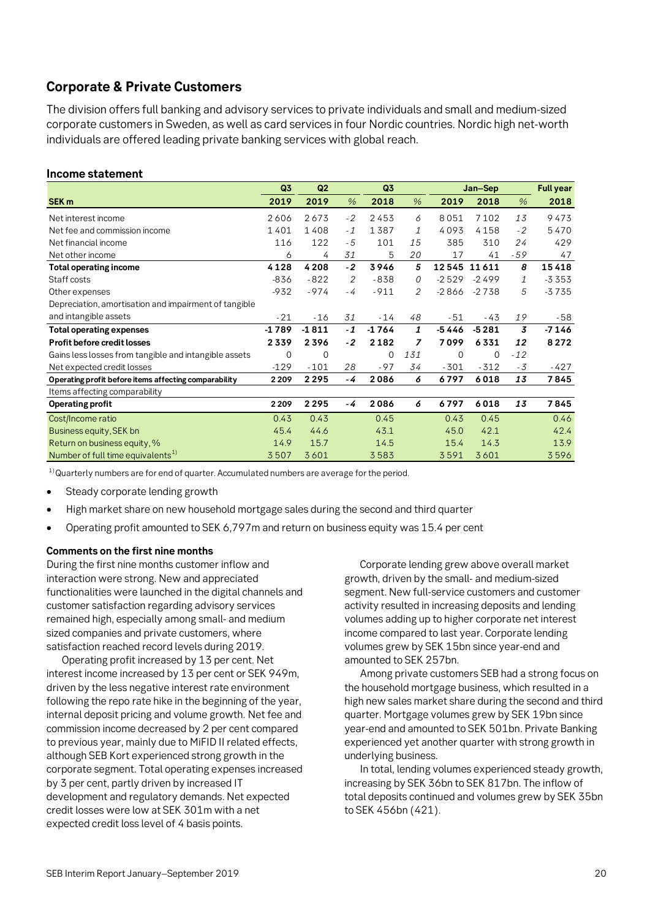## Corporate & Private Customers

The division offers full banking and advisory services to private individuals and small and medium-sized corporate customers in Sweden, as well as card services in four Nordic countries. Nordic high net-worth individuals are offered leading private banking services with global reach.

### Income statement

| SEK m | Q3 2019 | Q2 2019 | % | Q3 2018 | % | Jan–Sep 2019 | Jan–Sep 2018 | % | Full year 2018 |
|---|---|---|---|---|---|---|---|---|---|
| Net interest income | 2 606 | 2 673 | -2 | 2 453 | 6 | 8 051 | 7 102 | 13 | 9 473 |
| Net fee and commission income | 1 401 | 1 408 | -1 | 1 387 | 1 | 4 093 | 4 158 | -2 | 5 470 |
| Net financial income | 116 | 122 | -5 | 101 | 15 | 385 | 310 | 24 | 429 |
| Net other income | 6 | 4 | 31 | 5 | 20 | 17 | 41 | -59 | 47 |
| **Total operating income** | **4 128** | **4 208** | **-2** | **3 946** | **5** | **12 545** | **11 611** | **8** | **15 418** |
| Staff costs | -836 | -822 | 2 | -838 | 0 | -2 529 | -2 499 | 1 | -3 353 |
| Other expenses | -932 | -974 | -4 | -911 | 2 | -2 866 | -2 738 | 5 | -3 735 |
| Depreciation, amortisation and impairment of tangible and intangible assets | -21 | -16 | 31 | -14 | 48 | -51 | -43 | 19 | -58 |
| **Total operating expenses** | **-1 789** | **-1 811** | **-1** | **-1 764** | **1** | **-5 446** | **-5 281** | **3** | **-7 146** |
| **Profit before credit losses** | **2 339** | **2 396** | **-2** | **2 182** | **7** | **7 099** | **6 331** | **12** | **8 272** |
| Gains less losses from tangible and intangible assets | 0 | 0 | | 0 | 131 | 0 | 0 | -12 | |
| Net expected credit losses | -129 | -101 | 28 | -97 | 34 | -301 | -312 | -3 | -427 |
| **Operating profit before items affecting comparability** | **2 209** | **2 295** | **-4** | **2 086** | **6** | **6 797** | **6 018** | **13** | **7 845** |
| Items affecting comparability | | | | | | | | | |
| **Operating profit** | **2 209** | **2 295** | **-4** | **2 086** | **6** | **6 797** | **6 018** | **13** | **7 845** |
| Cost/Income ratio | 0.43 | 0.43 | | 0.45 | | 0.43 | 0.45 | | 0.46 |
| Business equity, SEK bn | 45.4 | 44.6 | | 43.1 | | 45.0 | 42.1 | | 42.4 |
| Return on business equity, % | 14.9 | 15.7 | | 14.5 | | 15.4 | 14.3 | | 13.9 |
| Number of full time equivalents[1] | 3 507 | 3 601 | | 3 583 | | 3 591 | 3 601 | | 3 596 |

[1] Quarterly numbers are for end of quarter. Accumulated numbers are average for the period.

- Steady corporate lending growth
- High market share on new household mortgage sales during the second and third quarter
- Operating profit amounted to SEK 6,797m and return on business equity was 15.4 per cent

**Comments on the first nine months**

During the first nine months customer inflow and interaction were strong. New and appreciated functionalities were launched in the digital channels and customer satisfaction regarding advisory services remained high, especially among small- and medium sized companies and private customers, where satisfaction reached record levels during 2019.

Operating profit increased by 13 per cent. Net interest income increased by 13 per cent or SEK 949m, driven by the less negative interest rate environment following the repo rate hike in the beginning of the year, internal deposit pricing and volume growth. Net fee and commission income decreased by 2 per cent compared to previous year, mainly due to MiFID II related effects, although SEB Kort experienced strong growth in the corporate segment. Total operating expenses increased by 3 per cent, partly driven by increased IT development and regulatory demands. Net expected credit losses were low at SEK 301m with a net expected credit loss level of 4 basis points.

Corporate lending grew above overall market growth, driven by the small- and medium-sized segment. New full-service customers and customer activity resulted in increasing deposits and lending volumes adding up to higher corporate net interest income compared to last year. Corporate lending volumes grew by SEK 15bn since year-end and amounted to SEK 257bn.

Among private customers SEB had a strong focus on the household mortgage business, which resulted in a high new sales market share during the second and third quarter. Mortgage volumes grew by SEK 19bn since year-end and amounted to SEK 501bn. Private Banking experienced yet another quarter with strong growth in underlying business.

In total, lending volumes experienced steady growth, increasing by SEK 36bn to SEK 817bn. The inflow of total deposits continued and volumes grew by SEK 35bn to SEK 456bn (421).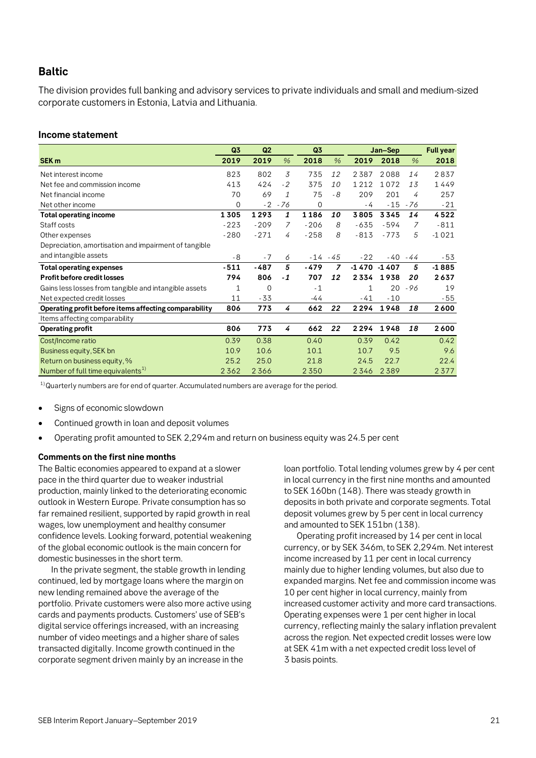## Baltic

The division provides full banking and advisory services to private individuals and small and medium-sized corporate customers in Estonia, Latvia and Lithuania.

### Income statement

| SEK m | Q3 2019 | Q2 2019 | % | Q3 2018 | % | Jan–Sep 2019 | Jan–Sep 2018 | % | Full year 2018 |
|---|---|---|---|---|---|---|---|---|---|
| Net interest income | 823 | 802 | 3 | 735 | 12 | 2 387 | 2 088 | 14 | 2 837 |
| Net fee and commission income | 413 | 424 | -2 | 375 | 10 | 1 212 | 1 072 | 13 | 1 449 |
| Net financial income | 70 | 69 | 1 | 75 | -8 | 209 | 201 | 4 | 257 |
| Net other income | 0 | -2 | -76 | 0 | | -4 | -15 | -76 | -21 |
| **Total operating income** | **1 305** | **1 293** | **1** | **1 186** | **10** | **3 805** | **3 345** | **14** | **4 522** |
| Staff costs | -223 | -209 | 7 | -206 | 8 | -635 | -594 | 7 | -811 |
| Other expenses | -280 | -271 | 4 | -258 | 8 | -813 | -773 | 5 | -1 021 |
| Depreciation, amortisation and impairment of tangible and intangible assets | -8 | -7 | 6 | -14 | -45 | -22 | -40 | -44 | -53 |
| **Total operating expenses** | **-511** | **-487** | **5** | **-479** | **7** | **-1 470** | **-1 407** | **5** | **-1 885** |
| **Profit before credit losses** | **794** | **806** | **-1** | **707** | **12** | **2 334** | **1 938** | **20** | **2 637** |
| Gains less losses from tangible and intangible assets | 1 | 0 | | -1 | | 1 | 20 | -96 | 19 |
| Net expected credit losses | 11 | -33 | | -44 | | -41 | -10 | | -55 |
| **Operating profit before items affecting comparability** | **806** | **773** | **4** | **662** | **22** | **2 294** | **1 948** | **18** | **2 600** |
| Items affecting comparability | | | | | | | | | |
| **Operating profit** | **806** | **773** | **4** | **662** | **22** | **2 294** | **1 948** | **18** | **2 600** |
| Cost/Income ratio | 0.39 | 0.38 | | 0.40 | | 0.39 | 0.42 | | 0.42 |
| Business equity, SEK bn | 10.9 | 10.6 | | 10.1 | | 10.7 | 9.5 | | 9.6 |
| Return on business equity, % | 25.2 | 25.0 | | 21.8 | | 24.5 | 22.7 | | 22.4 |
| Number of full time equivalents[1] | 2 362 | 2 366 | | 2 350 | | 2 346 | 2 389 | | 2 377 |

[1] Quarterly numbers are for end of quarter. Accumulated numbers are average for the period.

- Signs of economic slowdown
- Continued growth in loan and deposit volumes
- Operating profit amounted to SEK 2,294m and return on business equity was 24.5 per cent

**Comments on the first nine months**

The Baltic economies appeared to expand at a slower pace in the third quarter due to weaker industrial production, mainly linked to the deteriorating economic outlook in Western Europe. Private consumption has so far remained resilient, supported by rapid growth in real wages, low unemployment and healthy consumer confidence levels. Looking forward, potential weakening of the global economic outlook is the main concern for domestic businesses in the short term.

In the private segment, the stable growth in lending continued, led by mortgage loans where the margin on new lending remained above the average of the portfolio. Private customers were also more active using cards and payments products. Customers' use of SEB's digital service offerings increased, with an increasing number of video meetings and a higher share of sales transacted digitally. Income growth continued in the corporate segment driven mainly by an increase in the loan portfolio. Total lending volumes grew by 4 per cent in local currency in the first nine months and amounted to SEK 160bn (148). There was steady growth in deposits in both private and corporate segments. Total deposit volumes grew by 5 per cent in local currency and amounted to SEK 151bn (138).

Operating profit increased by 14 per cent in local currency, or by SEK 346m, to SEK 2,294m. Net interest income increased by 11 per cent in local currency mainly due to higher lending volumes, but also due to expanded margins. Net fee and commission income was 10 per cent higher in local currency, mainly from increased customer activity and more card transactions. Operating expenses were 1 per cent higher in local currency, reflecting mainly the salary inflation prevalent across the region. Net expected credit losses were low at SEK 41m with a net expected credit loss level of 3 basis points.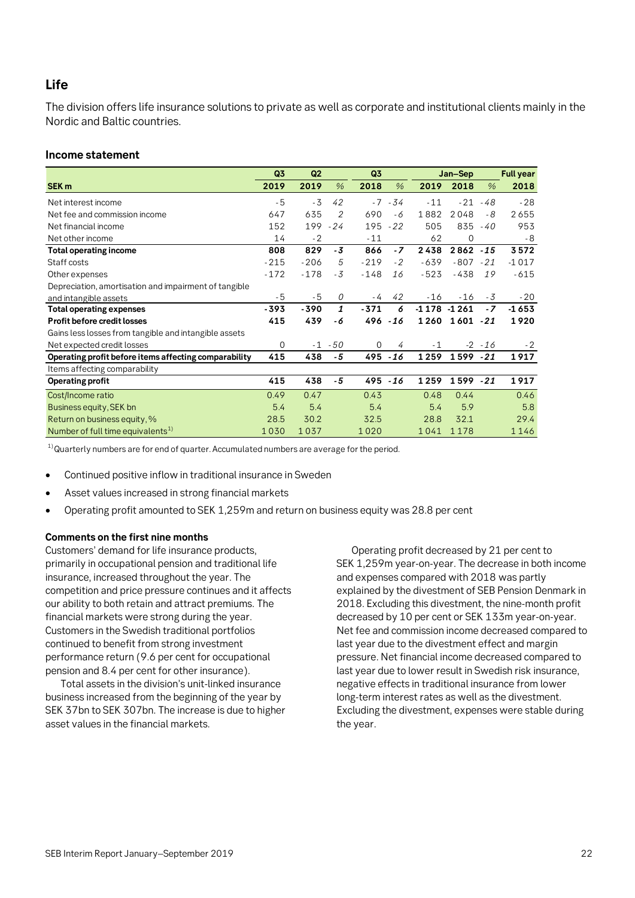## Life

The division offers life insurance solutions to private as well as corporate and institutional clients mainly in the Nordic and Baltic countries.

### Income statement

| SEK m | Q3 2019 | Q2 2019 | % | Q3 2018 | % | Jan–Sep 2019 | Jan–Sep 2018 | % | Full year 2018 |
|---|---|---|---|---|---|---|---|---|---|
| Net interest income | -5 | -3 | 42 | -7 | -34 | -11 | -21 | -48 | -28 |
| Net fee and commission income | 647 | 635 | 2 | 690 | -6 | 1882 | 2048 | -8 | 2655 |
| Net financial income | 152 | 199 | -24 | 195 | -22 | 505 | 835 | -40 | 953 |
| Net other income | 14 | -2 | | -11 | | 62 | 0 | | -8 |
| **Total operating income** | **808** | **829** | **-3** | **866** | **-7** | **2438** | **2862** | **-15** | **3572** |
| Staff costs | -215 | -206 | 5 | -219 | -2 | -639 | -807 | -21 | -1017 |
| Other expenses | -172 | -178 | -3 | -148 | 16 | -523 | -438 | 19 | -615 |
| Depreciation, amortisation and impairment of tangible and intangible assets | -5 | -5 | 0 | -4 | 42 | -16 | -16 | -3 | -20 |
| **Total operating expenses** | **-393** | **-390** | **1** | **-371** | **6** | **-1178** | **-1261** | **-7** | **-1653** |
| **Profit before credit losses** | **415** | **439** | **-6** | **496** | **-16** | **1260** | **1601** | **-21** | **1920** |
| Gains less losses from tangible and intangible assets | | | | | | | | | |
| Net expected credit losses | 0 | -1 | -50 | 0 | 4 | -1 | -2 | -16 | -2 |
| **Operating profit before items affecting comparability** | **415** | **438** | **-5** | **495** | **-16** | **1259** | **1599** | **-21** | **1917** |
| Items affecting comparability | | | | | | | | | |
| **Operating profit** | **415** | **438** | **-5** | **495** | **-16** | **1259** | **1599** | **-21** | **1917** |
| Cost/Income ratio | 0.49 | 0.47 | | 0.43 | | 0.48 | 0.44 | | 0.46 |
| Business equity, SEK bn | 5.4 | 5.4 | | 5.4 | | 5.4 | 5.9 | | 5.8 |
| Return on business equity, % | 28.5 | 30.2 | | 32.5 | | 28.8 | 32.1 | | 29.4 |
| Number of full time equivalents[1] | 1030 | 1037 | | 1020 | | 1041 | 1178 | | 1146 |

[1] Quarterly numbers are for end of quarter. Accumulated numbers are average for the period.

- Continued positive inflow in traditional insurance in Sweden
- Asset values increased in strong financial markets
- Operating profit amounted to SEK 1,259m and return on business equity was 28.8 per cent

#### Comments on the first nine months

Customers' demand for life insurance products, primarily in occupational pension and traditional life insurance, increased throughout the year. The competition and price pressure continues and it affects our ability to both retain and attract premiums. The financial markets were strong during the year. Customers in the Swedish traditional portfolios continued to benefit from strong investment performance return (9.6 per cent for occupational pension and 8.4 per cent for other insurance).

Total assets in the division's unit-linked insurance business increased from the beginning of the year by SEK 37bn to SEK 307bn. The increase is due to higher asset values in the financial markets.

Operating profit decreased by 21 per cent to SEK 1,259m year-on-year. The decrease in both income and expenses compared with 2018 was partly explained by the divestment of SEB Pension Denmark in 2018. Excluding this divestment, the nine-month profit decreased by 10 per cent or SEK 133m year-on-year. Net fee and commission income decreased compared to last year due to the divestment effect and margin pressure. Net financial income decreased compared to last year due to lower result in Swedish risk insurance, negative effects in traditional insurance from lower long-term interest rates as well as the divestment. Excluding the divestment, expenses were stable during the year.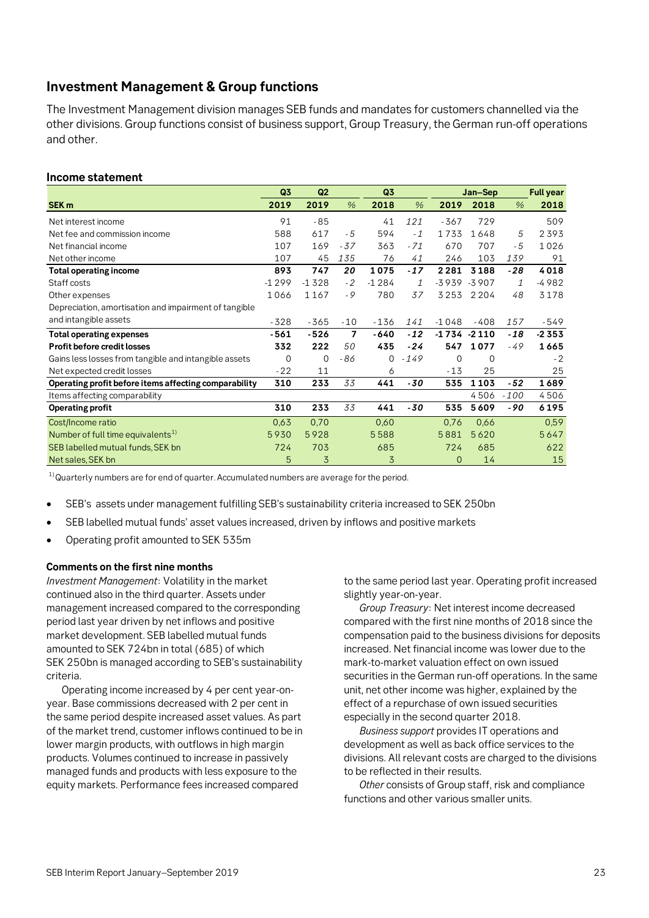## Investment Management & Group functions

The Investment Management division manages SEB funds and mandates for customers channelled via the other divisions. Group functions consist of business support, Group Treasury, the German run-off operations and other.

### Income statement

| SEK m | Q3 2019 | Q2 2019 | % | Q3 2018 | % | Jan–Sep 2019 | Jan–Sep 2018 | % | Full year 2018 |
|---|---|---|---|---|---|---|---|---|---|
| Net interest income | 91 | -85 | | 41 | *121* | -367 | 729 | | 509 |
| Net fee and commission income | 588 | 617 | *-5* | 594 | *-1* | 1 733 | 1 648 | *5* | 2 393 |
| Net financial income | 107 | 169 | *-37* | 363 | *-71* | 670 | 707 | *-5* | 1 026 |
| Net other income | 107 | 45 | *135* | 76 | *41* | 246 | 103 | *139* | 91 |
| **Total operating income** | **893** | **747** | ***20*** | **1 075** | ***-17*** | **2 281** | **3 188** | ***-28*** | **4 018** |
| Staff costs | -1 299 | -1 328 | *-2* | -1 284 | *1* | -3 939 | -3 907 | *1* | -4 982 |
| Other expenses | 1 066 | 1 167 | *-9* | 780 | *37* | 3 253 | 2 204 | *48* | 3 178 |
| Depreciation, amortisation and impairment of tangible and intangible assets | -328 | -365 | *-10* | -136 | *141* | -1 048 | -408 | *157* | -549 |
| **Total operating expenses** | **-561** | **-526** | ***7*** | **-640** | ***-12*** | **-1 734** | **-2 110** | ***-18*** | **-2 353** |
| **Profit before credit losses** | **332** | **222** | *50* | **435** | ***-24*** | **547** | **1 077** | *-49* | **1 665** |
| Gains less losses from tangible and intangible assets | 0 | 0 | *-86* | 0 | *-149* | 0 | 0 | | -2 |
| Net expected credit losses | -22 | 11 | | 6 | | -13 | 25 | | 25 |
| **Operating profit before items affecting comparability** | **310** | **233** | *33* | **441** | ***-30*** | **535** | **1 103** | ***-52*** | **1 689** |
| Items affecting comparability | | | | | | | 4 506 | *-100* | 4 506 |
| **Operating profit** | **310** | **233** | *33* | **441** | ***-30*** | **535** | **5 609** | ***-90*** | **6 195** |
| Cost/Income ratio | 0,63 | 0,70 | | 0,60 | | 0,76 | 0,66 | | 0,59 |
| Number of full time equivalents[1)] | 5 930 | 5 928 | | 5 588 | | 5 881 | 5 620 | | 5 647 |
| SEB labelled mutual funds, SEK bn | 724 | 703 | | 685 | | 724 | 685 | | 622 |
| Net sales, SEK bn | 5 | 3 | | 3 | | 0 | 14 | | 15 |

[1)] Quarterly numbers are for end of quarter. Accumulated numbers are average for the period.

- SEB's assets under management fulfilling SEB's sustainability criteria increased to SEK 250bn
- SEB labelled mutual funds' asset values increased, driven by inflows and positive markets
- Operating profit amounted to SEK 535m

#### Comments on the first nine months

*Investment Management*: Volatility in the market continued also in the third quarter. Assets under management increased compared to the corresponding period last year driven by net inflows and positive market development. SEB labelled mutual funds amounted to SEK 724bn in total (685) of which SEK 250bn is managed according to SEB's sustainability criteria.

Operating income increased by 4 per cent year-on-year. Base commissions decreased with 2 per cent in the same period despite increased asset values. As part of the market trend, customer inflows continued to be in lower margin products, with outflows in high margin products. Volumes continued to increase in passively managed funds and products with less exposure to the equity markets. Performance fees increased compared to the same period last year. Operating profit increased slightly year-on-year.

*Group Treasury*: Net interest income decreased compared with the first nine months of 2018 since the compensation paid to the business divisions for deposits increased. Net financial income was lower due to the mark-to-market valuation effect on own issued securities in the German run-off operations. In the same unit, net other income was higher, explained by the effect of a repurchase of own issued securities especially in the second quarter 2018.

*Business support* provides IT operations and development as well as back office services to the divisions. All relevant costs are charged to the divisions to be reflected in their results.

*Other* consists of Group staff, risk and compliance functions and other various smaller units.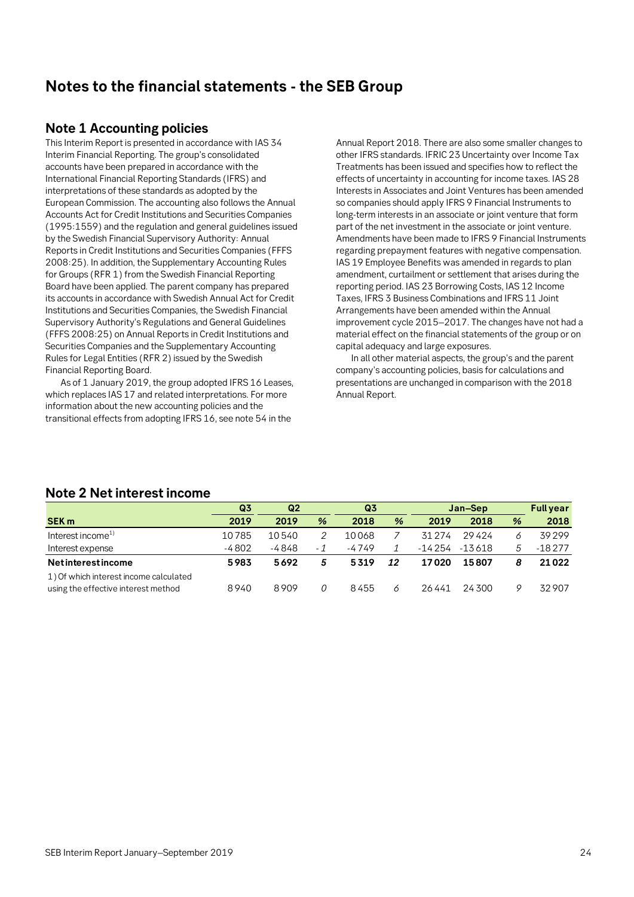# Notes to the financial statements - the SEB Group

## Note 1 Accounting policies

This Interim Report is presented in accordance with IAS 34 Interim Financial Reporting. The group's consolidated accounts have been prepared in accordance with the International Financial Reporting Standards (IFRS) and interpretations of these standards as adopted by the European Commission. The accounting also follows the Annual Accounts Act for Credit Institutions and Securities Companies (1995:1559) and the regulation and general guidelines issued by the Swedish Financial Supervisory Authority: Annual Reports in Credit Institutions and Securities Companies (FFFS 2008:25). In addition, the Supplementary Accounting Rules for Groups (RFR 1) from the Swedish Financial Reporting Board have been applied. The parent company has prepared its accounts in accordance with Swedish Annual Act for Credit Institutions and Securities Companies, the Swedish Financial Supervisory Authority's Regulations and General Guidelines (FFFS 2008:25) on Annual Reports in Credit Institutions and Securities Companies and the Supplementary Accounting Rules for Legal Entities (RFR 2) issued by the Swedish Financial Reporting Board.

As of 1 January 2019, the group adopted IFRS 16 Leases, which replaces IAS 17 and related interpretations. For more information about the new accounting policies and the transitional effects from adopting IFRS 16, see note 54 in the Annual Report 2018. There are also some smaller changes to other IFRS standards. IFRIC 23 Uncertainty over Income Tax Treatments has been issued and specifies how to reflect the effects of uncertainty in accounting for income taxes. IAS 28 Interests in Associates and Joint Ventures has been amended so companies should apply IFRS 9 Financial Instruments to long-term interests in an associate or joint venture that form part of the net investment in the associate or joint venture. Amendments have been made to IFRS 9 Financial Instruments regarding prepayment features with negative compensation. IAS 19 Employee Benefits was amended in regards to plan amendment, curtailment or settlement that arises during the reporting period. IAS 23 Borrowing Costs, IAS 12 Income Taxes, IFRS 3 Business Combinations and IFRS 11 Joint Arrangements have been amended within the Annual improvement cycle 2015–2017. The changes have not had a material effect on the financial statements of the group or on capital adequacy and large exposures.

In all other material aspects, the group's and the parent company's accounting policies, basis for calculations and presentations are unchanged in comparison with the 2018 Annual Report.

## Note 2 Net interest income

| | Q3 | Q2 | | Q3 | | Jan–Sep | | | Full year |
|---|---|---|---|---|---|---|---|---|---|
| **SEK m** | **2019** | **2019** | **%** | **2018** | **%** | **2019** | **2018** | **%** | **2018** |
| Interest income[1] | 10 785 | 10 540 | 2 | 10 068 | 7 | 31 274 | 29 424 | 6 | 39 299 |
| Interest expense | -4 802 | -4 848 | -1 | -4 749 | 1 | -14 254 | -13 618 | 5 | -18 277 |
| **Net interest income** | **5 983** | **5 692** | **5** | **5 319** | **12** | **17 020** | **15 807** | **8** | **21 022** |
| 1) Of which interest income calculated using the effective interest method | 8 940 | 8 909 | 0 | 8 455 | 6 | 26 441 | 24 300 | 9 | 32 907 |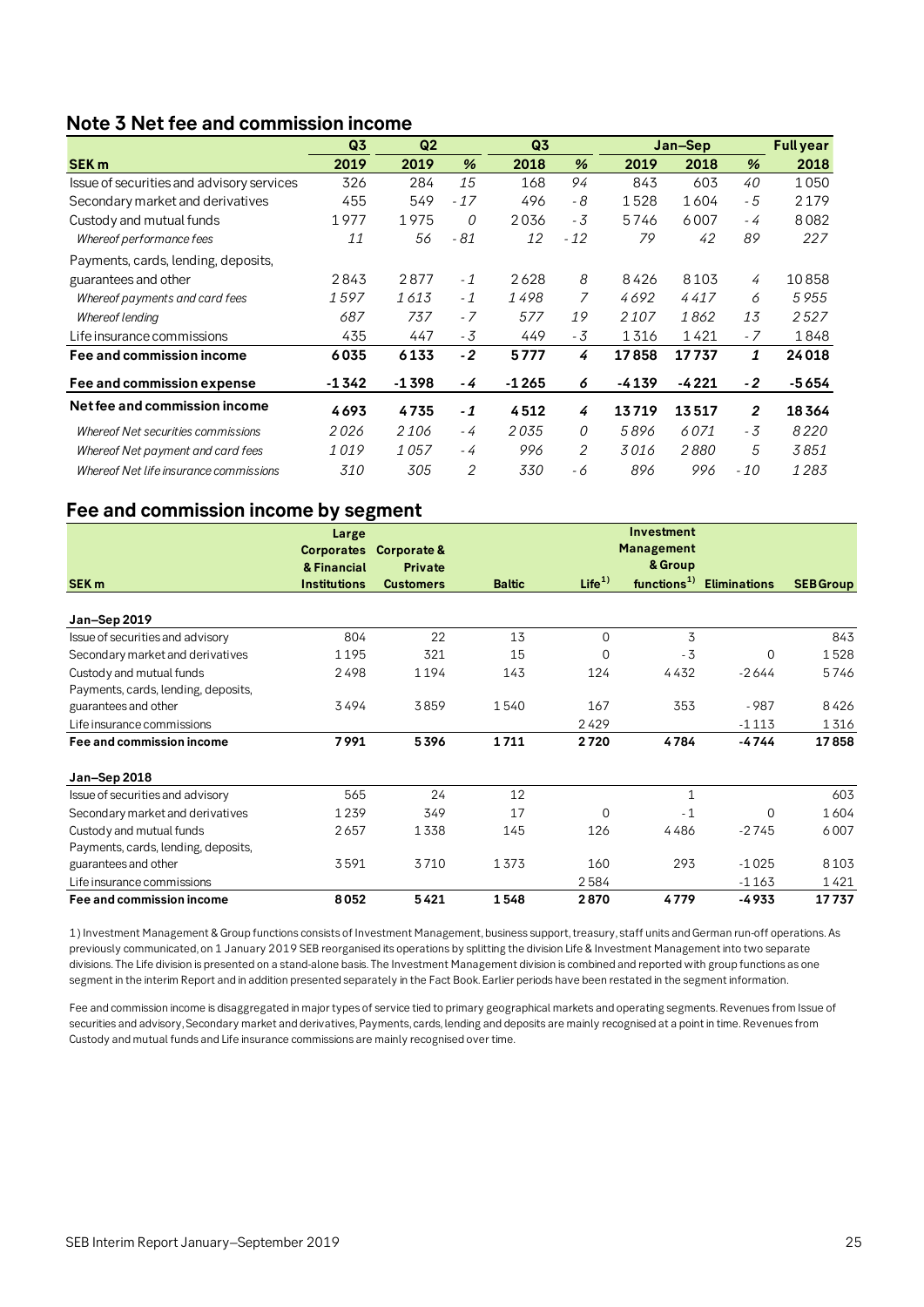## Note 3 Net fee and commission income

| SEK m | Q3 2019 | Q2 2019 | % | Q3 2018 | % | Jan–Sep 2019 | Jan–Sep 2018 | % | Full year 2018 |
|---|---|---|---|---|---|---|---|---|---|
| Issue of securities and advisory services | 326 | 284 | *15* | 168 | *94* | 843 | 603 | *40* | 1 050 |
| Secondary market and derivatives | 455 | 549 | *-17* | 496 | *-8* | 1 528 | 1 604 | *-5* | 2 179 |
| Custody and mutual funds | 1 977 | 1 975 | *0* | 2 036 | *-3* | 5 746 | 6 007 | *-4* | 8 082 |
| *Whereof performance fees* | *11* | *56* | *-81* | *12* | *-12* | *79* | *42* | *89* | *227* |
| Payments, cards, lending, deposits, guarantees and other | 2 843 | 2 877 | *-1* | 2 628 | *8* | 8 426 | 8 103 | *4* | 10 858 |
| *Whereof payments and card fees* | *1 597* | *1 613* | *-1* | *1 498* | *7* | *4 692* | *4 417* | *6* | *5 955* |
| *Whereof lending* | *687* | *737* | *-7* | *577* | *19* | *2 107* | *1 862* | *13* | *2 527* |
| Life insurance commissions | 435 | 447 | *-3* | 449 | *-3* | 1 316 | 1 421 | *-7* | 1 848 |
| **Fee and commission income** | **6 035** | **6 133** | ***-2*** | **5 777** | ***4*** | **17 858** | **17 737** | ***1*** | **24 018** |
| **Fee and commission expense** | **-1 342** | **-1 398** | ***-4*** | **-1 265** | ***6*** | **-4 139** | **-4 221** | ***-2*** | **-5 654** |
| **Net fee and commission income** | **4 693** | **4 735** | ***-1*** | **4 512** | ***4*** | **13 719** | **13 517** | ***2*** | **18 364** |
| *Whereof Net securities commissions* | *2 026* | *2 106* | *-4* | *2 035* | *0* | *5 896* | *6 071* | *-3* | *8 220* |
| *Whereof Net payment and card fees* | *1 019* | *1 057* | *-4* | *996* | *2* | *3 016* | *2 880* | *5* | *3 851* |
| *Whereof Net life insurance commissions* | *310* | *305* | *2* | *330* | *-6* | *896* | *996* | *-10* | *1 283* |

## Fee and commission income by segment

| SEK m | Large Corporates & Financial Institutions | Corporate & Private Customers | Baltic | Life[1] | Investment Management & Group functions[1] | Eliminations | SEB Group |
|---|---|---|---|---|---|---|---|
| **Jan–Sep 2019** | | | | | | | |
| Issue of securities and advisory | 804 | 22 | 13 | 0 | 3 | | 843 |
| Secondary market and derivatives | 1 195 | 321 | 15 | 0 | -3 | 0 | 1 528 |
| Custody and mutual funds | 2 498 | 1 194 | 143 | 124 | 4 432 | -2 644 | 5 746 |
| Payments, cards, lending, deposits, guarantees and other | 3 494 | 3 859 | 1 540 | 167 | 353 | -987 | 8 426 |
| Life insurance commissions | | | | 2 429 | | -1 113 | 1 316 |
| **Fee and commission income** | **7 991** | **5 396** | **1 711** | **2 720** | **4 784** | **-4 744** | **17 858** |
| **Jan–Sep 2018** | | | | | | | |
| Issue of securities and advisory | 565 | 24 | 12 | | 1 | | 603 |
| Secondary market and derivatives | 1 239 | 349 | 17 | 0 | -1 | 0 | 1 604 |
| Custody and mutual funds | 2 657 | 1 338 | 145 | 126 | 4 486 | -2 745 | 6 007 |
| Payments, cards, lending, deposits, guarantees and other | 3 591 | 3 710 | 1 373 | 160 | 293 | -1 025 | 8 103 |
| Life insurance commissions | | | | 2 584 | | -1 163 | 1 421 |
| **Fee and commission income** | **8 052** | **5 421** | **1 548** | **2 870** | **4 779** | **-4 933** | **17 737** |

1) Investment Management & Group functions consists of Investment Management, business support, treasury, staff units and German run-off operations. As previously communicated, on 1 January 2019 SEB reorganised its operations by splitting the division Life & Investment Management into two separate divisions. The Life division is presented on a stand-alone basis. The Investment Management division is combined and reported with group functions as one segment in the interim Report and in addition presented separately in the Fact Book. Earlier periods have been restated in the segment information.

Fee and commission income is disaggregated in major types of service tied to primary geographical markets and operating segments. Revenues from Issue of securities and advisory, Secondary market and derivatives, Payments, cards, lending and deposits are mainly recognised at a point in time. Revenues from Custody and mutual funds and Life insurance commissions are mainly recognised over time.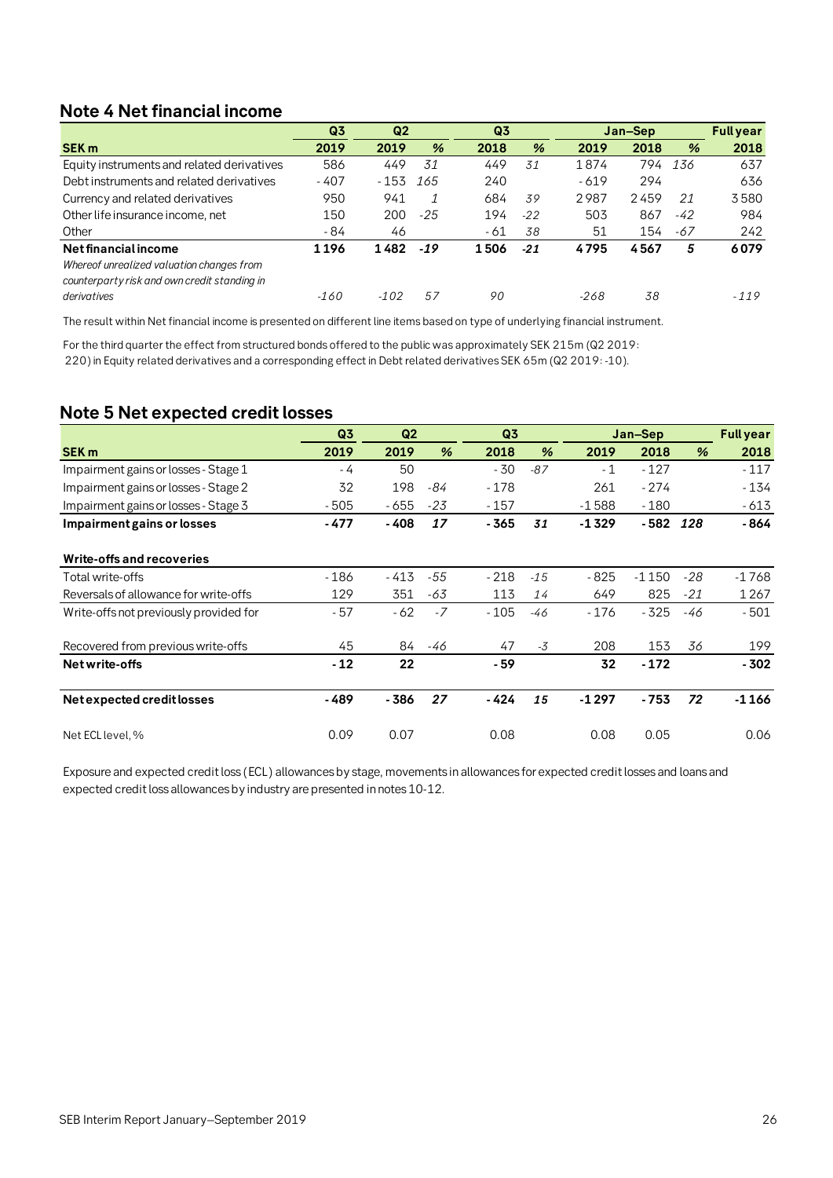## Note 4 Net financial income

| SEK m | Q3 2019 | Q2 2019 | % | Q3 2018 | % | Jan–Sep 2019 | Jan–Sep 2018 | % | Full year 2018 |
|---|---|---|---|---|---|---|---|---|---|
| Equity instruments and related derivatives | 586 | 449 | *31* | 449 | *31* | 1 874 | 794 | *136* | 637 |
| Debt instruments and related derivatives | - 407 | - 153 | *165* | 240 | | - 619 | 294 | | 636 |
| Currency and related derivatives | 950 | 941 | *1* | 684 | *39* | 2 987 | 2 459 | *21* | 3 580 |
| Other life insurance income, net | 150 | 200 | *-25* | 194 | *-22* | 503 | 867 | *-42* | 984 |
| Other | - 84 | 46 | | - 61 | *38* | 51 | 154 | *-67* | 242 |
| **Net financial income** | **1 196** | **1 482** | ***-19*** | **1 506** | ***-21*** | **4 795** | **4 567** | ***5*** | **6 079** |
| *Whereof unrealized valuation changes from counterparty risk and own credit standing in derivatives* | *-160* | *-102* | *57* | *90* | | *-268* | *38* | | *-119* |

The result within Net financial income is presented on different line items based on type of underlying financial instrument.

For the third quarter the effect from structured bonds offered to the public was approximately SEK 215m (Q2 2019: 220) in Equity related derivatives and a corresponding effect in Debt related derivatives SEK 65m (Q2 2019: -10).

## Note 5 Net expected credit losses

| SEK m | Q3 2019 | Q2 2019 | % | Q3 2018 | % | Jan–Sep 2019 | Jan–Sep 2018 | % | Full year 2018 |
|---|---|---|---|---|---|---|---|---|---|
| Impairment gains or losses - Stage 1 | - 4 | 50 | | - 30 | *-87* | - 1 | - 127 | | - 117 |
| Impairment gains or losses - Stage 2 | 32 | 198 | *-84* | - 178 | | 261 | - 274 | | - 134 |
| Impairment gains or losses - Stage 3 | - 505 | - 655 | *-23* | - 157 | | -1 588 | - 180 | | - 613 |
| **Impairment gains or losses** | **- 477** | **- 408** | ***17*** | **- 365** | ***31*** | **-1 329** | **- 582** | ***128*** | **- 864** |
| | | | | | | | | | |
| **Write-offs and recoveries** | | | | | | | | | |
| Total write-offs | - 186 | - 413 | *-55* | - 218 | *-15* | - 825 | -1 150 | *-28* | -1 768 |
| Reversals of allowance for write-offs | 129 | 351 | *-63* | 113 | *14* | 649 | 825 | *-21* | 1 267 |
| Write-offs not previously provided for | - 57 | - 62 | *-7* | - 105 | *-46* | - 176 | - 325 | *-46* | - 501 |
| Recovered from previous write-offs | 45 | 84 | *-46* | 47 | *-3* | 208 | 153 | *36* | 199 |
| **Net write-offs** | **- 12** | **22** | | **- 59** | | **32** | **- 172** | | **- 302** |
| | | | | | | | | | |
| **Net expected credit losses** | **- 489** | **- 386** | ***27*** | **- 424** | ***15*** | **-1 297** | **- 753** | ***72*** | **-1 166** |
| | | | | | | | | | |
| Net ECL level, % | 0.09 | 0.07 | | 0.08 | | 0.08 | 0.05 | | 0.06 |

Exposure and expected credit loss (ECL) allowances by stage, movements in allowances for expected credit losses and loans and expected credit loss allowances by industry are presented in notes 10-12.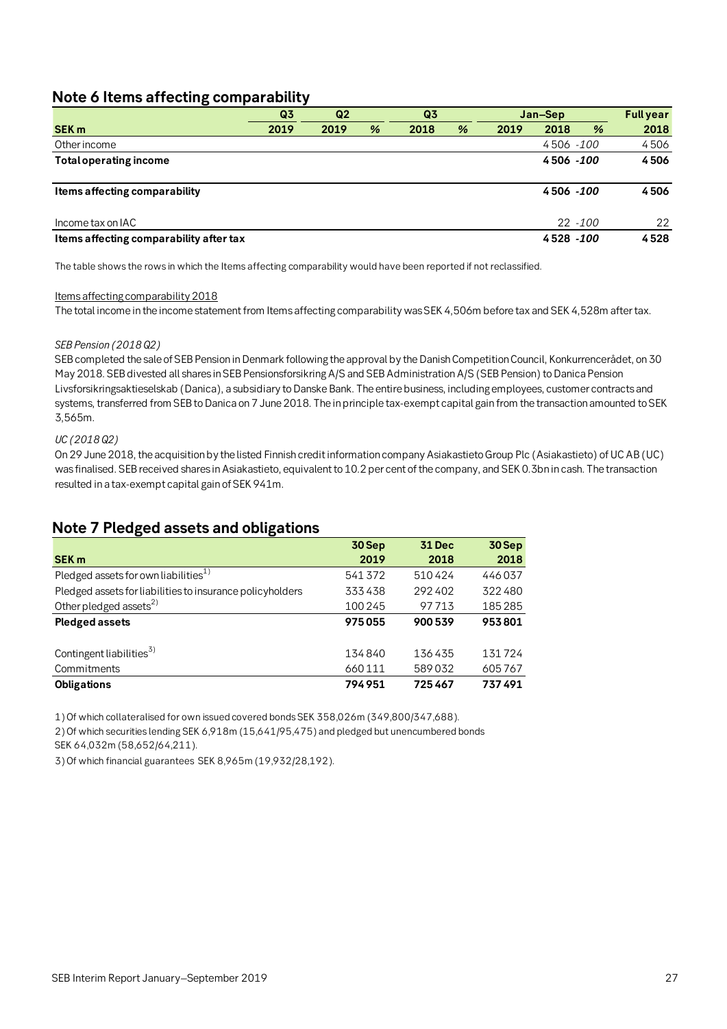## Note 6 Items affecting comparability

| | Q3 | Q2 | | Q3 | | Jan–Sep | | | Full year |
|---|---|---|---|---|---|---|---|---|---|
| **SEK m** | **2019** | **2019** | **%** | **2018** | **%** | **2019** | **2018** | **%** | **2018** |
| Other income | | | | | | | 4 506 | -100 | 4 506 |
| **Total operating income** | | | | | | | **4 506** | **-100** | **4 506** |
| **Items affecting comparability** | | | | | | | **4 506** | **-100** | **4 506** |
| Income tax on IAC | | | | | | | 22 | -100 | 22 |
| **Items affecting comparability after tax** | | | | | | | **4 528** | **-100** | **4 528** |

The table shows the rows in which the Items affecting comparability would have been reported if not reclassified.

Items affecting comparability 2018

The total income in the income statement from Items affecting comparability was SEK 4,506m before tax and SEK 4,528m after tax.

*SEB Pension (2018 Q2)*

SEB completed the sale of SEB Pension in Denmark following the approval by the Danish Competition Council, Konkurrencerådet, on 30 May 2018. SEB divested all shares in SEB Pensionsforsikring A/S and SEB Administration A/S (SEB Pension) to Danica Pension Livsforsikringsaktieselskab (Danica), a subsidiary to Danske Bank. The entire business, including employees, customer contracts and systems, transferred from SEB to Danica on 7 June 2018. The in principle tax-exempt capital gain from the transaction amounted to SEK 3,565m.

*UC (2018 Q2)*

On 29 June 2018, the acquisition by the listed Finnish credit information company Asiakastieto Group Plc (Asiakastieto) of UC AB (UC) was finalised. SEB received shares in Asiakastieto, equivalent to 10.2 per cent of the company, and SEK 0.3bn in cash. The transaction resulted in a tax-exempt capital gain of SEK 941m.

## Note 7 Pledged assets and obligations

| | 30 Sep | 31 Dec | 30 Sep |
|---|---|---|---|
| **SEK m** | **2019** | **2018** | **2018** |
| Pledged assets for own liabilities[1] | 541 372 | 510 424 | 446 037 |
| Pledged assets for liabilities to insurance policyholders | 333 438 | 292 402 | 322 480 |
| Other pledged assets[2] | 100 245 | 97 713 | 185 285 |
| **Pledged assets** | **975 055** | **900 539** | **953 801** |
| Contingent liabilities[3] | 134 840 | 136 435 | 131 724 |
| Commitments | 660 111 | 589 032 | 605 767 |
| **Obligations** | **794 951** | **725 467** | **737 491** |

1) Of which collateralised for own issued covered bonds SEK 358,026m (349,800/347,688).

2) Of which securities lending SEK 6,918m (15,641/95,475) and pledged but unencumbered bonds SEK 64,032m (58,652/64,211).

3) Of which financial guarantees SEK 8,965m (19,932/28,192).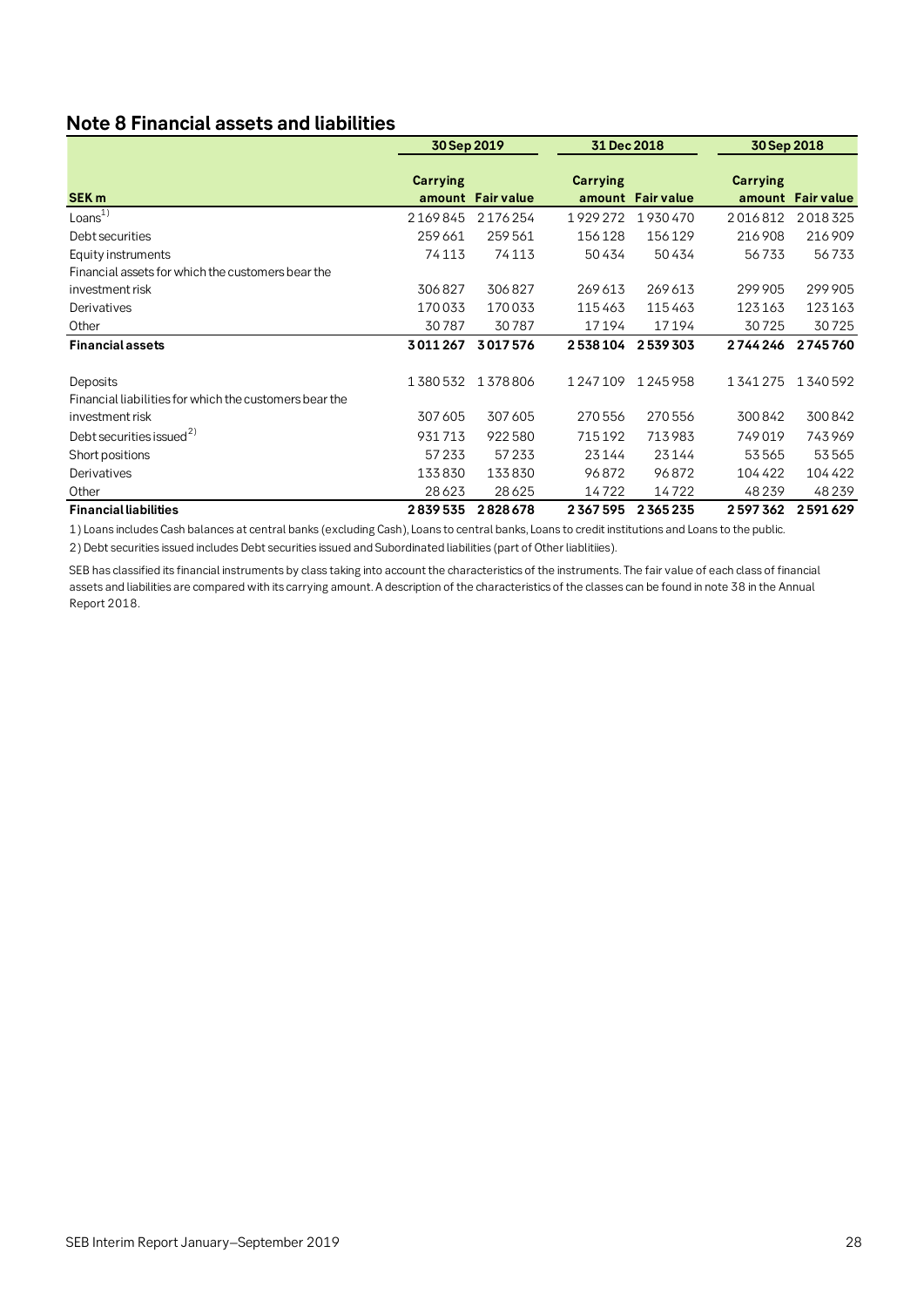## Note 8 Financial assets and liabilities

| SEK m | 30 Sep 2019 | | 31 Dec 2018 | | 30 Sep 2018 | |
|---|---|---|---|---|---|---|
| | Carrying amount | Fair value | Carrying amount | Fair value | Carrying amount | Fair value |
| Loans[1] | 2 169 845 | 2 176 254 | 1 929 272 | 1 930 470 | 2 016 812 | 2 018 325 |
| Debt securities | 259 661 | 259 561 | 156 128 | 156 129 | 216 908 | 216 909 |
| Equity instruments | 74 113 | 74 113 | 50 434 | 50 434 | 56 733 | 56 733 |
| Financial assets for which the customers bear the investment risk | 306 827 | 306 827 | 269 613 | 269 613 | 299 905 | 299 905 |
| Derivatives | 170 033 | 170 033 | 115 463 | 115 463 | 123 163 | 123 163 |
| Other | 30 787 | 30 787 | 17 194 | 17 194 | 30 725 | 30 725 |
| **Financial assets** | **3 011 267** | **3 017 576** | **2 538 104** | **2 539 303** | **2 744 246** | **2 745 760** |
| | | | | | | |
| Deposits | 1 380 532 | 1 378 806 | 1 247 109 | 1 245 958 | 1 341 275 | 1 340 592 |
| Financial liabilities for which the customers bear the investment risk | 307 605 | 307 605 | 270 556 | 270 556 | 300 842 | 300 842 |
| Debt securities issued[2] | 931 713 | 922 580 | 715 192 | 713 983 | 749 019 | 743 969 |
| Short positions | 57 233 | 57 233 | 23 144 | 23 144 | 53 565 | 53 565 |
| Derivatives | 133 830 | 133 830 | 96 872 | 96 872 | 104 422 | 104 422 |
| Other | 28 623 | 28 625 | 14 722 | 14 722 | 48 239 | 48 239 |
| **Financial liabilities** | **2 839 535** | **2 828 678** | **2 367 595** | **2 365 235** | **2 597 362** | **2 591 629** |

1) Loans includes Cash balances at central banks (excluding Cash), Loans to central banks, Loans to credit institutions and Loans to the public.

2) Debt securities issued includes Debt securities issued and Subordinated liabilities (part of Other liablitiies).

SEB has classified its financial instruments by class taking into account the characteristics of the instruments. The fair value of each class of financial assets and liabilities are compared with its carrying amount. A description of the characteristics of the classes can be found in note 38 in the Annual Report 2018.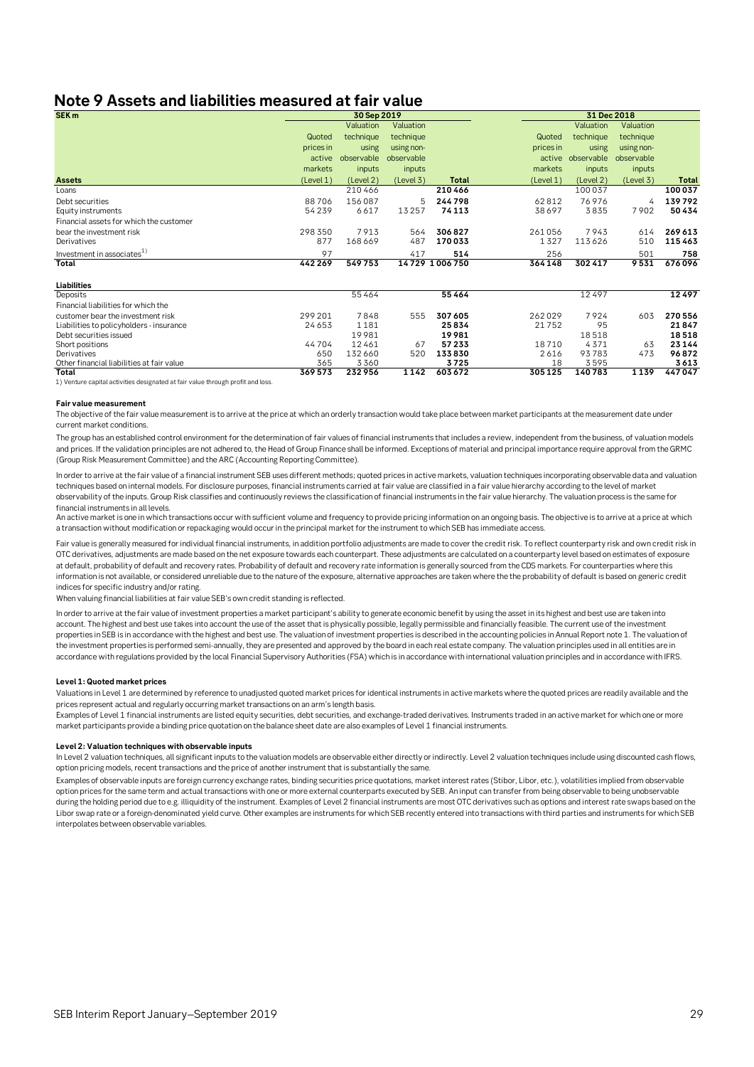# Note 9 Assets and liabilities measured at fair value

| SEK m | 30 Sep 2019 | | | | 31 Dec 2018 | | | |
|---|---|---|---|---|---|---|---|---|
| | Quoted prices in active markets | Valuation technique using observable inputs | Valuation technique using non-observable inputs | | Quoted prices in active markets | Valuation technique using observable inputs | Valuation technique using non-observable inputs | |
| **Assets** | (Level 1) | (Level 2) | (Level 3) | **Total** | (Level 1) | (Level 2) | (Level 3) | **Total** |
| Loans | | 210466 | | **210466** | | 100037 | | **100037** |
| Debt securities | 88706 | 156087 | 5 | **244798** | 62812 | 76976 | 4 | **139792** |
| Equity instruments | 54239 | 6617 | 13257 | **74113** | 38697 | 3835 | 7902 | **50434** |
| Financial assets for which the customer bear the investment risk | 298350 | 7913 | 564 | **306827** | 261056 | 7943 | 614 | **269613** |
| Derivatives | 877 | 168669 | 487 | **170033** | 1327 | 113626 | 510 | **115463** |
| Investment in associates[1] | 97 | | 417 | **514** | 256 | | 501 | **758** |
| **Total** | **442269** | **549753** | **14729** | **1006750** | **364148** | **302417** | **9531** | **676096** |
| | | | | | | | | |
| **Liabilities** | | | | | | | | |
| Deposits | | 55464 | | **55464** | | 12497 | | **12497** |
| Financial liabilities for which the customer bear the investment risk | 299201 | 7848 | 555 | **307605** | 262029 | 7924 | 603 | **270556** |
| Liabilities to policyholders - insurance | 24653 | 1181 | | **25834** | 21752 | 95 | | **21847** |
| Debt securities issued | | 19981 | | **19981** | | 18518 | | **18518** |
| Short positions | 44704 | 12461 | 67 | **57233** | 18710 | 4371 | 63 | **23144** |
| Derivatives | 650 | 132660 | 520 | **133830** | 2616 | 93783 | 473 | **96872** |
| Other financial liabilities at fair value | 365 | 3360 | | **3725** | 18 | 3595 | | **3613** |
| **Total** | **369573** | **232956** | **1142** | **603672** | **305125** | **140783** | **1139** | **447047** |

1) Venture capital activities designated at fair value through profit and loss.

**Fair value measurement**

The objective of the fair value measurement is to arrive at the price at which an orderly transaction would take place between market participants at the measurement date under current market conditions.

The group has an established control environment for the determination of fair values of financial instruments that includes a review, independent from the business, of valuation models and prices. If the validation principles are not adhered to, the Head of Group Finance shall be informed. Exceptions of material and principal importance require approval from the GRMC (Group Risk Measurement Committee) and the ARC (Accounting Reporting Committee).

In order to arrive at the fair value of a financial instrument SEB uses different methods; quoted prices in active markets, valuation techniques incorporating observable data and valuation techniques based on internal models. For disclosure purposes, financial instruments carried at fair value are classified in a fair value hierarchy according to the level of market observability of the inputs. Group Risk classifies and continuously reviews the classification of financial instruments in the fair value hierarchy. The valuation process is the same for financial instruments in all levels.

An active market is one in which transactions occur with sufficient volume and frequency to provide pricing information on an ongoing basis. The objective is to arrive at a price at which a transaction without modification or repackaging would occur in the principal market for the instrument to which SEB has immediate access.

Fair value is generally measured for individual financial instruments, in addition portfolio adjustments are made to cover the credit risk. To reflect counterparty risk and own credit risk in OTC derivatives, adjustments are made based on the net exposure towards each counterpart. These adjustments are calculated on a counterparty level based on estimates of exposure at default, probability of default and recovery rates. Probability of default and recovery rate information is generally sourced from the CDS markets. For counterparties where this information is not available, or considered unreliable due to the nature of the exposure, alternative approaches are taken where the the probability of default is based on generic credit indices for specific industry and/or rating.

When valuing financial liabilities at fair value SEB's own credit standing is reflected.

In order to arrive at the fair value of investment properties a market participant's ability to generate economic benefit by using the asset in its highest and best use are taken into account. The highest and best use takes into account the use of the asset that is physically possible, legally permissible and financially feasible. The current use of the investment properties in SEB is in accordance with the highest and best use. The valuation of investment properties is described in the accounting policies in Annual Report note 1. The valuation of the investment properties is performed semi-annually, they are presented and approved by the board in each real estate company. The valuation principles used in all entities are in accordance with regulations provided by the local Financial Supervisory Authorities (FSA) which is in accordance with international valuation principles and in accordance with IFRS.

**Level 1: Quoted market prices**

Valuations in Level 1 are determined by reference to unadjusted quoted market prices for identical instruments in active markets where the quoted prices are readily available and the prices represent actual and regularly occurring market transactions on an arm's length basis.

Examples of Level 1 financial instruments are listed equity securities, debt securities, and exchange-traded derivatives. Instruments traded in an active market for which one or more market participants provide a binding price quotation on the balance sheet date are also examples of Level 1 financial instruments.

**Level 2: Valuation techniques with observable inputs**

In Level 2 valuation techniques, all significant inputs to the valuation models are observable either directly or indirectly. Level 2 valuation techniques include using discounted cash flows, option pricing models, recent transactions and the price of another instrument that is substantially the same.

Examples of observable inputs are foreign currency exchange rates, binding securities price quotations, market interest rates (Stibor, Libor, etc.), volatilities implied from observable option prices for the same term and actual transactions with one or more external counterparts executed by SEB. An input can transfer from being observable to being unobservable during the holding period due to e.g. illiquidity of the instrument. Examples of Level 2 financial instruments are most OTC derivatives such as options and interest rate swaps based on the Libor swap rate or a foreign-denominated yield curve. Other examples are instruments for which SEB recently entered into transactions with third parties and instruments for which SEB interpolates between observable variables.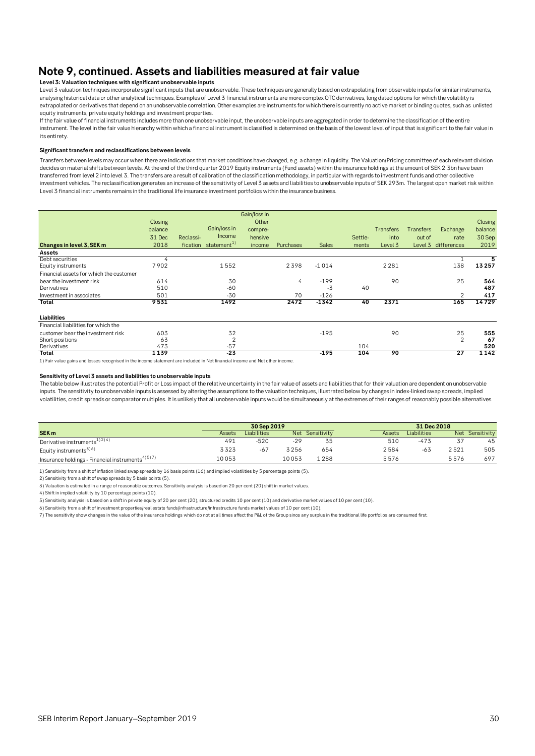# Note 9, continued. Assets and liabilities measured at fair value

**Level 3: Valuation techniques with significant unobservable inputs**

Level 3 valuation techniques incorporate significant inputs that are unobservable. These techniques are generally based on extrapolating from observable inputs for similar instruments, analysing historical data or other analytical techniques. Examples of Level 3 financial instruments are more complex OTC derivatives, long dated options for which the volatility is extrapolated or derivatives that depend on an unobservable correlation. Other examples are instruments for which there is currently no active market or binding quotes, such as unlisted equity instruments, private equity holdings and investment properties.

If the fair value of financial instruments includes more than one unobservable input, the unobservable inputs are aggregated in order to determine the classification of the entire instrument. The level in the fair value hierarchy within which a financial instrument is classified is determined on the basis of the lowest level of input that is significant to the fair value in its entirety.

**Significant transfers and reclassifications between levels**

Transfers between levels may occur when there are indications that market conditions have changed, e.g. a change in liquidity. The Valuation/Pricing committee of each relevant division decides on material shifts between levels. At the end of the third quarter 2019 Equity instruments (Fund assets) within the insurance holdings at the amount of SEK 2.3bn have been transferred from level 2 into level 3. The transfers are a result of calibration of the classification methodology, in particular with regards to investment funds and other collective investment vehicles. The reclassification generates an increase of the sensitivity of Level 3 assets and liabilities to unobservable inputs of SEK 293m. The largest open market risk within Level 3 financial instruments remains in the traditional life insurance investment portfolios within the insurance business.

| Changes in level 3, SEK m | Closing balance 31 Dec 2018 | Reclassification | Gain/loss in Income statement[1] | Gain/loss in Other comprehensive income | Purchases | Sales | Settlements | Transfers into Level 3 | Transfers out of Level 3 | Exchange rate differences | Closing balance 30 Sep 2019 |
|---|---|---|---|---|---|---|---|---|---|---|---|
| **Assets** | | | | | | | | | | | |
| Debt securities | 4 | | | | | | | | | 1 | **5** |
| Equity instruments | 7902 | | 1552 | | 2398 | -1014 | | 2281 | | 138 | **13257** |
| Financial assets for which the customer bear the investment risk | 614 | | 30 | | 4 | -199 | | 90 | | 25 | **564** |
| Derivatives | 510 | | -60 | | | -3 | 40 | | | | **487** |
| Investment in associates | 501 | | -30 | | 70 | -126 | | | | 2 | **417** |
| **Total** | **9531** | | **1492** | | **2472** | **-1342** | **40** | **2371** | | **165** | **14729** |
| **Liabilities** | | | | | | | | | | | |
| Financial liabilities for which the customer bear the investment risk | 603 | | 32 | | | -195 | | 90 | | 25 | **555** |
| Short positions | 63 | | 2 | | | | | | | 2 | **67** |
| Derivatives | 473 | | -57 | | | | 104 | | | | **520** |
| **Total** | **1139** | | **-23** | | | **-195** | **104** | **90** | | **27** | **1142** |

1) Fair value gains and losses recognised in the income statement are included in Net financial income and Net other income.

**Sensitivity of Level 3 assets and liabilities to unobservable inputs**

The table below illustrates the potential Profit or Loss impact of the relative uncertainty in the fair value of assets and liabilities that for their valuation are dependent on unobservable inputs. The sensitivity to unobservable inputs is assessed by altering the assumptions to the valuation techniques, illustrated below by changes in index-linked swap spreads, implied volatilities, credit spreads or comparator multiples. It is unlikely that all unobservable inputs would be simultaneously at the extremes of their ranges of reasonably possible alternatives.

| | 30 Sep 2019 | | | | 31 Dec 2018 | | | |
|---|---|---|---|---|---|---|---|---|
| **SEK m** | Assets | Liabilities | Net | Sensitivity | Assets | Liabilities | Net | Sensitivity |
| Derivative instruments[1)2)4)] | 491 | -520 | -29 | 35 | 510 | -473 | 37 | 45 |
| Equity instruments[3)6)] | 3323 | -67 | 3256 | 654 | 2584 | -63 | 2521 | 505 |
| Insurance holdings - Financial instruments[4)5)7)] | 10053 | | 10053 | 1288 | 5576 | | 5576 | 697 |

1) Sensitivity from a shift of inflation linked swap spreads by 16 basis points (16) and implied volatilities by 5 percentage points (5).

2) Sensitivity from a shift of swap spreads by 5 basis points (5).

3) Valuation is estimated in a range of reasonable outcomes. Sensitivity analysis is based on 20 per cent (20) shift in market values.

4) Shift in implied volatility by 10 percentage points (10).

5) Sensitivity analysis is based on a shift in private equity of 20 per cent (20), structured credits 10 per cent (10) and derivative market values of 10 per cent (10).

6) Sensitivity from a shift of investment properties/real estate funds/infrastructure/infrastructure funds market values of 10 per cent (10).

7) The sensitivity show changes in the value of the insurance holdings which do not at all times affect the P&L of the Group since any surplus in the traditional life portfolios are consumed first.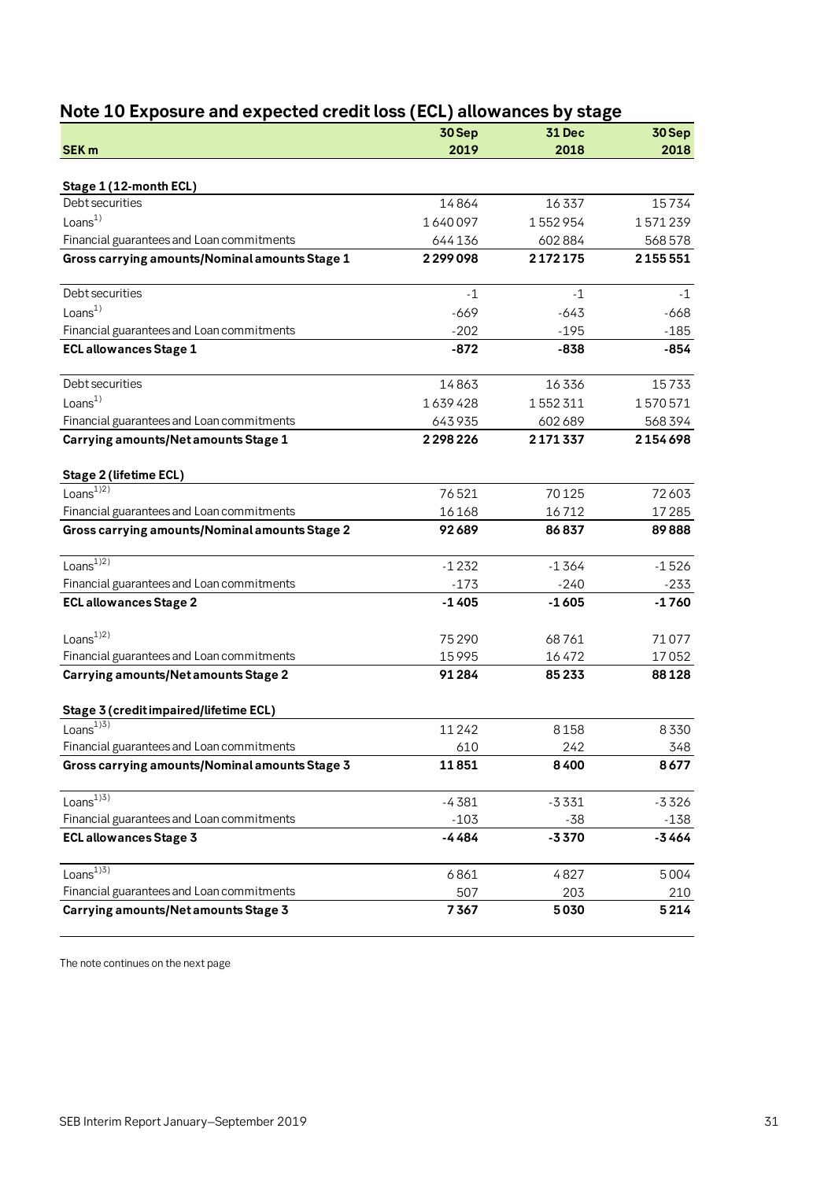## Note 10 Exposure and expected credit loss (ECL) allowances by stage

| SEK m | 30 Sep 2019 | 31 Dec 2018 | 30 Sep 2018 |
|---|---|---|---|
| **Stage 1 (12-month ECL)** | | | |
| Debt securities | 14 864 | 16 337 | 15 734 |
| Loans[1] | 1 640 097 | 1 552 954 | 1 571 239 |
| Financial guarantees and Loan commitments | 644 136 | 602 884 | 568 578 |
| **Gross carrying amounts/Nominal amounts Stage 1** | **2 299 098** | **2 172 175** | **2 155 551** |
| Debt securities | -1 | -1 | -1 |
| Loans[1] | -669 | -643 | -668 |
| Financial guarantees and Loan commitments | -202 | -195 | -185 |
| **ECL allowances Stage 1** | **-872** | **-838** | **-854** |
| Debt securities | 14 863 | 16 336 | 15 733 |
| Loans[1] | 1 639 428 | 1 552 311 | 1 570 571 |
| Financial guarantees and Loan commitments | 643 935 | 602 689 | 568 394 |
| **Carrying amounts/Net amounts Stage 1** | **2 298 226** | **2 171 337** | **2 154 698** |
| **Stage 2 (lifetime ECL)** | | | |
| Loans[1)2)] | 76 521 | 70 125 | 72 603 |
| Financial guarantees and Loan commitments | 16 168 | 16 712 | 17 285 |
| **Gross carrying amounts/Nominal amounts Stage 2** | **92 689** | **86 837** | **89 888** |
| Loans[1)2)] | -1 232 | -1 364 | -1 526 |
| Financial guarantees and Loan commitments | -173 | -240 | -233 |
| **ECL allowances Stage 2** | **-1 405** | **-1 605** | **-1 760** |
| Loans[1)2)] | 75 290 | 68 761 | 71 077 |
| Financial guarantees and Loan commitments | 15 995 | 16 472 | 17 052 |
| **Carrying amounts/Net amounts Stage 2** | **91 284** | **85 233** | **88 128** |
| **Stage 3 (credit impaired/lifetime ECL)** | | | |
| Loans[1)3)] | 11 242 | 8 158 | 8 330 |
| Financial guarantees and Loan commitments | 610 | 242 | 348 |
| **Gross carrying amounts/Nominal amounts Stage 3** | **11 851** | **8 400** | **8 677** |
| Loans[1)3)] | -4 381 | -3 331 | -3 326 |
| Financial guarantees and Loan commitments | -103 | -38 | -138 |
| **ECL allowances Stage 3** | **-4 484** | **-3 370** | **-3 464** |
| Loans[1)3)] | 6 861 | 4 827 | 5 004 |
| Financial guarantees and Loan commitments | 507 | 203 | 210 |
| **Carrying amounts/Net amounts Stage 3** | **7 367** | **5 030** | **5 214** |

The note continues on the next page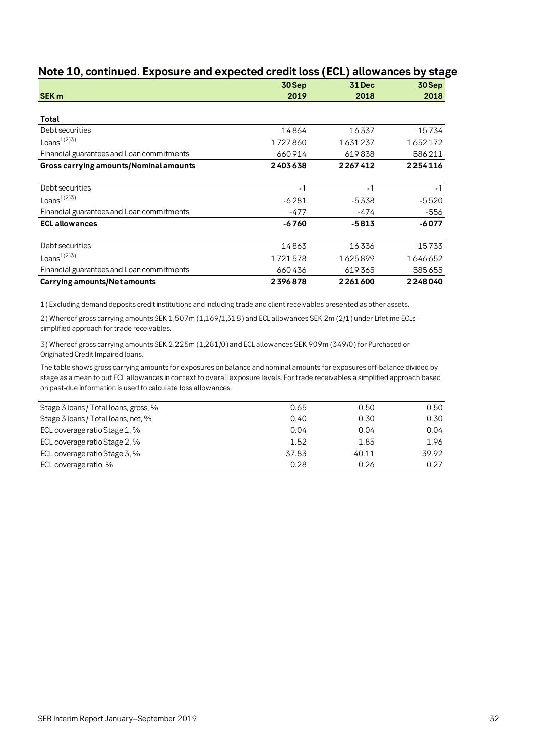## Note 10, continued. Exposure and expected credit loss (ECL) allowances by stage

| SEK m | 30 Sep 2019 | 31 Dec 2018 | 30 Sep 2018 |
|---|---|---|---|
| **Total** | | | |
| Debt securities | 14 864 | 16 337 | 15 734 |
| Loans[1)2)3)] | 1 727 860 | 1 631 237 | 1 652 172 |
| Financial guarantees and Loan commitments | 660 914 | 619 838 | 586 211 |
| **Gross carrying amounts/Nominal amounts** | **2 403 638** | **2 267 412** | **2 254 116** |
| Debt securities | -1 | -1 | -1 |
| Loans[1)2)3)] | -6 281 | -5 338 | -5 520 |
| Financial guarantees and Loan commitments | -477 | -474 | -556 |
| **ECL allowances** | **-6 760** | **-5 813** | **-6 077** |
| Debt securities | 14 863 | 16 336 | 15 733 |
| Loans[1)2)3)] | 1 721 578 | 1 625 899 | 1 646 652 |
| Financial guarantees and Loan commitments | 660 436 | 619 365 | 585 655 |
| **Carrying amounts/Net amounts** | **2 396 878** | **2 261 600** | **2 248 040** |

1) Excluding demand deposits credit institutions and including trade and client receivables presented as other assets.

2) Whereof gross carrying amounts SEK 1,507m (1,169/1,318) and ECL allowances SEK 2m (2/1) under Lifetime ECLs - simplified approach for trade receivables.

3) Whereof gross carrying amounts SEK 2,225m (1,281/0) and ECL allowances SEK 909m (349/0) for Purchased or Originated Credit Impaired loans.

The table shows gross carrying amounts for exposures on balance and nominal amounts for exposures off-balance divided by stage as a mean to put ECL allowances in context to overall exposure levels. For trade receivables a simplified approach based on past-due information is used to calculate loss allowances.

| | 30 Sep 2019 | 31 Dec 2018 | 30 Sep 2018 |
|---|---|---|---|
| Stage 3 loans / Total loans, gross, % | 0.65 | 0.50 | 0.50 |
| Stage 3 loans / Total loans, net, % | 0.40 | 0.30 | 0.30 |
| ECL coverage ratio Stage 1, % | 0.04 | 0.04 | 0.04 |
| ECL coverage ratio Stage 2, % | 1.52 | 1.85 | 1.96 |
| ECL coverage ratio Stage 3, % | 37.83 | 40.11 | 39.92 |
| ECL coverage ratio, % | 0.28 | 0.26 | 0.27 |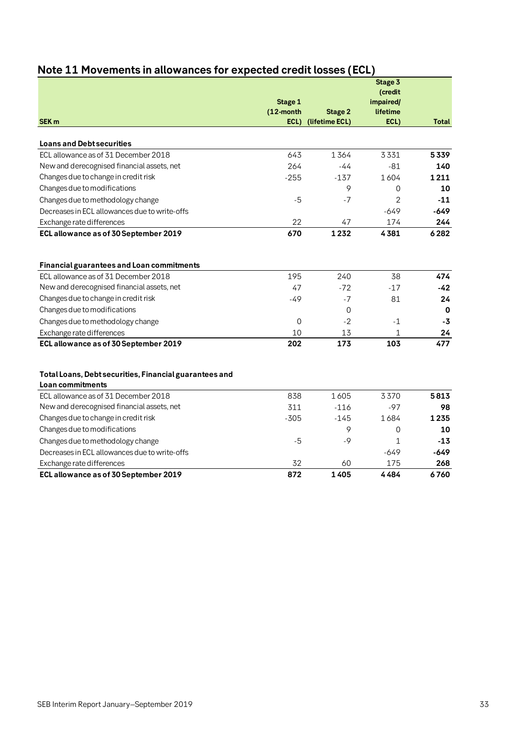## Note 11 Movements in allowances for expected credit losses (ECL)

| SEK m | Stage 1 (12-month ECL) | Stage 2 (lifetime ECL) | Stage 3 (credit impaired/ lifetime ECL) | Total |
|---|---|---|---|---|
| **Loans and Debt securities** | | | | |
| ECL allowance as of 31 December 2018 | 643 | 1 364 | 3 331 | **5 339** |
| New and derecognised financial assets, net | 264 | -44 | -81 | **140** |
| Changes due to change in credit risk | -255 | -137 | 1 604 | **1 211** |
| Changes due to modifications | | 9 | 0 | **10** |
| Changes due to methodology change | -5 | -7 | 2 | **-11** |
| Decreases in ECL allowances due to write-offs | | | -649 | **-649** |
| Exchange rate differences | 22 | 47 | 174 | **244** |
| **ECL allowance as of 30 September 2019** | **670** | **1 232** | **4 381** | **6 282** |
| | | | | |
| **Financial guarantees and Loan commitments** | | | | |
| ECL allowance as of 31 December 2018 | 195 | 240 | 38 | **474** |
| New and derecognised financial assets, net | 47 | -72 | -17 | **-42** |
| Changes due to change in credit risk | -49 | -7 | 81 | **24** |
| Changes due to modifications | | 0 | | **0** |
| Changes due to methodology change | 0 | -2 | -1 | **-3** |
| Exchange rate differences | 10 | 13 | 1 | **24** |
| **ECL allowance as of 30 September 2019** | **202** | **173** | **103** | **477** |
| | | | | |
| **Total Loans, Debt securities, Financial guarantees and Loan commitments** | | | | |
| ECL allowance as of 31 December 2018 | 838 | 1 605 | 3 370 | **5 813** |
| New and derecognised financial assets, net | 311 | -116 | -97 | **98** |
| Changes due to change in credit risk | -305 | -145 | 1 684 | **1 235** |
| Changes due to modifications | | 9 | 0 | **10** |
| Changes due to methodology change | -5 | -9 | 1 | **-13** |
| Decreases in ECL allowances due to write-offs | | | -649 | **-649** |
| Exchange rate differences | 32 | 60 | 175 | **268** |
| **ECL allowance as of 30 September 2019** | **872** | **1 405** | **4 484** | **6 760** |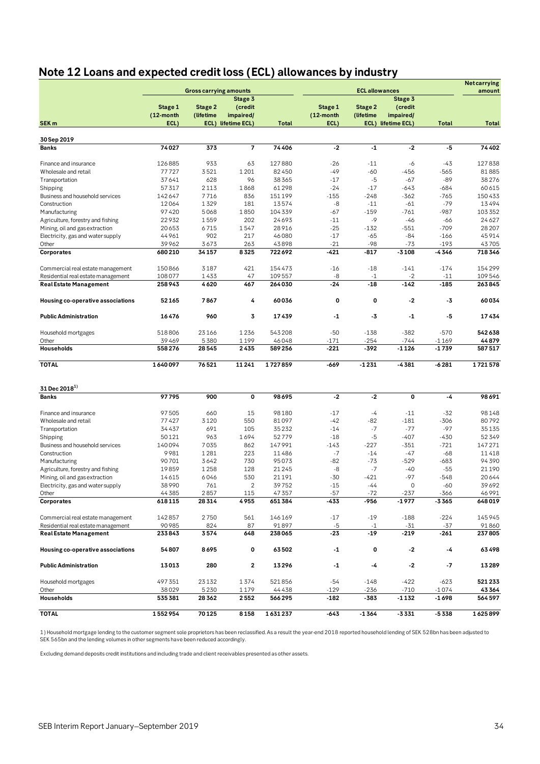# Note 12 Loans and expected credit loss (ECL) allowances by industry

| SEK m | Gross carrying amounts | | | | ECL allowances | | | | Net carrying amount |
|---|---|---|---|---|---|---|---|---|---|
| | Stage 1 (12-month ECL) | Stage 2 (lifetime ECL) | Stage 3 (credit impaired/ lifetime ECL) | Total | Stage 1 (12-month ECL) | Stage 2 (lifetime ECL) | Stage 3 (credit impaired/ lifetime ECL) | Total | Total |
| **30 Sep 2019** | | | | | | | | | |
| **Banks** | **74027** | **373** | **7** | **74406** | **-2** | **-1** | **-2** | **-5** | **74402** |
| Finance and insurance | 126885 | 933 | 63 | 127880 | -26 | -11 | -6 | -43 | 127838 |
| Wholesale and retail | 77727 | 3521 | 1201 | 82450 | -49 | -60 | -456 | -565 | 81885 |
| Transportation | 37641 | 628 | 96 | 38365 | -17 | -5 | -67 | -89 | 38276 |
| Shipping | 57317 | 2113 | 1868 | 61298 | -24 | -17 | -643 | -684 | 60615 |
| Business and household services | 142647 | 7716 | 836 | 151199 | -155 | -248 | -362 | -765 | 150433 |
| Construction | 12064 | 1329 | 181 | 13574 | -8 | -11 | -61 | -79 | 13494 |
| Manufacturing | 97420 | 5068 | 1850 | 104339 | -67 | -159 | -761 | -987 | 103352 |
| Agriculture, forestry and fishing | 22932 | 1559 | 202 | 24693 | -11 | -9 | -46 | -66 | 24627 |
| Mining, oil and gas extraction | 20653 | 6715 | 1547 | 28916 | -25 | -132 | -551 | -709 | 28207 |
| Electricity, gas and water supply | 44961 | 902 | 217 | 46080 | -17 | -65 | -84 | -166 | 45914 |
| Other | 39962 | 3673 | 263 | 43898 | -21 | -98 | -73 | -193 | 43705 |
| **Corporates** | **680210** | **34157** | **8325** | **722692** | **-421** | **-817** | **-3108** | **-4346** | **718346** |
| Commercial real estate management | 150866 | 3187 | 421 | 154473 | -16 | -18 | -141 | -174 | 154299 |
| Residential real estate management | 108077 | 1433 | 47 | 109557 | -8 | -1 | -2 | -11 | 109546 |
| **Real Estate Management** | **258943** | **4620** | **467** | **264030** | **-24** | **-18** | **-142** | **-185** | **263845** |
| **Housing co-operative associations** | **52165** | **7867** | **4** | **60036** | **0** | **0** | **-2** | **-3** | **60034** |
| **Public Administration** | **16476** | **960** | **3** | **17439** | **-1** | **-3** | **-1** | **-5** | **17434** |
| Household mortgages | 518806 | 23166 | 1236 | 543208 | -50 | -138 | -382 | -570 | **542638** |
| Other | 39469 | 5380 | 1199 | 46048 | -171 | -254 | -744 | -1169 | **44879** |
| **Households** | **558276** | **28545** | **2435** | **589256** | **-221** | **-392** | **-1126** | **-1739** | **587517** |
| **TOTAL** | **1640097** | **76521** | **11241** | **1727859** | **-669** | **-1231** | **-4381** | **-6281** | **1721578** |
| **31 Dec 2018[1)]** | | | | | | | | | |
| **Banks** | **97795** | **900** | **0** | **98695** | **-2** | **-2** | **0** | **-4** | **98691** |
| Finance and insurance | 97505 | 660 | 15 | 98180 | -17 | -4 | -11 | -32 | 98148 |
| Wholesale and retail | 77427 | 3120 | 550 | 81097 | -42 | -82 | -181 | -306 | 80792 |
| Transportation | 34437 | 691 | 105 | 35232 | -14 | -7 | -77 | -97 | 35135 |
| Shipping | 50121 | 963 | 1694 | 52779 | -18 | -5 | -407 | -430 | 52349 |
| Business and household services | 140094 | 7035 | 862 | 147991 | -143 | -227 | -351 | -721 | 147271 |
| Construction | 9981 | 1281 | 223 | 11486 | -7 | -14 | -47 | -68 | 11418 |
| Manufacturing | 90701 | 3642 | 730 | 95073 | -82 | -73 | -529 | -683 | 94390 |
| Agriculture, forestry and fishing | 19859 | 1258 | 128 | 21245 | -8 | -7 | -40 | -55 | 21190 |
| Mining, oil and gas extraction | 14615 | 6046 | 530 | 21191 | -30 | -421 | -97 | -548 | 20644 |
| Electricity, gas and water supply | 38990 | 761 | 2 | 39752 | -15 | -44 | 0 | -60 | 39692 |
| Other | 44385 | 2857 | 115 | 47357 | -57 | -72 | -237 | -366 | 46991 |
| **Corporates** | **618115** | **28314** | **4955** | **651384** | **-433** | **-956** | **-1977** | **-3365** | **648019** |
| Commercial real estate management | 142857 | 2750 | 561 | 146169 | -17 | -19 | -188 | -224 | 145945 |
| Residential real estate management | 90985 | 824 | 87 | 91897 | -5 | -1 | -31 | -37 | 91860 |
| **Real Estate Management** | **233843** | **3574** | **648** | **238065** | **-23** | **-19** | **-219** | **-261** | **237805** |
| **Housing co-operative associations** | **54807** | **8695** | **0** | **63502** | **-1** | **0** | **-2** | **-4** | **63498** |
| **Public Administration** | **13013** | **280** | **2** | **13296** | **-1** | **-4** | **-2** | **-7** | **13289** |
| Household mortgages | 497351 | 23132 | 1374 | 521856 | -54 | -148 | -422 | -623 | **521233** |
| Other | 38029 | 5230 | 1179 | 44438 | -129 | -236 | -710 | -1074 | **43364** |
| **Households** | **535381** | **28362** | **2552** | **566295** | **-182** | **-383** | **-1132** | **-1698** | **564597** |
| **TOTAL** | **1552954** | **70125** | **8158** | **1631237** | **-643** | **-1364** | **-3331** | **-5338** | **1625899** |

1) Household mortgage lending to the customer segment sole proprietors has been reclassified. As a result the year-end 2018 reported household lending of SEK 528bn has been adjusted to SEK 565bn and the lending volumes in other segments have been reduced accordingly.

Excluding demand deposits credit institutions and including trade and client receivables presented as other assets.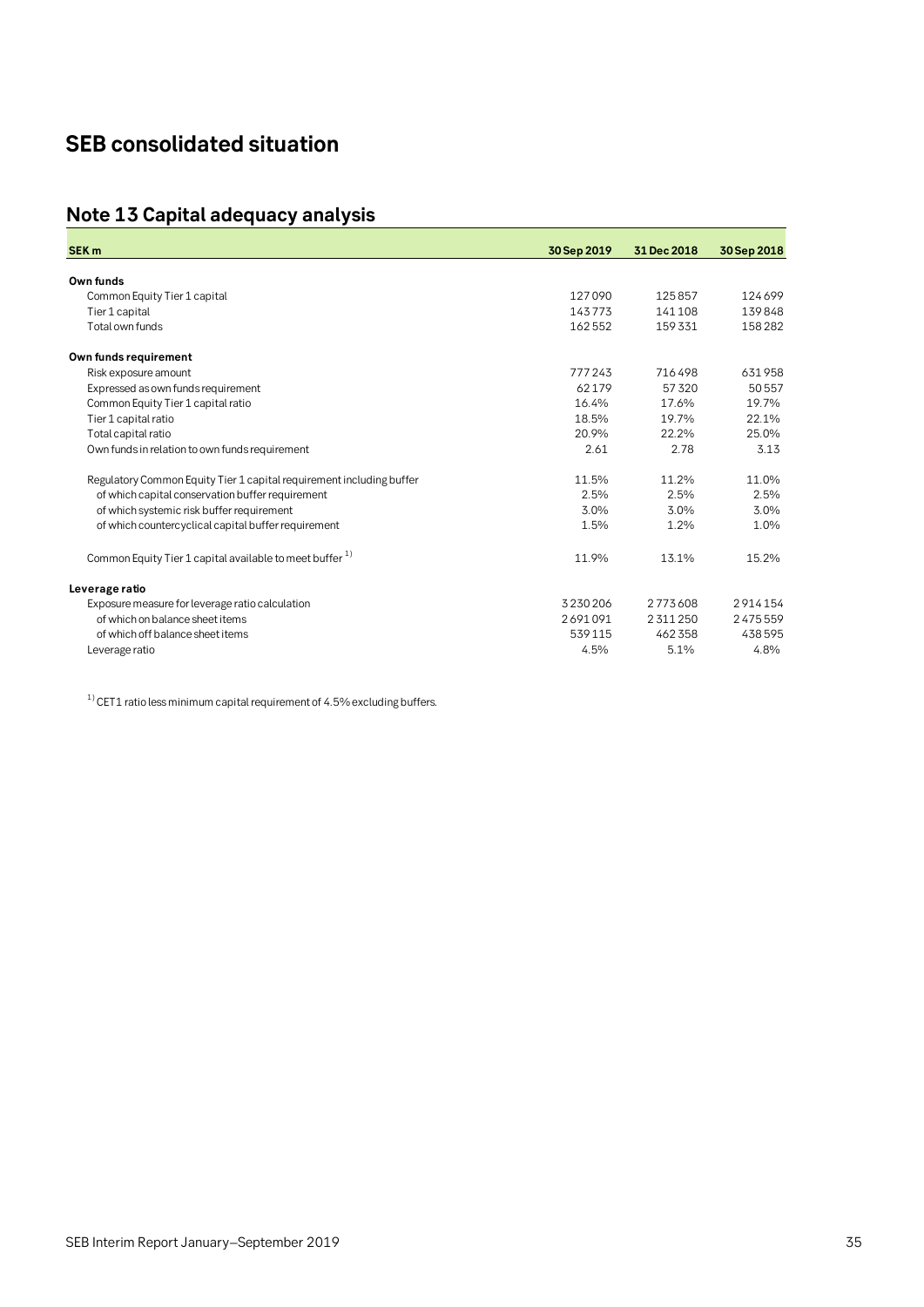# SEB consolidated situation

## Note 13 Capital adequacy analysis

| SEK m | 30 Sep 2019 | 31 Dec 2018 | 30 Sep 2018 |
|---|---|---|---|
| **Own funds** | | | |
| Common Equity Tier 1 capital | 127 090 | 125 857 | 124 699 |
| Tier 1 capital | 143 773 | 141 108 | 139 848 |
| Total own funds | 162 552 | 159 331 | 158 282 |
| **Own funds requirement** | | | |
| Risk exposure amount | 777 243 | 716 498 | 631 958 |
| Expressed as own funds requirement | 62 179 | 57 320 | 50 557 |
| Common Equity Tier 1 capital ratio | 16.4% | 17.6% | 19.7% |
| Tier 1 capital ratio | 18.5% | 19.7% | 22.1% |
| Total capital ratio | 20.9% | 22.2% | 25.0% |
| Own funds in relation to own funds requirement | 2.61 | 2.78 | 3.13 |
| Regulatory Common Equity Tier 1 capital requirement including buffer | 11.5% | 11.2% | 11.0% |
| of which capital conservation buffer requirement | 2.5% | 2.5% | 2.5% |
| of which systemic risk buffer requirement | 3.0% | 3.0% | 3.0% |
| of which countercyclical capital buffer requirement | 1.5% | 1.2% | 1.0% |
| Common Equity Tier 1 capital available to meet buffer [1] | 11.9% | 13.1% | 15.2% |
| **Leverage ratio** | | | |
| Exposure measure for leverage ratio calculation | 3 230 206 | 2 773 608 | 2 914 154 |
| of which on balance sheet items | 2 691 091 | 2 311 250 | 2 475 559 |
| of which off balance sheet items | 539 115 | 462 358 | 438 595 |
| Leverage ratio | 4.5% | 5.1% | 4.8% |

[1] CET1 ratio less minimum capital requirement of 4.5% excluding buffers.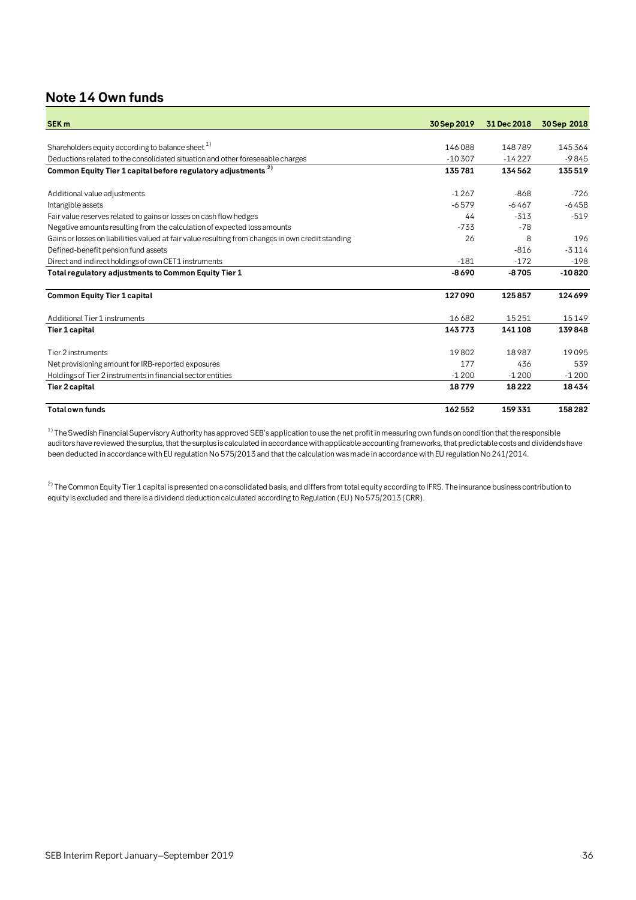## Note 14 Own funds

| SEK m | 30 Sep 2019 | 31 Dec 2018 | 30 Sep 2018 |
|---|---|---|---|
| Shareholders equity according to balance sheet [1] | 146 088 | 148 789 | 145 364 |
| Deductions related to the consolidated situation and other foreseeable charges | -10 307 | -14 227 | -9 845 |
| **Common Equity Tier 1 capital before regulatory adjustments [2]** | **135 781** | **134 562** | **135 519** |
| Additional value adjustments | -1 267 | -868 | -726 |
| Intangible assets | -6 579 | -6 467 | -6 458 |
| Fair value reserves related to gains or losses on cash flow hedges | 44 | -313 | -519 |
| Negative amounts resulting from the calculation of expected loss amounts | -733 | -78 | |
| Gains or losses on liabilities valued at fair value resulting from changes in own credit standing | 26 | 8 | 196 |
| Defined-benefit pension fund assets | | -816 | -3 114 |
| Direct and indirect holdings of own CET1 instruments | -181 | -172 | -198 |
| **Total regulatory adjustments to Common Equity Tier 1** | **-8 690** | **-8 705** | **-10 820** |
| **Common Equity Tier 1 capital** | **127 090** | **125 857** | **124 699** |
| Additional Tier 1 instruments | 16 682 | 15 251 | 15 149 |
| **Tier 1 capital** | **143 773** | **141 108** | **139 848** |
| Tier 2 instruments | 19 802 | 18 987 | 19 095 |
| Net provisioning amount for IRB-reported exposures | 177 | 436 | 539 |
| Holdings of Tier 2 instruments in financial sector entities | -1 200 | -1 200 | -1 200 |
| **Tier 2 capital** | **18 779** | **18 222** | **18 434** |
| **Total own funds** | **162 552** | **159 331** | **158 282** |

[1] The Swedish Financial Supervisory Authority has approved SEB's application to use the net profit in measuring own funds on condition that the responsible auditors have reviewed the surplus, that the surplus is calculated in accordance with applicable accounting frameworks, that predictable costs and dividends have been deducted in accordance with EU regulation No 575/2013 and that the calculation was made in accordance with EU regulation No 241/2014.

[2] The Common Equity Tier 1 capital is presented on a consolidated basis, and differs from total equity according to IFRS. The insurance business contribution to equity is excluded and there is a dividend deduction calculated according to Regulation (EU) No 575/2013 (CRR).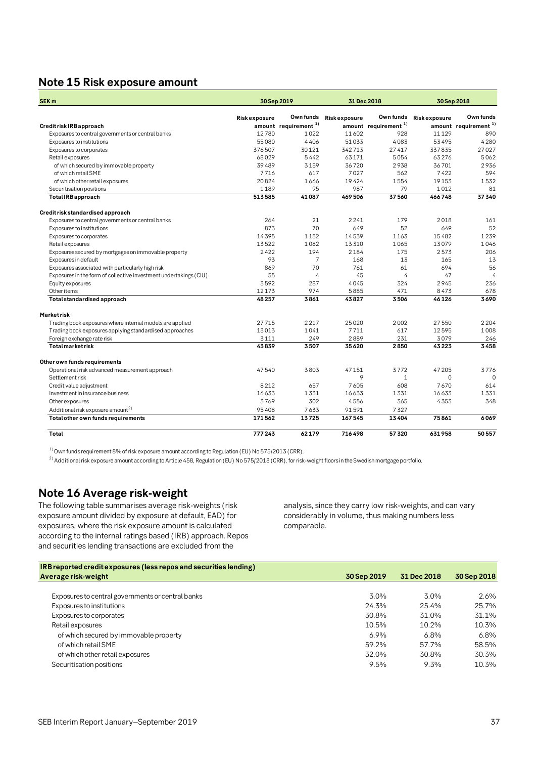## Note 15 Risk exposure amount

| SEK m | 30 Sep 2019 | | 31 Dec 2018 | | 30 Sep 2018 | |
|---|---|---|---|---|---|---|
| **Credit risk IRB approach** | Risk exposure amount | Own funds requirement [1] | Risk exposure amount | Own funds requirement [1] | Risk exposure amount | Own funds requirement [1] |
| Exposures to central governments or central banks | 12780 | 1022 | 11602 | 928 | 11129 | 890 |
| Exposures to institutions | 55080 | 4406 | 51033 | 4083 | 53495 | 4280 |
| Exposures to corporates | 376507 | 30121 | 342713 | 27417 | 337835 | 27027 |
| Retail exposures | 68029 | 5442 | 63171 | 5054 | 63276 | 5062 |
| of which secured by immovable property | 39489 | 3159 | 36720 | 2938 | 36701 | 2936 |
| of which retail SME | 7716 | 617 | 7027 | 562 | 7422 | 594 |
| of which other retail exposures | 20824 | 1666 | 19424 | 1554 | 19153 | 1532 |
| Securitisation positions | 1189 | 95 | 987 | 79 | 1012 | 81 |
| **Total IRB approach** | **513585** | **41087** | **469506** | **37560** | **466748** | **37340** |
| | | | | | | |
| **Credit risk standardised approach** | | | | | | |
| Exposures to central governments or central banks | 264 | 21 | 2241 | 179 | 2018 | 161 |
| Exposures to institutions | 873 | 70 | 649 | 52 | 649 | 52 |
| Exposures to corporates | 14395 | 1152 | 14539 | 1163 | 15482 | 1239 |
| Retail exposures | 13522 | 1082 | 13310 | 1065 | 13079 | 1046 |
| Exposures secured by mortgages on immovable property | 2422 | 194 | 2184 | 175 | 2573 | 206 |
| Exposures in default | 93 | 7 | 168 | 13 | 165 | 13 |
| Exposures associated with particularly high risk | 869 | 70 | 761 | 61 | 694 | 56 |
| Exposures in the form of collective investment undertakings (CIU) | 55 | 4 | 45 | 4 | 47 | 4 |
| Equity exposures | 3592 | 287 | 4045 | 324 | 2945 | 236 |
| Other items | 12173 | 974 | 5885 | 471 | 8473 | 678 |
| **Total standardised approach** | **48257** | **3861** | **43827** | **3506** | **46126** | **3690** |
| | | | | | | |
| **Market risk** | | | | | | |
| Trading book exposures where internal models are applied | 27715 | 2217 | 25020 | 2002 | 27550 | 2204 |
| Trading book exposures applying standardised approaches | 13013 | 1041 | 7711 | 617 | 12595 | 1008 |
| Foreign exchange rate risk | 3111 | 249 | 2889 | 231 | 3079 | 246 |
| **Total market risk** | **43839** | **3507** | **35620** | **2850** | **43223** | **3458** |
| | | | | | | |
| **Other own funds requirements** | | | | | | |
| Operational risk advanced measurement approach | 47540 | 3803 | 47151 | 3772 | 47205 | 3776 |
| Settlement risk | | | 9 | 1 | 0 | 0 |
| Credit value adjustment | 8212 | 657 | 7605 | 608 | 7670 | 614 |
| Investment in insurance business | 16633 | 1331 | 16633 | 1331 | 16633 | 1331 |
| Other exposures | 3769 | 302 | 4556 | 365 | 4353 | 348 |
| Additional risk exposure amount [2] | 95408 | 7633 | 91591 | 7327 | | |
| **Total other own funds requirements** | **171562** | **13725** | **167545** | **13404** | **75861** | **6069** |
| | | | | | | |
| **Total** | **777243** | **62179** | **716498** | **57320** | **631958** | **50557** |

[1] Own funds requirement 8% of risk exposure amount according to Regulation (EU) No 575/2013 (CRR).

[2] Additional risk exposure amount according to Article 458, Regulation (EU) No 575/2013 (CRR), for risk-weight floors in the Swedish mortgage portfolio.

## Note 16 Average risk-weight

The following table summarises average risk-weights (risk exposure amount divided by exposure at default, EAD) for exposures, where the risk exposure amount is calculated according to the internal ratings based (IRB) approach. Repos and securities lending transactions are excluded from the analysis, since they carry low risk-weights, and can vary considerably in volume, thus making numbers less comparable.

| **IRB reported credit exposures (less repos and securities lending)** **Average risk-weight** | 30 Sep 2019 | 31 Dec 2018 | 30 Sep 2018 |
|---|---|---|---|
| Exposures to central governments or central banks | 3.0% | 3.0% | 2.6% |
| Exposures to institutions | 24.3% | 25.4% | 25.7% |
| Exposures to corporates | 30.8% | 31.0% | 31.1% |
| Retail exposures | 10.5% | 10.2% | 10.3% |
| of which secured by immovable property | 6.9% | 6.8% | 6.8% |
| of which retail SME | 59.2% | 57.7% | 58.5% |
| of which other retail exposures | 32.0% | 30.8% | 30.3% |
| Securitisation positions | 9.5% | 9.3% | 10.3% |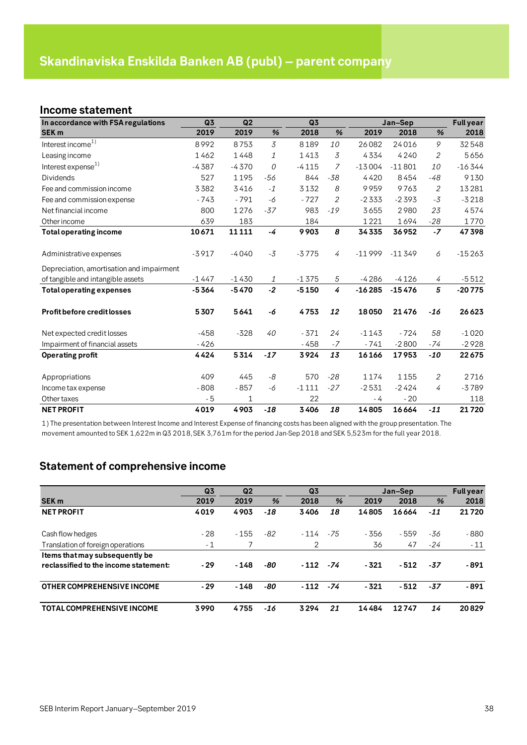# Skandinaviska Enskilda Banken AB (publ) – parent company

## Income statement

| In accordance with FSA regulations | Q3 | Q2 | | Q3 | | Jan–Sep | | | Full year |
|---|---|---|---|---|---|---|---|---|---|
| SEK m | 2019 | 2019 | % | 2018 | % | 2019 | 2018 | % | 2018 |
| Interest income[1] | 8992 | 8753 | 3 | 8189 | 10 | 26082 | 24016 | 9 | 32548 |
| Leasing income | 1462 | 1448 | 1 | 1413 | 3 | 4334 | 4240 | 2 | 5656 |
| Interest expense[1] | -4387 | -4370 | 0 | -4115 | 7 | -13004 | -11801 | 10 | -16344 |
| Dividends | 527 | 1195 | -56 | 844 | -38 | 4420 | 8454 | -48 | 9130 |
| Fee and commission income | 3382 | 3416 | -1 | 3132 | 8 | 9959 | 9763 | 2 | 13281 |
| Fee and commission expense | -743 | -791 | -6 | -727 | 2 | -2333 | -2393 | -3 | -3218 |
| Net financial income | 800 | 1276 | -37 | 983 | -19 | 3655 | 2980 | 23 | 4574 |
| Other income | 639 | 183 | | 184 | | 1221 | 1694 | -28 | 1770 |
| **Total operating income** | **10671** | **11111** | **-4** | **9903** | **8** | **34335** | **36952** | **-7** | **47398** |
| | | | | | | | | | |
| Administrative expenses | -3917 | -4040 | -3 | -3775 | 4 | -11999 | -11349 | 6 | -15263 |
| Depreciation, amortisation and impairment of tangible and intangible assets | -1447 | -1430 | 1 | -1375 | 5 | -4286 | -4126 | 4 | -5512 |
| **Total operating expenses** | **-5364** | **-5470** | **-2** | **-5150** | **4** | **-16285** | **-15476** | **5** | **-20775** |
| | | | | | | | | | |
| **Profit before credit losses** | **5307** | **5641** | **-6** | **4753** | **12** | **18050** | **21476** | **-16** | **26623** |
| | | | | | | | | | |
| Net expected credit losses | -458 | -328 | 40 | -371 | 24 | -1143 | -724 | 58 | -1020 |
| Impairment of financial assets | -426 | | | -458 | -7 | -741 | -2800 | -74 | -2928 |
| **Operating profit** | **4424** | **5314** | **-17** | **3924** | **13** | **16166** | **17953** | **-10** | **22675** |
| | | | | | | | | | |
| Appropriations | 409 | 445 | -8 | 570 | -28 | 1174 | 1155 | 2 | 2716 |
| Income tax expense | -808 | -857 | -6 | -1111 | -27 | -2531 | -2424 | 4 | -3789 |
| Other taxes | -5 | 1 | | 22 | | -4 | -20 | | 118 |
| **NET PROFIT** | **4019** | **4903** | **-18** | **3406** | **18** | **14805** | **16664** | **-11** | **21720** |

1) The presentation between Interest Income and Interest Expense of financing costs has been aligned with the group presentation. The movement amounted to SEK 1,622m in Q3 2018, SEK 3,761m for the period Jan-Sep 2018 and SEK 5,523m for the full year 2018.

## Statement of comprehensive income

| | Q3 | Q2 | | Q3 | | Jan–Sep | | | Full year |
|---|---|---|---|---|---|---|---|---|---|
| SEK m | 2019 | 2019 | % | 2018 | % | 2019 | 2018 | % | 2018 |
| **NET PROFIT** | **4019** | **4903** | **-18** | **3406** | **18** | **14805** | **16664** | **-11** | **21720** |
| | | | | | | | | | |
| Cash flow hedges | -28 | -155 | -82 | -114 | -75 | -356 | -559 | -36 | -880 |
| Translation of foreign operations | -1 | 7 | | 2 | | 36 | 47 | -24 | -11 |
| **Items that may subsequently be reclassified to the income statement:** | **-29** | **-148** | **-80** | **-112** | **-74** | **-321** | **-512** | **-37** | **-891** |
| | | | | | | | | | |
| **OTHER COMPREHENSIVE INCOME** | **-29** | **-148** | **-80** | **-112** | **-74** | **-321** | **-512** | **-37** | **-891** |
| | | | | | | | | | |
| **TOTAL COMPREHENSIVE INCOME** | **3990** | **4755** | **-16** | **3294** | **21** | **14484** | **12747** | **14** | **20829** |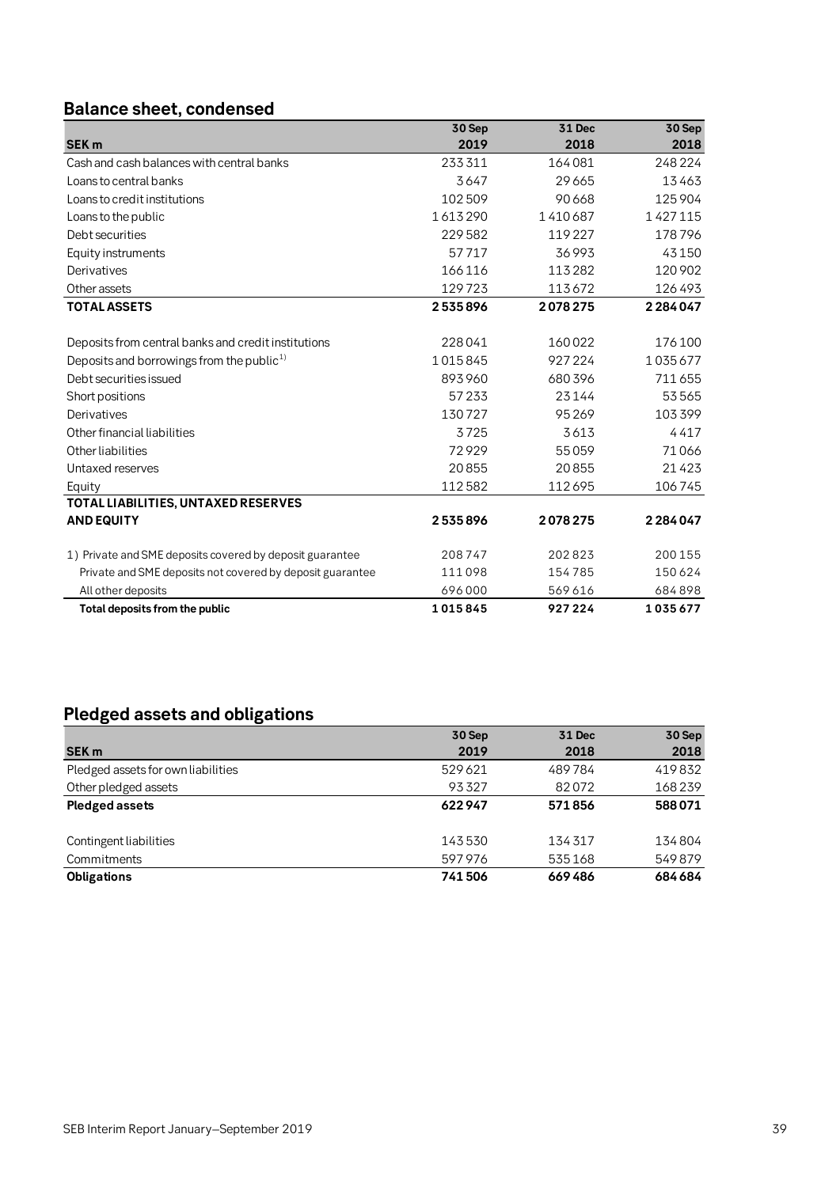## Balance sheet, condensed

| SEK m | 30 Sep 2019 | 31 Dec 2018 | 30 Sep 2018 |
|---|---|---|---|
| Cash and cash balances with central banks | 233 311 | 164 081 | 248 224 |
| Loans to central banks | 3 647 | 29 665 | 13 463 |
| Loans to credit institutions | 102 509 | 90 668 | 125 904 |
| Loans to the public | 1 613 290 | 1 410 687 | 1 427 115 |
| Debt securities | 229 582 | 119 227 | 178 796 |
| Equity instruments | 57 717 | 36 993 | 43 150 |
| Derivatives | 166 116 | 113 282 | 120 902 |
| Other assets | 129 723 | 113 672 | 126 493 |
| **TOTAL ASSETS** | **2 535 896** | **2 078 275** | **2 284 047** |
| | | | |
| Deposits from central banks and credit institutions | 228 041 | 160 022 | 176 100 |
| Deposits and borrowings from the public[1)] | 1 015 845 | 927 224 | 1 035 677 |
| Debt securities issued | 893 960 | 680 396 | 711 655 |
| Short positions | 57 233 | 23 144 | 53 565 |
| Derivatives | 130 727 | 95 269 | 103 399 |
| Other financial liabilities | 3 725 | 3 613 | 4 417 |
| Other liabilities | 72 929 | 55 059 | 71 066 |
| Untaxed reserves | 20 855 | 20 855 | 21 423 |
| Equity | 112 582 | 112 695 | 106 745 |
| **TOTAL LIABILITIES, UNTAXED RESERVES AND EQUITY** | **2 535 896** | **2 078 275** | **2 284 047** |
| | | | |
| 1) Private and SME deposits covered by deposit guarantee | 208 747 | 202 823 | 200 155 |
| Private and SME deposits not covered by deposit guarantee | 111 098 | 154 785 | 150 624 |
| All other deposits | 696 000 | 569 616 | 684 898 |
| **Total deposits from the public** | **1 015 845** | **927 224** | **1 035 677** |

## Pledged assets and obligations

| SEK m | 30 Sep 2019 | 31 Dec 2018 | 30 Sep 2018 |
|---|---|---|---|
| Pledged assets for own liabilities | 529 621 | 489 784 | 419 832 |
| Other pledged assets | 93 327 | 82 072 | 168 239 |
| **Pledged assets** | **622 947** | **571 856** | **588 071** |
| | | | |
| Contingent liabilities | 143 530 | 134 317 | 134 804 |
| Commitments | 597 976 | 535 168 | 549 879 |
| **Obligations** | **741 506** | **669 486** | **684 684** |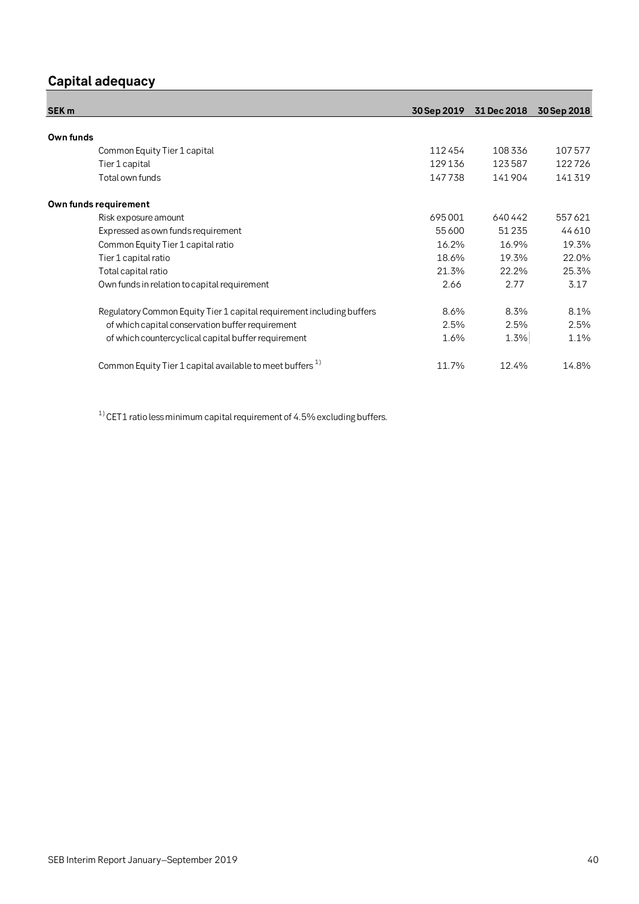## Capital adequacy

| SEK m | 30 Sep 2019 | 31 Dec 2018 | 30 Sep 2018 |
|---|---|---|---|
| **Own funds** | | | |
| Common Equity Tier 1 capital | 112 454 | 108 336 | 107 577 |
| Tier 1 capital | 129 136 | 123 587 | 122 726 |
| Total own funds | 147 738 | 141 904 | 141 319 |
| **Own funds requirement** | | | |
| Risk exposure amount | 695 001 | 640 442 | 557 621 |
| Expressed as own funds requirement | 55 600 | 51 235 | 44 610 |
| Common Equity Tier 1 capital ratio | 16.2% | 16.9% | 19.3% |
| Tier 1 capital ratio | 18.6% | 19.3% | 22.0% |
| Total capital ratio | 21.3% | 22.2% | 25.3% |
| Own funds in relation to capital requirement | 2.66 | 2.77 | 3.17 |
| Regulatory Common Equity Tier 1 capital requirement including buffers | 8.6% | 8.3% | 8.1% |
| of which capital conservation buffer requirement | 2.5% | 2.5% | 2.5% |
| of which countercyclical capital buffer requirement | 1.6% | 1.3% | 1.1% |
| Common Equity Tier 1 capital available to meet buffers [1] | 11.7% | 12.4% | 14.8% |

[1] CET1 ratio less minimum capital requirement of 4.5% excluding buffers.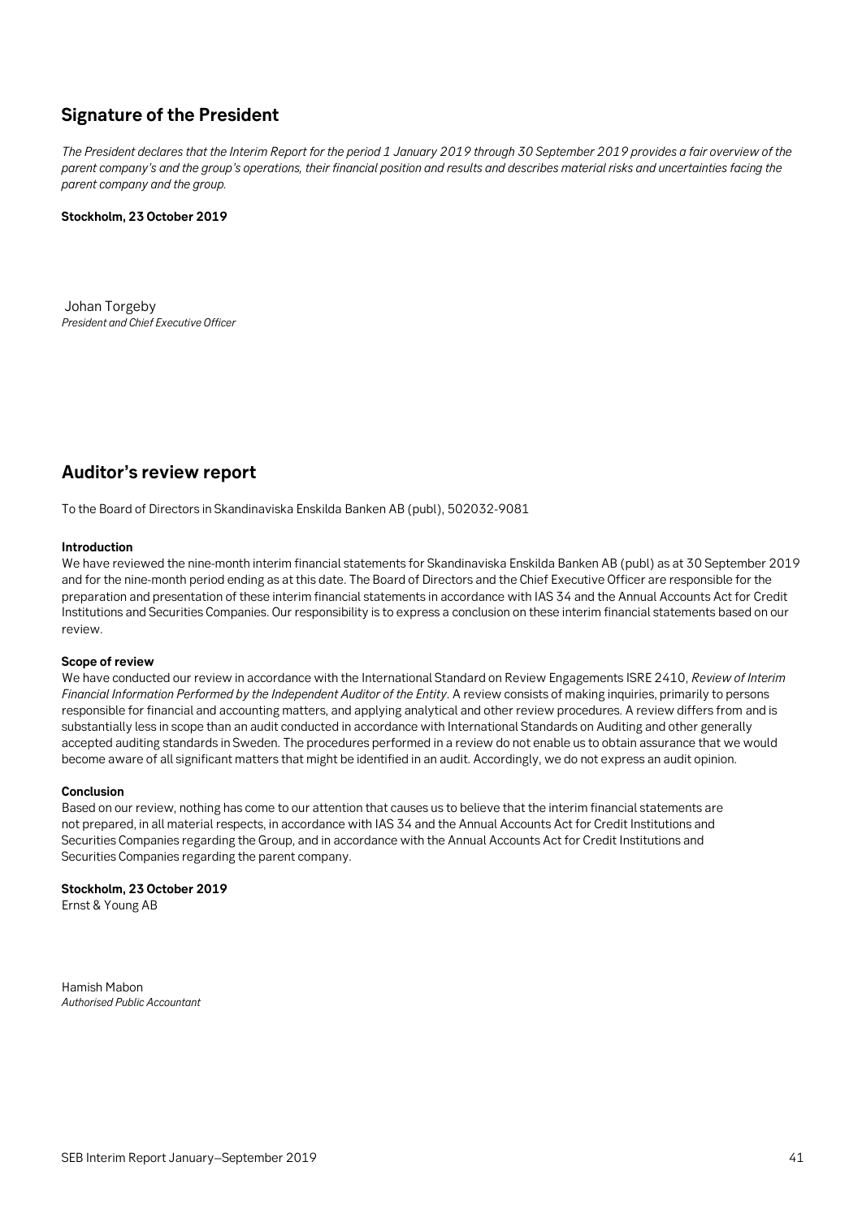## Signature of the President

*The President declares that the Interim Report for the period 1 January 2019 through 30 September 2019 provides a fair overview of the parent company's and the group's operations, their financial position and results and describes material risks and uncertainties facing the parent company and the group.*

**Stockholm, 23 October 2019**

Johan Torgeby
*President and Chief Executive Officer*

## Auditor's review report

To the Board of Directors in Skandinaviska Enskilda Banken AB (publ), 502032-9081

**Introduction**
We have reviewed the nine-month interim financial statements for Skandinaviska Enskilda Banken AB (publ) as at 30 September 2019 and for the nine-month period ending as at this date. The Board of Directors and the Chief Executive Officer are responsible for the preparation and presentation of these interim financial statements in accordance with IAS 34 and the Annual Accounts Act for Credit Institutions and Securities Companies. Our responsibility is to express a conclusion on these interim financial statements based on our review.

**Scope of review**
We have conducted our review in accordance with the International Standard on Review Engagements ISRE 2410, *Review of Interim Financial Information Performed by the Independent Auditor of the Entity*. A review consists of making inquiries, primarily to persons responsible for financial and accounting matters, and applying analytical and other review procedures. A review differs from and is substantially less in scope than an audit conducted in accordance with International Standards on Auditing and other generally accepted auditing standards in Sweden. The procedures performed in a review do not enable us to obtain assurance that we would become aware of all significant matters that might be identified in an audit. Accordingly, we do not express an audit opinion.

**Conclusion**
Based on our review, nothing has come to our attention that causes us to believe that the interim financial statements are not prepared, in all material respects, in accordance with IAS 34 and the Annual Accounts Act for Credit Institutions and Securities Companies regarding the Group, and in accordance with the Annual Accounts Act for Credit Institutions and Securities Companies regarding the parent company.

**Stockholm, 23 October 2019**
Ernst & Young AB

Hamish Mabon
*Authorised Public Accountant*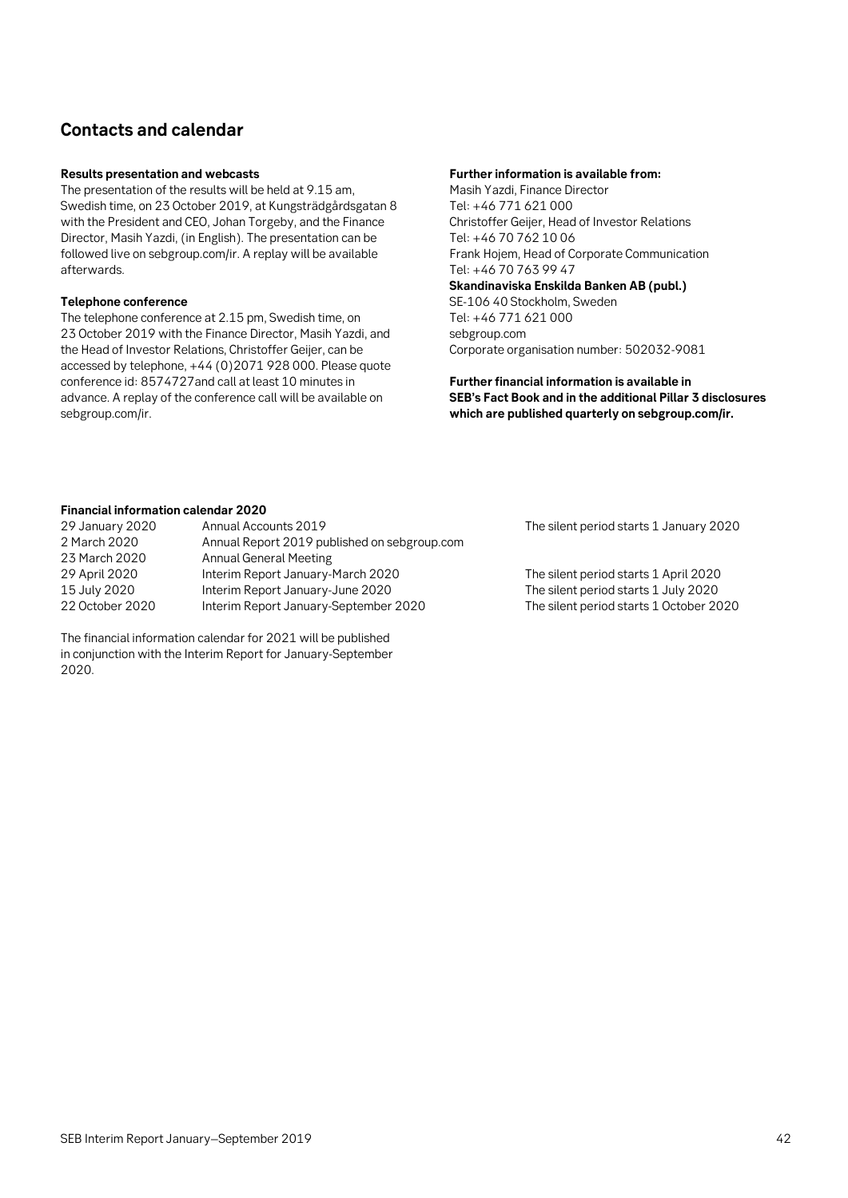## Contacts and calendar

**Results presentation and webcasts**

The presentation of the results will be held at 9.15 am, Swedish time, on 23 October 2019, at Kungsträdgårdsgatan 8 with the President and CEO, Johan Torgeby, and the Finance Director, Masih Yazdi, (in English). The presentation can be followed live on sebgroup.com/ir. A replay will be available afterwards.

**Telephone conference**

The telephone conference at 2.15 pm, Swedish time, on 23 October 2019 with the Finance Director, Masih Yazdi, and the Head of Investor Relations, Christoffer Geijer, can be accessed by telephone, +44 (0)2071 928 000. Please quote conference id: 8574727and call at least 10 minutes in advance. A replay of the conference call will be available on sebgroup.com/ir.

**Further information is available from:**

Masih Yazdi, Finance Director
Tel: +46 771 621 000
Christoffer Geijer, Head of Investor Relations
Tel: +46 70 762 10 06
Frank Hojem, Head of Corporate Communication
Tel: +46 70 763 99 47

**Skandinaviska Enskilda Banken AB (publ.)**

SE-106 40 Stockholm, Sweden
Tel: +46 771 621 000
sebgroup.com
Corporate organisation number: 502032-9081

**Further financial information is available in SEB's Fact Book and in the additional Pillar 3 disclosures which are published quarterly on sebgroup.com/ir.**

**Financial information calendar 2020**

| | | |
|---|---|---|
| 29 January 2020 | Annual Accounts 2019 | The silent period starts 1 January 2020 |
| 2 March 2020 | Annual Report 2019 published on sebgroup.com | |
| 23 March 2020 | Annual General Meeting | |
| 29 April 2020 | Interim Report January-March 2020 | The silent period starts 1 April 2020 |
| 15 July 2020 | Interim Report January-June 2020 | The silent period starts 1 July 2020 |
| 22 October 2020 | Interim Report January-September 2020 | The silent period starts 1 October 2020 |

The financial information calendar for 2021 will be published in conjunction with the Interim Report for January-September 2020.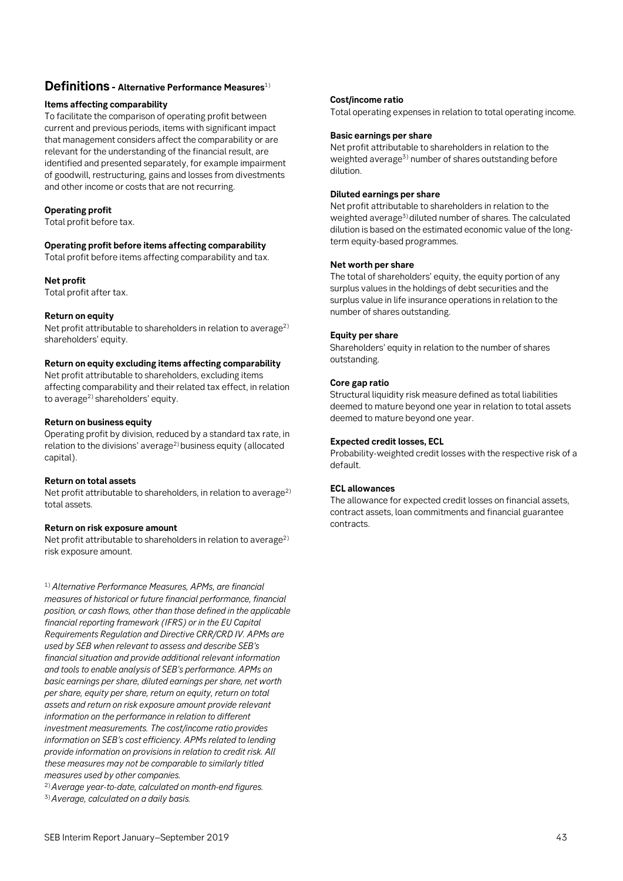## Definitions - Alternative Performance Measures[1]

**Items affecting comparability**
To facilitate the comparison of operating profit between current and previous periods, items with significant impact that management considers affect the comparability or are relevant for the understanding of the financial result, are identified and presented separately, for example impairment of goodwill, restructuring, gains and losses from divestments and other income or costs that are not recurring.

**Operating profit**
Total profit before tax.

**Operating profit before items affecting comparability**
Total profit before items affecting comparability and tax.

**Net profit**
Total profit after tax.

**Return on equity**
Net profit attributable to shareholders in relation to average[2] shareholders' equity.

**Return on equity excluding items affecting comparability**
Net profit attributable to shareholders, excluding items affecting comparability and their related tax effect, in relation to average[2] shareholders' equity.

**Return on business equity**
Operating profit by division, reduced by a standard tax rate, in relation to the divisions' average[2] business equity (allocated capital).

**Return on total assets**
Net profit attributable to shareholders, in relation to average[2] total assets.

**Return on risk exposure amount**
Net profit attributable to shareholders in relation to average[2] risk exposure amount.

[1] *Alternative Performance Measures, APMs, are financial measures of historical or future financial performance, financial position, or cash flows, other than those defined in the applicable financial reporting framework (IFRS) or in the EU Capital Requirements Regulation and Directive CRR/CRD IV. APMs are used by SEB when relevant to assess and describe SEB's financial situation and provide additional relevant information and tools to enable analysis of SEB's performance. APMs on basic earnings per share, diluted earnings per share, net worth per share, equity per share, return on equity, return on total assets and return on risk exposure amount provide relevant information on the performance in relation to different investment measurements. The cost/income ratio provides information on SEB's cost efficiency. APMs related to lending provide information on provisions in relation to credit risk. All these measures may not be comparable to similarly titled measures used by other companies.*
[2] *Average year-to-date, calculated on month-end figures.*
[3] *Average, calculated on a daily basis.*

**Cost/income ratio**
Total operating expenses in relation to total operating income.

**Basic earnings per share**
Net profit attributable to shareholders in relation to the weighted average[3] number of shares outstanding before dilution.

**Diluted earnings per share**
Net profit attributable to shareholders in relation to the weighted average[3] diluted number of shares. The calculated dilution is based on the estimated economic value of the long-term equity-based programmes.

**Net worth per share**
The total of shareholders' equity, the equity portion of any surplus values in the holdings of debt securities and the surplus value in life insurance operations in relation to the number of shares outstanding.

**Equity per share**
Shareholders' equity in relation to the number of shares outstanding.

**Core gap ratio**
Structural liquidity risk measure defined as total liabilities deemed to mature beyond one year in relation to total assets deemed to mature beyond one year.

**Expected credit losses, ECL**
Probability-weighted credit losses with the respective risk of a default.

**ECL allowances**
The allowance for expected credit losses on financial assets, contract assets, loan commitments and financial guarantee contracts.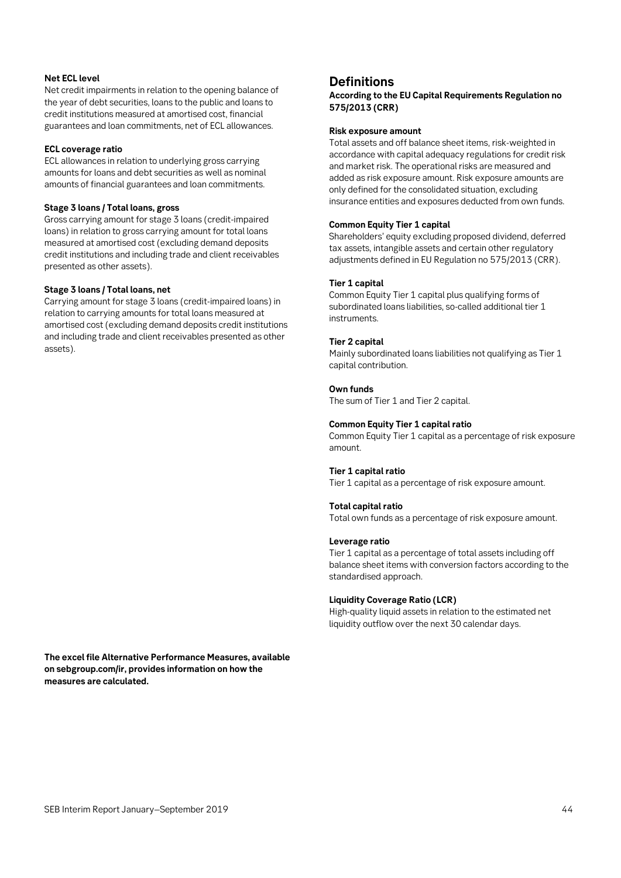**Net ECL level**

Net credit impairments in relation to the opening balance of the year of debt securities, loans to the public and loans to credit institutions measured at amortised cost, financial guarantees and loan commitments, net of ECL allowances.

**ECL coverage ratio**

ECL allowances in relation to underlying gross carrying amounts for loans and debt securities as well as nominal amounts of financial guarantees and loan commitments.

**Stage 3 loans / Total loans, gross**

Gross carrying amount for stage 3 loans (credit-impaired loans) in relation to gross carrying amount for total loans measured at amortised cost (excluding demand deposits credit institutions and including trade and client receivables presented as other assets).

**Stage 3 loans / Total loans, net**

Carrying amount for stage 3 loans (credit-impaired loans) in relation to carrying amounts for total loans measured at amortised cost (excluding demand deposits credit institutions and including trade and client receivables presented as other assets).

**The excel file Alternative Performance Measures, available on sebgroup.com/ir, provides information on how the measures are calculated.**

## Definitions

**According to the EU Capital Requirements Regulation no 575/2013 (CRR)**

**Risk exposure amount**

Total assets and off balance sheet items, risk-weighted in accordance with capital adequacy regulations for credit risk and market risk. The operational risks are measured and added as risk exposure amount. Risk exposure amounts are only defined for the consolidated situation, excluding insurance entities and exposures deducted from own funds.

**Common Equity Tier 1 capital**

Shareholders' equity excluding proposed dividend, deferred tax assets, intangible assets and certain other regulatory adjustments defined in EU Regulation no 575/2013 (CRR).

**Tier 1 capital**

Common Equity Tier 1 capital plus qualifying forms of subordinated loans liabilities, so-called additional tier 1 instruments.

**Tier 2 capital**

Mainly subordinated loans liabilities not qualifying as Tier 1 capital contribution.

**Own funds**

The sum of Tier 1 and Tier 2 capital.

**Common Equity Tier 1 capital ratio**

Common Equity Tier 1 capital as a percentage of risk exposure amount.

**Tier 1 capital ratio**

Tier 1 capital as a percentage of risk exposure amount.

**Total capital ratio**

Total own funds as a percentage of risk exposure amount.

**Leverage ratio**

Tier 1 capital as a percentage of total assets including off balance sheet items with conversion factors according to the standardised approach.

**Liquidity Coverage Ratio (LCR)**

High-quality liquid assets in relation to the estimated net liquidity outflow over the next 30 calendar days.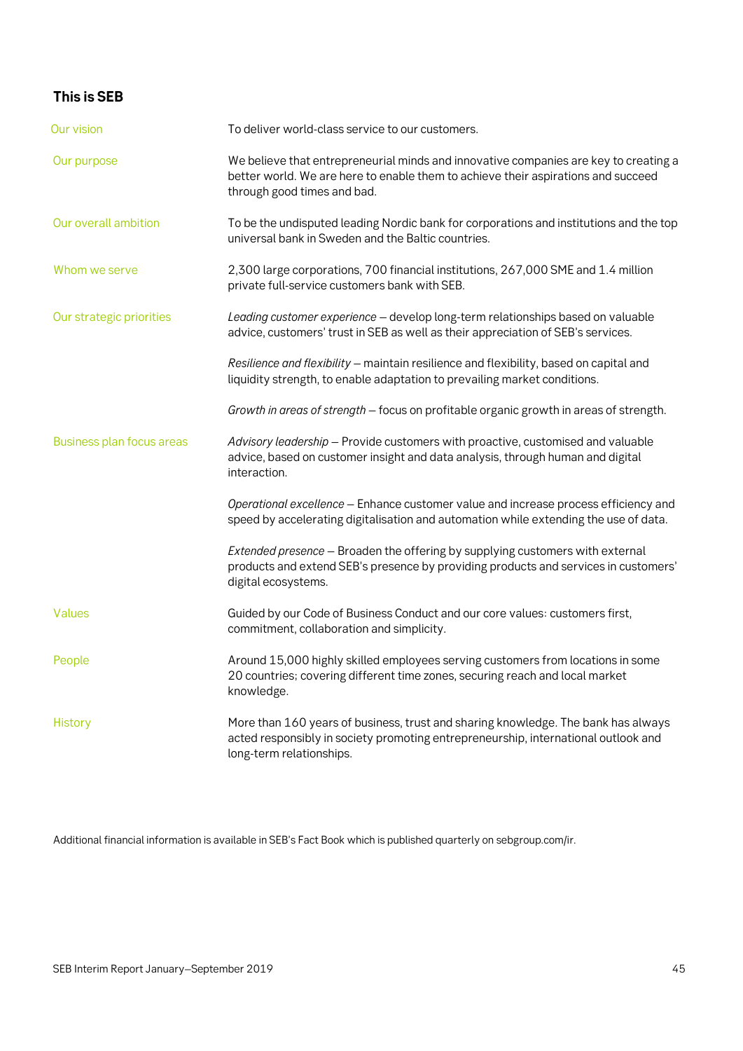## This is SEB

| | |
|---|---|
| Our vision | To deliver world-class service to our customers. |
| Our purpose | We believe that entrepreneurial minds and innovative companies are key to creating a better world. We are here to enable them to achieve their aspirations and succeed through good times and bad. |
| Our overall ambition | To be the undisputed leading Nordic bank for corporations and institutions and the top universal bank in Sweden and the Baltic countries. |
| Whom we serve | 2,300 large corporations, 700 financial institutions, 267,000 SME and 1.4 million private full-service customers bank with SEB. |
| Our strategic priorities | *Leading customer experience* – develop long-term relationships based on valuable advice, customers' trust in SEB as well as their appreciation of SEB's services. |
| | *Resilience and flexibility* – maintain resilience and flexibility, based on capital and liquidity strength, to enable adaptation to prevailing market conditions. |
| | *Growth in areas of strength* – focus on profitable organic growth in areas of strength. |
| Business plan focus areas | *Advisory leadership* – Provide customers with proactive, customised and valuable advice, based on customer insight and data analysis, through human and digital interaction. |
| | *Operational excellence* – Enhance customer value and increase process efficiency and speed by accelerating digitalisation and automation while extending the use of data. |
| | *Extended presence* – Broaden the offering by supplying customers with external products and extend SEB's presence by providing products and services in customers' digital ecosystems. |
| Values | Guided by our Code of Business Conduct and our core values: customers first, commitment, collaboration and simplicity. |
| People | Around 15,000 highly skilled employees serving customers from locations in some 20 countries; covering different time zones, securing reach and local market knowledge. |
| History | More than 160 years of business, trust and sharing knowledge. The bank has always acted responsibly in society promoting entrepreneurship, international outlook and long-term relationships. |

Additional financial information is available in SEB's Fact Book which is published quarterly on sebgroup.com/ir.